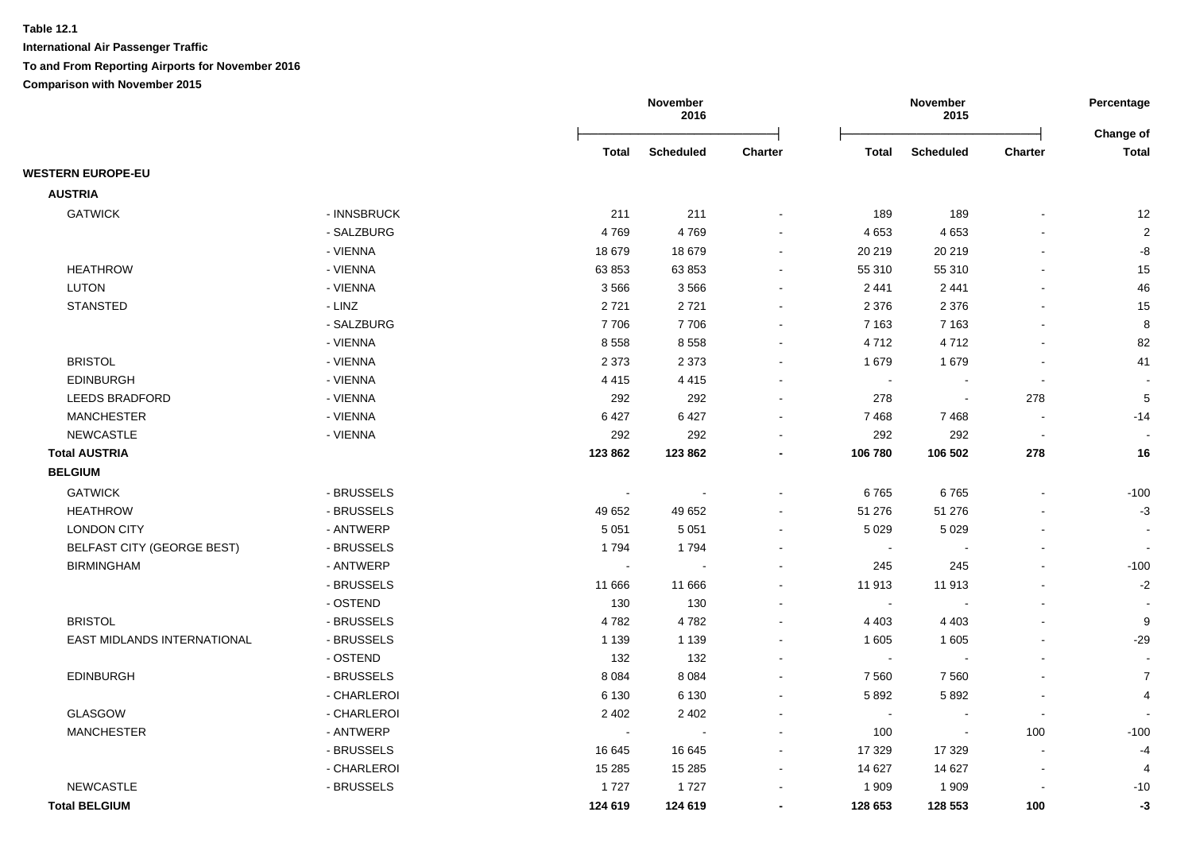**Table 12.1**

**International Air Passenger Traffic**

**To and From Reporting Airports for November 2016**

**Comparison with November 2015**

| | | November 2016 | | | November 2015 | | | Percentage |
|---|---|---|---|---|---|---|---|---|
| | | **Total** | **Scheduled** | **Charter** | **Total** | **Scheduled** | **Charter** | **Change of Total** |
| **WESTERN EUROPE-EU** | | | | | | | | |
| **AUSTRIA** | | | | | | | | |
| GATWICK | - INNSBRUCK | 211 | 211 | - | 189 | 189 | - | 12 |
| | - SALZBURG | 4 769 | 4 769 | - | 4 653 | 4 653 | - | 2 |
| | - VIENNA | 18 679 | 18 679 | - | 20 219 | 20 219 | - | -8 |
| HEATHROW | - VIENNA | 63 853 | 63 853 | - | 55 310 | 55 310 | - | 15 |
| LUTON | - VIENNA | 3 566 | 3 566 | - | 2 441 | 2 441 | - | 46 |
| STANSTED | - LINZ | 2 721 | 2 721 | - | 2 376 | 2 376 | - | 15 |
| | - SALZBURG | 7 706 | 7 706 | - | 7 163 | 7 163 | - | 8 |
| | - VIENNA | 8 558 | 8 558 | - | 4 712 | 4 712 | - | 82 |
| BRISTOL | - VIENNA | 2 373 | 2 373 | - | 1 679 | 1 679 | - | 41 |
| EDINBURGH | - VIENNA | 4 415 | 4 415 | - | - | - | - | - |
| LEEDS BRADFORD | - VIENNA | 292 | 292 | - | 278 | - | 278 | 5 |
| MANCHESTER | - VIENNA | 6 427 | 6 427 | - | 7 468 | 7 468 | - | -14 |
| NEWCASTLE | - VIENNA | 292 | 292 | - | 292 | 292 | - | - |
| **Total AUSTRIA** | | **123 862** | **123 862** | **-** | **106 780** | **106 502** | **278** | **16** |
| **BELGIUM** | | | | | | | | |
| GATWICK | - BRUSSELS | - | - | - | 6 765 | 6 765 | - | -100 |
| HEATHROW | - BRUSSELS | 49 652 | 49 652 | - | 51 276 | 51 276 | - | -3 |
| LONDON CITY | - ANTWERP | 5 051 | 5 051 | - | 5 029 | 5 029 | - | - |
| BELFAST CITY (GEORGE BEST) | - BRUSSELS | 1 794 | 1 794 | - | - | - | - | - |
| BIRMINGHAM | - ANTWERP | - | - | - | 245 | 245 | - | -100 |
| | - BRUSSELS | 11 666 | 11 666 | - | 11 913 | 11 913 | - | -2 |
| | - OSTEND | 130 | 130 | - | - | - | - | - |
| BRISTOL | - BRUSSELS | 4 782 | 4 782 | - | 4 403 | 4 403 | - | 9 |
| EAST MIDLANDS INTERNATIONAL | - BRUSSELS | 1 139 | 1 139 | - | 1 605 | 1 605 | - | -29 |
| | - OSTEND | 132 | 132 | - | - | - | - | - |
| EDINBURGH | - BRUSSELS | 8 084 | 8 084 | - | 7 560 | 7 560 | - | 7 |
| | - CHARLEROI | 6 130 | 6 130 | - | 5 892 | 5 892 | - | 4 |
| GLASGOW | - CHARLEROI | 2 402 | 2 402 | - | - | - | - | - |
| MANCHESTER | - ANTWERP | - | - | - | 100 | - | 100 | -100 |
| | - BRUSSELS | 16 645 | 16 645 | - | 17 329 | 17 329 | - | -4 |
| | - CHARLEROI | 15 285 | 15 285 | - | 14 627 | 14 627 | - | 4 |
| NEWCASTLE | - BRUSSELS | 1 727 | 1 727 | - | 1 909 | 1 909 | - | -10 |
| **Total BELGIUM** | | **124 619** | **124 619** | **-** | **128 653** | **128 553** | **100** | **-3** |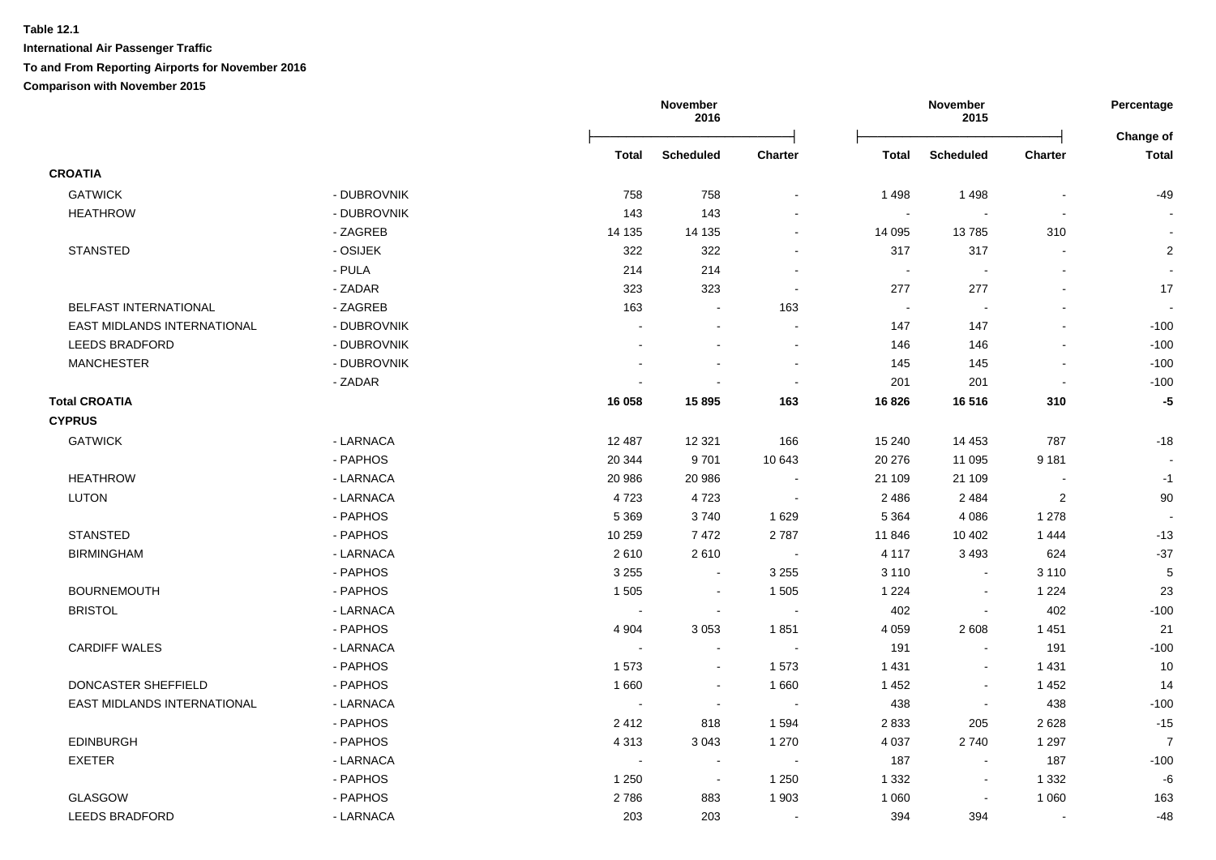**Table 12.1**

**International Air Passenger Traffic**

**To and From Reporting Airports for November 2016**

**Comparison with November 2015**

| | | November 2016 | | | November 2015 | | | Percentage |
|---|---|---|---|---|---|---|---|---|
| | | **Total** | **Scheduled** | **Charter** | **Total** | **Scheduled** | **Charter** | **Change of Total** |
| **CROATIA** | | | | | | | | |
| GATWICK | - DUBROVNIK | 758 | 758 | - | 1 498 | 1 498 | - | -49 |
| HEATHROW | - DUBROVNIK | 143 | 143 | - | - | - | - | - |
| | - ZAGREB | 14 135 | 14 135 | - | 14 095 | 13 785 | 310 | - |
| STANSTED | - OSIJEK | 322 | 322 | - | 317 | 317 | - | 2 |
| | - PULA | 214 | 214 | - | - | - | - | - |
| | - ZADAR | 323 | 323 | - | 277 | 277 | - | 17 |
| BELFAST INTERNATIONAL | - ZAGREB | 163 | - | 163 | - | - | - | - |
| EAST MIDLANDS INTERNATIONAL | - DUBROVNIK | - | - | - | 147 | 147 | - | -100 |
| LEEDS BRADFORD | - DUBROVNIK | - | - | - | 146 | 146 | - | -100 |
| MANCHESTER | - DUBROVNIK | - | - | - | 145 | 145 | - | -100 |
| | - ZADAR | - | - | - | 201 | 201 | - | -100 |
| **Total CROATIA** | | **16 058** | **15 895** | **163** | **16 826** | **16 516** | **310** | **-5** |
| **CYPRUS** | | | | | | | | |
| GATWICK | - LARNACA | 12 487 | 12 321 | 166 | 15 240 | 14 453 | 787 | -18 |
| | - PAPHOS | 20 344 | 9 701 | 10 643 | 20 276 | 11 095 | 9 181 | - |
| HEATHROW | - LARNACA | 20 986 | 20 986 | - | 21 109 | 21 109 | - | -1 |
| LUTON | - LARNACA | 4 723 | 4 723 | - | 2 486 | 2 484 | 2 | 90 |
| | - PAPHOS | 5 369 | 3 740 | 1 629 | 5 364 | 4 086 | 1 278 | - |
| STANSTED | - PAPHOS | 10 259 | 7 472 | 2 787 | 11 846 | 10 402 | 1 444 | -13 |
| BIRMINGHAM | - LARNACA | 2 610 | 2 610 | - | 4 117 | 3 493 | 624 | -37 |
| | - PAPHOS | 3 255 | - | 3 255 | 3 110 | - | 3 110 | 5 |
| BOURNEMOUTH | - PAPHOS | 1 505 | - | 1 505 | 1 224 | - | 1 224 | 23 |
| BRISTOL | - LARNACA | - | - | - | 402 | - | 402 | -100 |
| | - PAPHOS | 4 904 | 3 053 | 1 851 | 4 059 | 2 608 | 1 451 | 21 |
| CARDIFF WALES | - LARNACA | - | - | - | 191 | - | 191 | -100 |
| | - PAPHOS | 1 573 | - | 1 573 | 1 431 | - | 1 431 | 10 |
| DONCASTER SHEFFIELD | - PAPHOS | 1 660 | - | 1 660 | 1 452 | - | 1 452 | 14 |
| EAST MIDLANDS INTERNATIONAL | - LARNACA | - | - | - | 438 | - | 438 | -100 |
| | - PAPHOS | 2 412 | 818 | 1 594 | 2 833 | 205 | 2 628 | -15 |
| EDINBURGH | - PAPHOS | 4 313 | 3 043 | 1 270 | 4 037 | 2 740 | 1 297 | 7 |
| EXETER | - LARNACA | - | - | - | 187 | - | 187 | -100 |
| | - PAPHOS | 1 250 | - | 1 250 | 1 332 | - | 1 332 | -6 |
| GLASGOW | - PAPHOS | 2 786 | 883 | 1 903 | 1 060 | - | 1 060 | 163 |
| LEEDS BRADFORD | - LARNACA | 203 | 203 | - | 394 | 394 | - | -48 |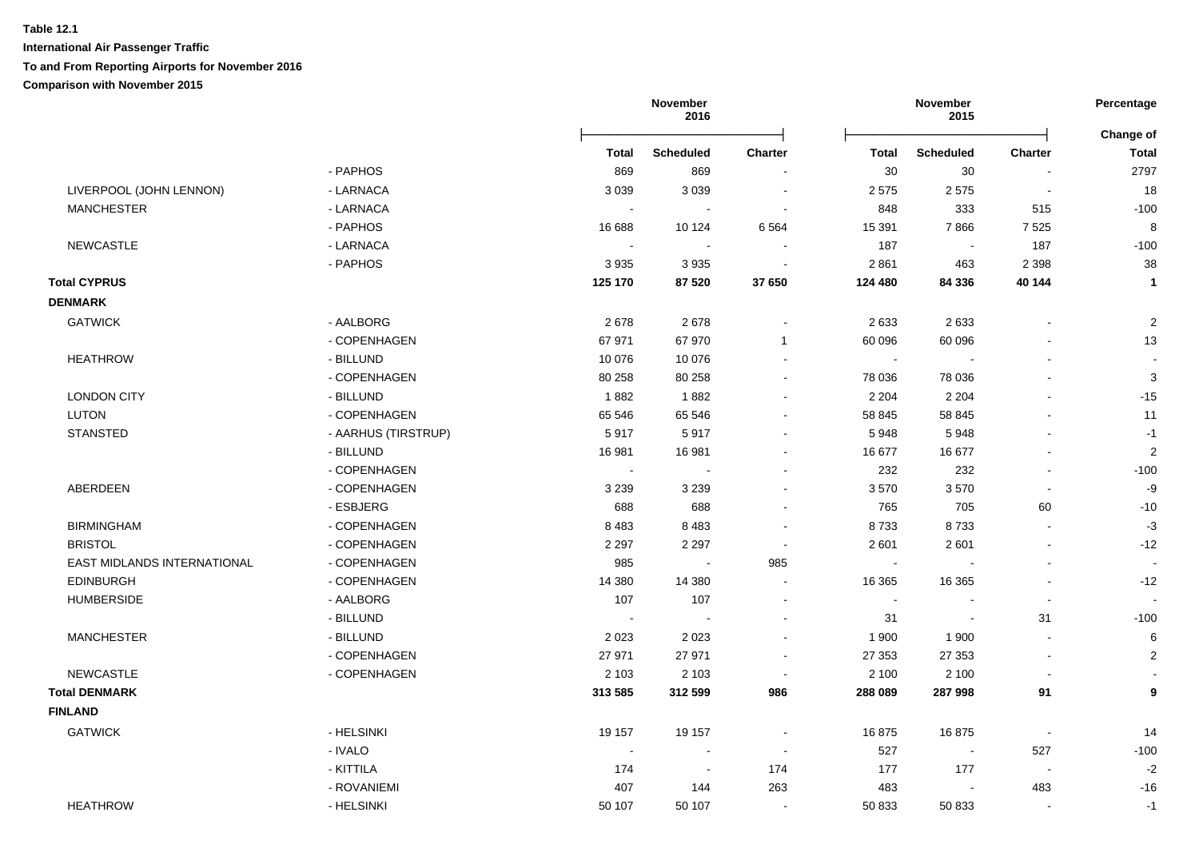**Table 12.1**

**International Air Passenger Traffic**

**To and From Reporting Airports for November 2016**

**Comparison with November 2015**

| | | November 2016 | | | November 2015 | | | Percentage |
|---|---|---|---|---|---|---|---|---|
| | | **Total** | **Scheduled** | **Charter** | **Total** | **Scheduled** | **Charter** | **Change of Total** |
| | - PAPHOS | 869 | 869 | - | 30 | 30 | - | 2797 |
| LIVERPOOL (JOHN LENNON) | - LARNACA | 3 039 | 3 039 | - | 2 575 | 2 575 | - | 18 |
| MANCHESTER | - LARNACA | - | - | - | 848 | 333 | 515 | -100 |
| | - PAPHOS | 16 688 | 10 124 | 6 564 | 15 391 | 7 866 | 7 525 | 8 |
| NEWCASTLE | - LARNACA | - | - | - | 187 | - | 187 | -100 |
| | - PAPHOS | 3 935 | 3 935 | - | 2 861 | 463 | 2 398 | 38 |
| **Total CYPRUS** | | **125 170** | **87 520** | **37 650** | **124 480** | **84 336** | **40 144** | **1** |
| **DENMARK** | | | | | | | | |
| GATWICK | - AALBORG | 2 678 | 2 678 | - | 2 633 | 2 633 | - | 2 |
| | - COPENHAGEN | 67 971 | 67 970 | 1 | 60 096 | 60 096 | - | 13 |
| HEATHROW | - BILLUND | 10 076 | 10 076 | - | - | - | - | - |
| | - COPENHAGEN | 80 258 | 80 258 | - | 78 036 | 78 036 | - | 3 |
| LONDON CITY | - BILLUND | 1 882 | 1 882 | - | 2 204 | 2 204 | - | -15 |
| LUTON | - COPENHAGEN | 65 546 | 65 546 | - | 58 845 | 58 845 | - | 11 |
| STANSTED | - AARHUS (TIRSTRUP) | 5 917 | 5 917 | - | 5 948 | 5 948 | - | -1 |
| | - BILLUND | 16 981 | 16 981 | - | 16 677 | 16 677 | - | 2 |
| | - COPENHAGEN | - | - | - | 232 | 232 | - | -100 |
| ABERDEEN | - COPENHAGEN | 3 239 | 3 239 | - | 3 570 | 3 570 | - | -9 |
| | - ESBJERG | 688 | 688 | - | 765 | 705 | 60 | -10 |
| BIRMINGHAM | - COPENHAGEN | 8 483 | 8 483 | - | 8 733 | 8 733 | - | -3 |
| BRISTOL | - COPENHAGEN | 2 297 | 2 297 | - | 2 601 | 2 601 | - | -12 |
| EAST MIDLANDS INTERNATIONAL | - COPENHAGEN | 985 | - | 985 | - | - | - | - |
| EDINBURGH | - COPENHAGEN | 14 380 | 14 380 | - | 16 365 | 16 365 | - | -12 |
| HUMBERSIDE | - AALBORG | 107 | 107 | - | - | - | - | - |
| | - BILLUND | - | - | - | 31 | - | 31 | -100 |
| MANCHESTER | - BILLUND | 2 023 | 2 023 | - | 1 900 | 1 900 | - | 6 |
| | - COPENHAGEN | 27 971 | 27 971 | - | 27 353 | 27 353 | - | 2 |
| NEWCASTLE | - COPENHAGEN | 2 103 | 2 103 | - | 2 100 | 2 100 | - | - |
| **Total DENMARK** | | **313 585** | **312 599** | **986** | **288 089** | **287 998** | **91** | **9** |
| **FINLAND** | | | | | | | | |
| GATWICK | - HELSINKI | 19 157 | 19 157 | - | 16 875 | 16 875 | - | 14 |
| | - IVALO | - | - | - | 527 | - | 527 | -100 |
| | - KITTILA | 174 | - | 174 | 177 | 177 | - | -2 |
| | - ROVANIEMI | 407 | 144 | 263 | 483 | - | 483 | -16 |
| HEATHROW | - HELSINKI | 50 107 | 50 107 | - | 50 833 | 50 833 | - | -1 |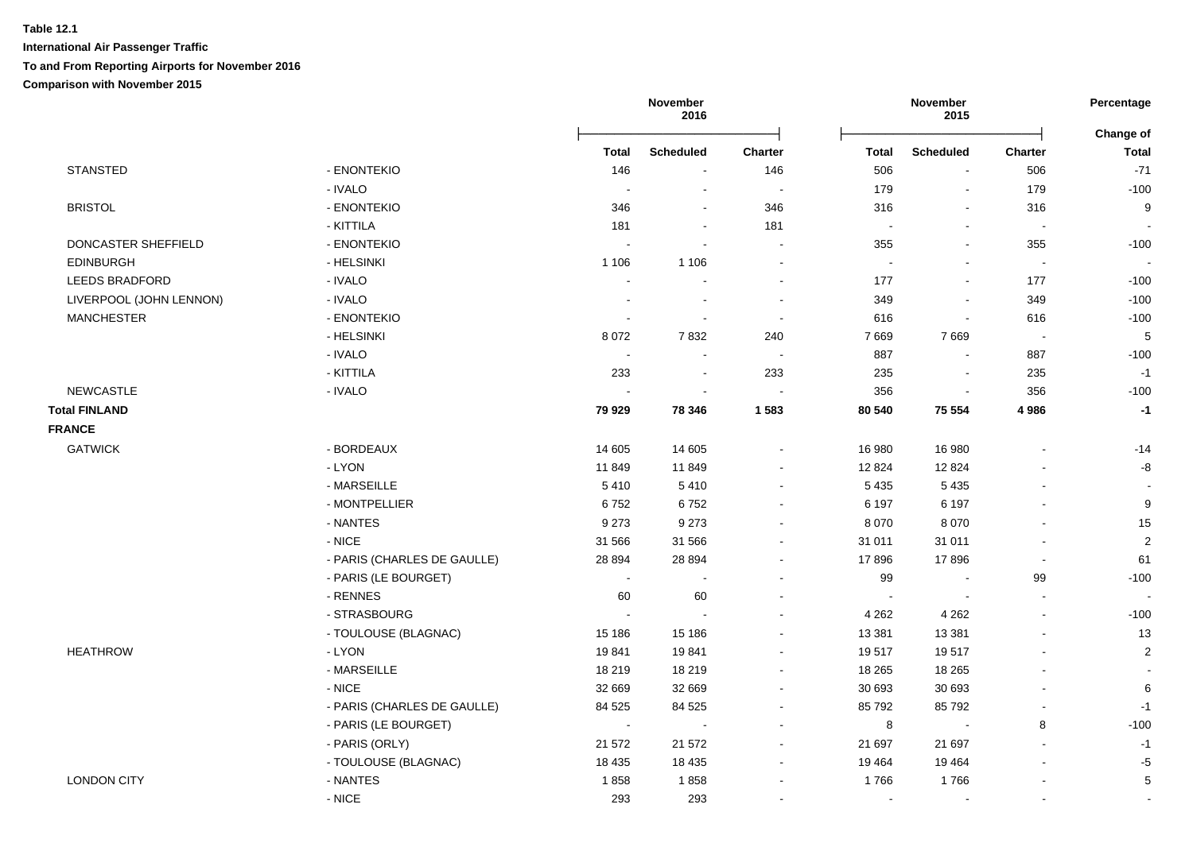**Table 12.1**

**International Air Passenger Traffic**

**To and From Reporting Airports for November 2016**

**Comparison with November 2015**

| | | November 2016 | | | November 2015 | | | Percentage |
|---|---|---|---|---|---|---|---|---|
| | | **Total** | **Scheduled** | **Charter** | **Total** | **Scheduled** | **Charter** | **Change of Total** |
| STANSTED | - ENONTEKIO | 146 | - | 146 | 506 | - | 506 | -71 |
| | - IVALO | - | - | - | 179 | - | 179 | -100 |
| BRISTOL | - ENONTEKIO | 346 | - | 346 | 316 | - | 316 | 9 |
| | - KITTILA | 181 | - | 181 | - | - | - | - |
| DONCASTER SHEFFIELD | - ENONTEKIO | - | - | - | 355 | - | 355 | -100 |
| EDINBURGH | - HELSINKI | 1 106 | 1 106 | - | - | - | - | - |
| LEEDS BRADFORD | - IVALO | - | - | - | 177 | - | 177 | -100 |
| LIVERPOOL (JOHN LENNON) | - IVALO | - | - | - | 349 | - | 349 | -100 |
| MANCHESTER | - ENONTEKIO | - | - | - | 616 | - | 616 | -100 |
| | - HELSINKI | 8 072 | 7 832 | 240 | 7 669 | 7 669 | - | 5 |
| | - IVALO | - | - | - | 887 | - | 887 | -100 |
| | - KITTILA | 233 | - | 233 | 235 | - | 235 | -1 |
| NEWCASTLE | - IVALO | - | - | - | 356 | - | 356 | -100 |
| **Total FINLAND** | | **79 929** | **78 346** | **1 583** | **80 540** | **75 554** | **4 986** | **-1** |
| **FRANCE** | | | | | | | | |
| GATWICK | - BORDEAUX | 14 605 | 14 605 | - | 16 980 | 16 980 | - | -14 |
| | - LYON | 11 849 | 11 849 | - | 12 824 | 12 824 | - | -8 |
| | - MARSEILLE | 5 410 | 5 410 | - | 5 435 | 5 435 | - | - |
| | - MONTPELLIER | 6 752 | 6 752 | - | 6 197 | 6 197 | - | 9 |
| | - NANTES | 9 273 | 9 273 | - | 8 070 | 8 070 | - | 15 |
| | - NICE | 31 566 | 31 566 | - | 31 011 | 31 011 | - | 2 |
| | - PARIS (CHARLES DE GAULLE) | 28 894 | 28 894 | - | 17 896 | 17 896 | - | 61 |
| | - PARIS (LE BOURGET) | - | - | - | 99 | - | 99 | -100 |
| | - RENNES | 60 | 60 | - | - | - | - | - |
| | - STRASBOURG | - | - | - | 4 262 | 4 262 | - | -100 |
| | - TOULOUSE (BLAGNAC) | 15 186 | 15 186 | - | 13 381 | 13 381 | - | 13 |
| HEATHROW | - LYON | 19 841 | 19 841 | - | 19 517 | 19 517 | - | 2 |
| | - MARSEILLE | 18 219 | 18 219 | - | 18 265 | 18 265 | - | - |
| | - NICE | 32 669 | 32 669 | - | 30 693 | 30 693 | - | 6 |
| | - PARIS (CHARLES DE GAULLE) | 84 525 | 84 525 | - | 85 792 | 85 792 | - | -1 |
| | - PARIS (LE BOURGET) | - | - | - | 8 | - | 8 | -100 |
| | - PARIS (ORLY) | 21 572 | 21 572 | - | 21 697 | 21 697 | - | -1 |
| | - TOULOUSE (BLAGNAC) | 18 435 | 18 435 | - | 19 464 | 19 464 | - | -5 |
| LONDON CITY | - NANTES | 1 858 | 1 858 | - | 1 766 | 1 766 | - | 5 |
| | - NICE | 293 | 293 | - | - | - | - | - |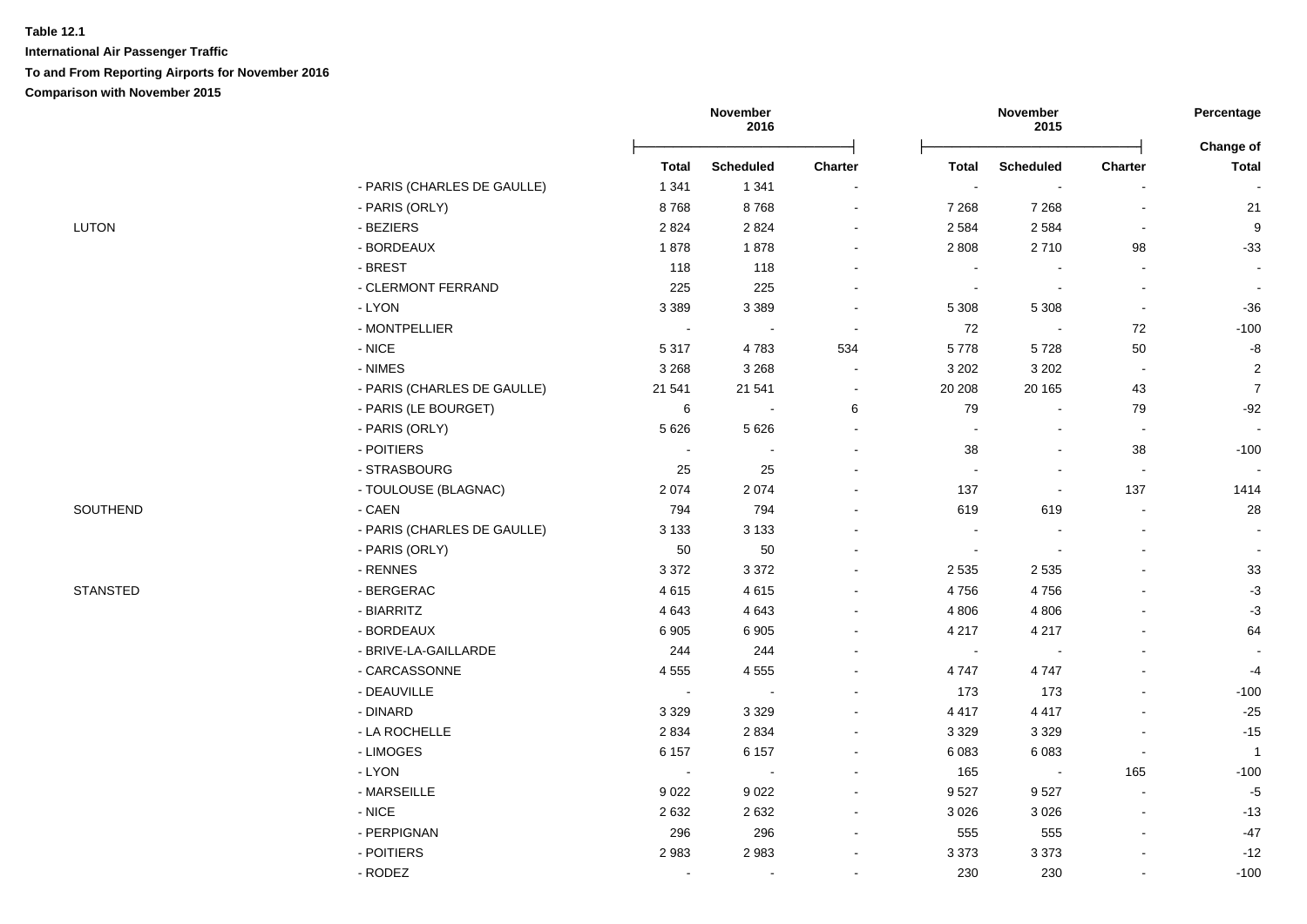**Table 12.1**

**International Air Passenger Traffic**

**To and From Reporting Airports for November 2016**

**Comparison with November 2015**

| | | November 2016 | | | November 2015 | | | Percentage |
|---|---|---|---|---|---|---|---|---|
| | | Total | Scheduled | Charter | Total | Scheduled | Charter | Change of Total |
| | - PARIS (CHARLES DE GAULLE) | 1 341 | 1 341 | - | - | - | - | - |
| | - PARIS (ORLY) | 8 768 | 8 768 | - | 7 268 | 7 268 | - | 21 |
| LUTON | - BEZIERS | 2 824 | 2 824 | - | 2 584 | 2 584 | - | 9 |
| | - BORDEAUX | 1 878 | 1 878 | - | 2 808 | 2 710 | 98 | -33 |
| | - BREST | 118 | 118 | - | - | - | - | - |
| | - CLERMONT FERRAND | 225 | 225 | - | - | - | - | - |
| | - LYON | 3 389 | 3 389 | - | 5 308 | 5 308 | - | -36 |
| | - MONTPELLIER | - | - | - | 72 | - | 72 | -100 |
| | - NICE | 5 317 | 4 783 | 534 | 5 778 | 5 728 | 50 | -8 |
| | - NIMES | 3 268 | 3 268 | - | 3 202 | 3 202 | - | 2 |
| | - PARIS (CHARLES DE GAULLE) | 21 541 | 21 541 | - | 20 208 | 20 165 | 43 | 7 |
| | - PARIS (LE BOURGET) | 6 | - | 6 | 79 | - | 79 | -92 |
| | - PARIS (ORLY) | 5 626 | 5 626 | - | - | - | - | - |
| | - POITIERS | - | - | - | 38 | - | 38 | -100 |
| | - STRASBOURG | 25 | 25 | - | - | - | - | - |
| | - TOULOUSE (BLAGNAC) | 2 074 | 2 074 | - | 137 | - | 137 | 1414 |
| SOUTHEND | - CAEN | 794 | 794 | - | 619 | 619 | - | 28 |
| | - PARIS (CHARLES DE GAULLE) | 3 133 | 3 133 | - | - | - | - | - |
| | - PARIS (ORLY) | 50 | 50 | - | - | - | - | - |
| | - RENNES | 3 372 | 3 372 | - | 2 535 | 2 535 | - | 33 |
| STANSTED | - BERGERAC | 4 615 | 4 615 | - | 4 756 | 4 756 | - | -3 |
| | - BIARRITZ | 4 643 | 4 643 | - | 4 806 | 4 806 | - | -3 |
| | - BORDEAUX | 6 905 | 6 905 | - | 4 217 | 4 217 | - | 64 |
| | - BRIVE-LA-GAILLARDE | 244 | 244 | - | - | - | - | - |
| | - CARCASSONNE | 4 555 | 4 555 | - | 4 747 | 4 747 | - | -4 |
| | - DEAUVILLE | - | - | - | 173 | 173 | - | -100 |
| | - DINARD | 3 329 | 3 329 | - | 4 417 | 4 417 | - | -25 |
| | - LA ROCHELLE | 2 834 | 2 834 | - | 3 329 | 3 329 | - | -15 |
| | - LIMOGES | 6 157 | 6 157 | - | 6 083 | 6 083 | - | 1 |
| | - LYON | - | - | - | 165 | - | 165 | -100 |
| | - MARSEILLE | 9 022 | 9 022 | - | 9 527 | 9 527 | - | -5 |
| | - NICE | 2 632 | 2 632 | - | 3 026 | 3 026 | - | -13 |
| | - PERPIGNAN | 296 | 296 | - | 555 | 555 | - | -47 |
| | - POITIERS | 2 983 | 2 983 | - | 3 373 | 3 373 | - | -12 |
| | - RODEZ | - | - | - | 230 | 230 | - | -100 |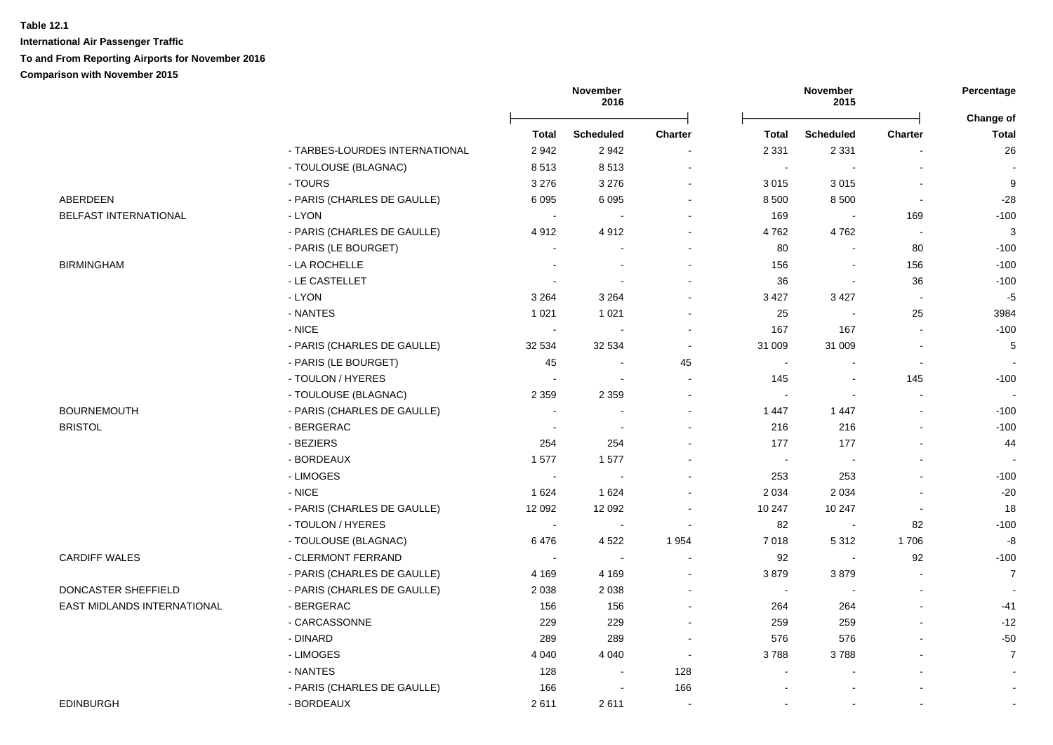**Table 12.1**

**International Air Passenger Traffic**

**To and From Reporting Airports for November 2016**

**Comparison with November 2015**

| | | November 2016 | | | November 2015 | | | Percentage |
|---|---|---|---|---|---|---|---|---|
| | | Total | Scheduled | Charter | Total | Scheduled | Charter | Change of Total |
| | - TARBES-LOURDES INTERNATIONAL | 2 942 | 2 942 | - | 2 331 | 2 331 | - | 26 |
| | - TOULOUSE (BLAGNAC) | 8 513 | 8 513 | - | - | - | - | - |
| | - TOURS | 3 276 | 3 276 | - | 3 015 | 3 015 | - | 9 |
| ABERDEEN | - PARIS (CHARLES DE GAULLE) | 6 095 | 6 095 | - | 8 500 | 8 500 | - | -28 |
| BELFAST INTERNATIONAL | - LYON | - | - | - | 169 | - | 169 | -100 |
| | - PARIS (CHARLES DE GAULLE) | 4 912 | 4 912 | - | 4 762 | 4 762 | - | 3 |
| | - PARIS (LE BOURGET) | - | - | - | 80 | - | 80 | -100 |
| BIRMINGHAM | - LA ROCHELLE | - | - | - | 156 | - | 156 | -100 |
| | - LE CASTELLET | - | - | - | 36 | - | 36 | -100 |
| | - LYON | 3 264 | 3 264 | - | 3 427 | 3 427 | - | -5 |
| | - NANTES | 1 021 | 1 021 | - | 25 | - | 25 | 3984 |
| | - NICE | - | - | - | 167 | 167 | - | -100 |
| | - PARIS (CHARLES DE GAULLE) | 32 534 | 32 534 | - | 31 009 | 31 009 | - | 5 |
| | - PARIS (LE BOURGET) | 45 | - | 45 | - | - | - | - |
| | - TOULON / HYERES | - | - | - | 145 | - | 145 | -100 |
| | - TOULOUSE (BLAGNAC) | 2 359 | 2 359 | - | - | - | - | - |
| BOURNEMOUTH | - PARIS (CHARLES DE GAULLE) | - | - | - | 1 447 | 1 447 | - | -100 |
| BRISTOL | - BERGERAC | - | - | - | 216 | 216 | - | -100 |
| | - BEZIERS | 254 | 254 | - | 177 | 177 | - | 44 |
| | - BORDEAUX | 1 577 | 1 577 | - | - | - | - | - |
| | - LIMOGES | - | - | - | 253 | 253 | - | -100 |
| | - NICE | 1 624 | 1 624 | - | 2 034 | 2 034 | - | -20 |
| | - PARIS (CHARLES DE GAULLE) | 12 092 | 12 092 | - | 10 247 | 10 247 | - | 18 |
| | - TOULON / HYERES | - | - | - | 82 | - | 82 | -100 |
| | - TOULOUSE (BLAGNAC) | 6 476 | 4 522 | 1 954 | 7 018 | 5 312 | 1 706 | -8 |
| CARDIFF WALES | - CLERMONT FERRAND | - | - | - | 92 | - | 92 | -100 |
| | - PARIS (CHARLES DE GAULLE) | 4 169 | 4 169 | - | 3 879 | 3 879 | - | 7 |
| DONCASTER SHEFFIELD | - PARIS (CHARLES DE GAULLE) | 2 038 | 2 038 | - | - | - | - | - |
| EAST MIDLANDS INTERNATIONAL | - BERGERAC | 156 | 156 | - | 264 | 264 | - | -41 |
| | - CARCASSONNE | 229 | 229 | - | 259 | 259 | - | -12 |
| | - DINARD | 289 | 289 | - | 576 | 576 | - | -50 |
| | - LIMOGES | 4 040 | 4 040 | - | 3 788 | 3 788 | - | 7 |
| | - NANTES | 128 | - | 128 | - | - | - | - |
| | - PARIS (CHARLES DE GAULLE) | 166 | - | 166 | - | - | - | - |
| EDINBURGH | - BORDEAUX | 2 611 | 2 611 | - | - | - | - | - |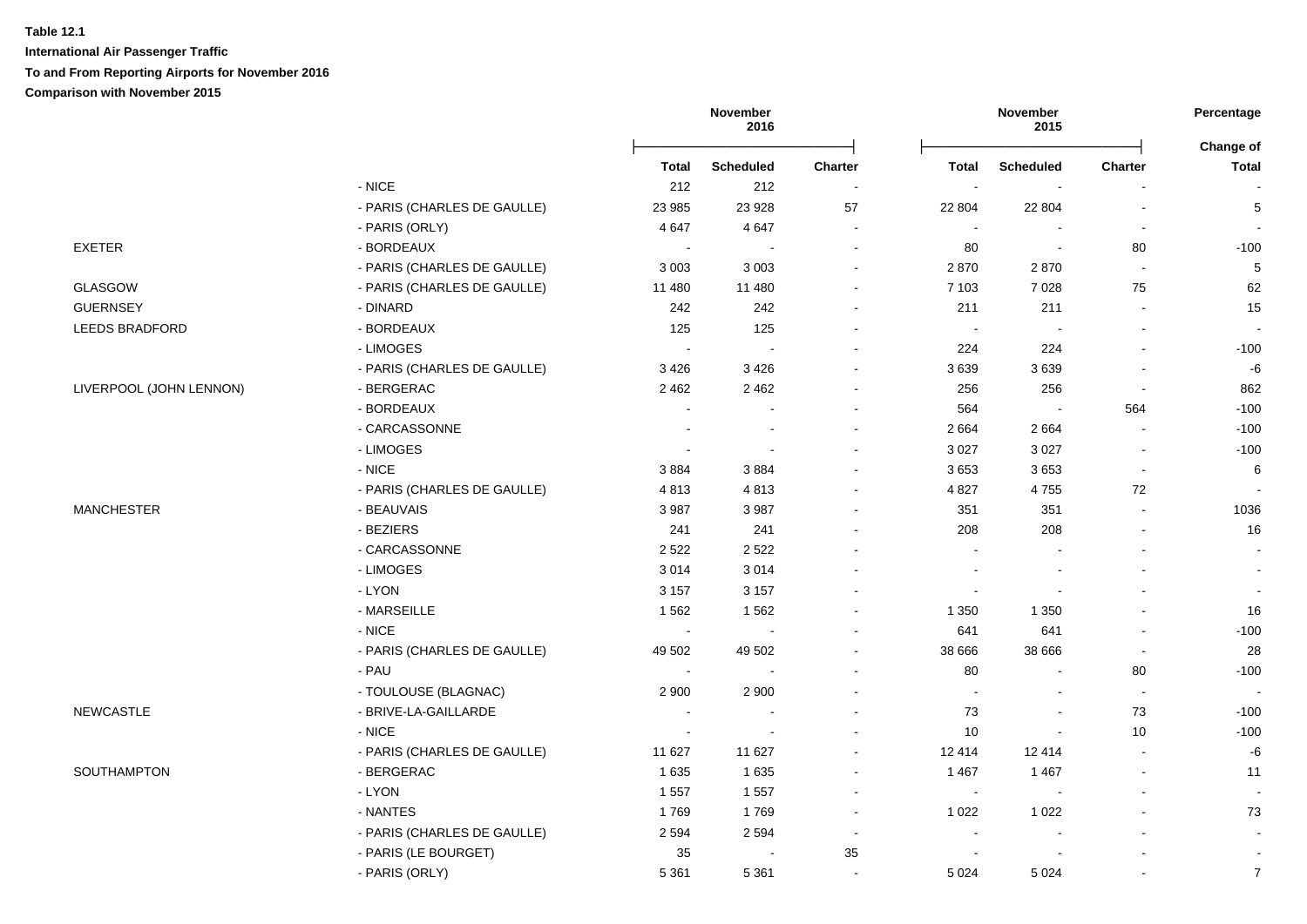**Table 12.1**

**International Air Passenger Traffic**

**To and From Reporting Airports for November 2016**

**Comparison with November 2015**

| | | November 2016 | | | November 2015 | | | Percentage |
|---|---|---|---|---|---|---|---|---|
| | | Total | Scheduled | Charter | Total | Scheduled | Charter | Change of Total |
| | - NICE | 212 | 212 | - | - | - | - | - |
| | - PARIS (CHARLES DE GAULLE) | 23 985 | 23 928 | 57 | 22 804 | 22 804 | - | 5 |
| | - PARIS (ORLY) | 4 647 | 4 647 | - | - | - | - | - |
| EXETER | - BORDEAUX | - | - | - | 80 | - | 80 | -100 |
| | - PARIS (CHARLES DE GAULLE) | 3 003 | 3 003 | - | 2 870 | 2 870 | - | 5 |
| GLASGOW | - PARIS (CHARLES DE GAULLE) | 11 480 | 11 480 | - | 7 103 | 7 028 | 75 | 62 |
| GUERNSEY | - DINARD | 242 | 242 | - | 211 | 211 | - | 15 |
| LEEDS BRADFORD | - BORDEAUX | 125 | 125 | - | - | - | - | - |
| | - LIMOGES | - | - | - | 224 | 224 | - | -100 |
| | - PARIS (CHARLES DE GAULLE) | 3 426 | 3 426 | - | 3 639 | 3 639 | - | -6 |
| LIVERPOOL (JOHN LENNON) | - BERGERAC | 2 462 | 2 462 | - | 256 | 256 | - | 862 |
| | - BORDEAUX | - | - | - | 564 | - | 564 | -100 |
| | - CARCASSONNE | - | - | - | 2 664 | 2 664 | - | -100 |
| | - LIMOGES | - | - | - | 3 027 | 3 027 | - | -100 |
| | - NICE | 3 884 | 3 884 | - | 3 653 | 3 653 | - | 6 |
| | - PARIS (CHARLES DE GAULLE) | 4 813 | 4 813 | - | 4 827 | 4 755 | 72 | - |
| MANCHESTER | - BEAUVAIS | 3 987 | 3 987 | - | 351 | 351 | - | 1036 |
| | - BEZIERS | 241 | 241 | - | 208 | 208 | - | 16 |
| | - CARCASSONNE | 2 522 | 2 522 | - | - | - | - | - |
| | - LIMOGES | 3 014 | 3 014 | - | - | - | - | - |
| | - LYON | 3 157 | 3 157 | - | - | - | - | - |
| | - MARSEILLE | 1 562 | 1 562 | - | 1 350 | 1 350 | - | 16 |
| | - NICE | - | - | - | 641 | 641 | - | -100 |
| | - PARIS (CHARLES DE GAULLE) | 49 502 | 49 502 | - | 38 666 | 38 666 | - | 28 |
| | - PAU | - | - | - | 80 | - | 80 | -100 |
| | - TOULOUSE (BLAGNAC) | 2 900 | 2 900 | - | - | - | - | - |
| NEWCASTLE | - BRIVE-LA-GAILLARDE | - | - | - | 73 | - | 73 | -100 |
| | - NICE | - | - | - | 10 | - | 10 | -100 |
| | - PARIS (CHARLES DE GAULLE) | 11 627 | 11 627 | - | 12 414 | 12 414 | - | -6 |
| SOUTHAMPTON | - BERGERAC | 1 635 | 1 635 | - | 1 467 | 1 467 | - | 11 |
| | - LYON | 1 557 | 1 557 | - | - | - | - | - |
| | - NANTES | 1 769 | 1 769 | - | 1 022 | 1 022 | - | 73 |
| | - PARIS (CHARLES DE GAULLE) | 2 594 | 2 594 | - | - | - | - | - |
| | - PARIS (LE BOURGET) | 35 | - | 35 | - | - | - | - |
| | - PARIS (ORLY) | 5 361 | 5 361 | - | 5 024 | 5 024 | - | 7 |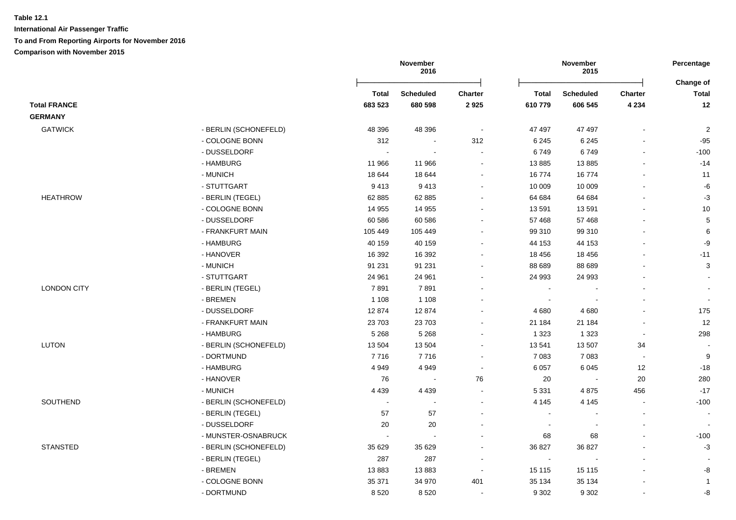**Table 12.1**

**International Air Passenger Traffic**

**To and From Reporting Airports for November 2016**

**Comparison with November 2015**

| | | November 2016 | | | November 2015 | | | Percentage |
|---|---|---|---|---|---|---|---|---|
| | | **Total** | **Scheduled** | **Charter** | **Total** | **Scheduled** | **Charter** | **Change of Total** |
| **Total FRANCE** | | **683 523** | **680 598** | **2 925** | **610 779** | **606 545** | **4 234** | **12** |
| **GERMANY** | | | | | | | | |
| GATWICK | - BERLIN (SCHONEFELD) | 48 396 | 48 396 | - | 47 497 | 47 497 | - | 2 |
| | - COLOGNE BONN | 312 | - | 312 | 6 245 | 6 245 | - | -95 |
| | - DUSSELDORF | - | - | - | 6 749 | 6 749 | - | -100 |
| | - HAMBURG | 11 966 | 11 966 | - | 13 885 | 13 885 | - | -14 |
| | - MUNICH | 18 644 | 18 644 | - | 16 774 | 16 774 | - | 11 |
| | - STUTTGART | 9 413 | 9 413 | - | 10 009 | 10 009 | - | -6 |
| HEATHROW | - BERLIN (TEGEL) | 62 885 | 62 885 | - | 64 684 | 64 684 | - | -3 |
| | - COLOGNE BONN | 14 955 | 14 955 | - | 13 591 | 13 591 | - | 10 |
| | - DUSSELDORF | 60 586 | 60 586 | - | 57 468 | 57 468 | - | 5 |
| | - FRANKFURT MAIN | 105 449 | 105 449 | - | 99 310 | 99 310 | - | 6 |
| | - HAMBURG | 40 159 | 40 159 | - | 44 153 | 44 153 | - | -9 |
| | - HANOVER | 16 392 | 16 392 | - | 18 456 | 18 456 | - | -11 |
| | - MUNICH | 91 231 | 91 231 | - | 88 689 | 88 689 | - | 3 |
| | - STUTTGART | 24 961 | 24 961 | - | 24 993 | 24 993 | - | - |
| LONDON CITY | - BERLIN (TEGEL) | 7 891 | 7 891 | - | - | - | - | - |
| | - BREMEN | 1 108 | 1 108 | - | - | - | - | - |
| | - DUSSELDORF | 12 874 | 12 874 | - | 4 680 | 4 680 | - | 175 |
| | - FRANKFURT MAIN | 23 703 | 23 703 | - | 21 184 | 21 184 | - | 12 |
| | - HAMBURG | 5 268 | 5 268 | - | 1 323 | 1 323 | - | 298 |
| LUTON | - BERLIN (SCHONEFELD) | 13 504 | 13 504 | - | 13 541 | 13 507 | 34 | - |
| | - DORTMUND | 7 716 | 7 716 | - | 7 083 | 7 083 | - | 9 |
| | - HAMBURG | 4 949 | 4 949 | - | 6 057 | 6 045 | 12 | -18 |
| | - HANOVER | 76 | - | 76 | 20 | - | 20 | 280 |
| | - MUNICH | 4 439 | 4 439 | - | 5 331 | 4 875 | 456 | -17 |
| SOUTHEND | - BERLIN (SCHONEFELD) | - | - | - | 4 145 | 4 145 | - | -100 |
| | - BERLIN (TEGEL) | 57 | 57 | - | - | - | - | - |
| | - DUSSELDORF | 20 | 20 | - | - | - | - | - |
| | - MUNSTER-OSNABRUCK | - | - | - | 68 | 68 | - | -100 |
| STANSTED | - BERLIN (SCHONEFELD) | 35 629 | 35 629 | - | 36 827 | 36 827 | - | -3 |
| | - BERLIN (TEGEL) | 287 | 287 | - | - | - | - | - |
| | - BREMEN | 13 883 | 13 883 | - | 15 115 | 15 115 | - | -8 |
| | - COLOGNE BONN | 35 371 | 34 970 | 401 | 35 134 | 35 134 | - | 1 |
| | - DORTMUND | 8 520 | 8 520 | - | 9 302 | 9 302 | - | -8 |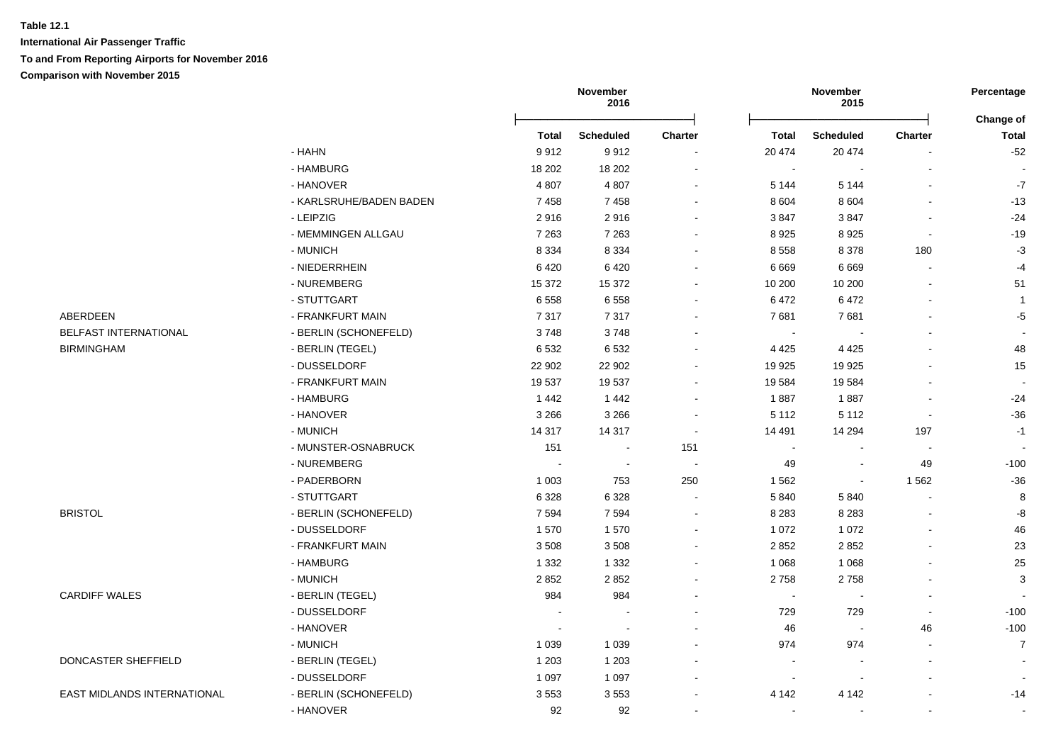**Table 12.1**

**International Air Passenger Traffic**

**To and From Reporting Airports for November 2016**

**Comparison with November 2015**

| | | November 2016 | | | November 2015 | | | Percentage |
|---|---|---|---|---|---|---|---|---|
| | | **Total** | **Scheduled** | **Charter** | **Total** | **Scheduled** | **Charter** | **Change of Total** |
| | - HAHN | 9 912 | 9 912 | - | 20 474 | 20 474 | - | -52 |
| | - HAMBURG | 18 202 | 18 202 | - | - | - | - | - |
| | - HANOVER | 4 807 | 4 807 | - | 5 144 | 5 144 | - | -7 |
| | - KARLSRUHE/BADEN BADEN | 7 458 | 7 458 | - | 8 604 | 8 604 | - | -13 |
| | - LEIPZIG | 2 916 | 2 916 | - | 3 847 | 3 847 | - | -24 |
| | - MEMMINGEN ALLGAU | 7 263 | 7 263 | - | 8 925 | 8 925 | - | -19 |
| | - MUNICH | 8 334 | 8 334 | - | 8 558 | 8 378 | 180 | -3 |
| | - NIEDERRHEIN | 6 420 | 6 420 | - | 6 669 | 6 669 | - | -4 |
| | - NUREMBERG | 15 372 | 15 372 | - | 10 200 | 10 200 | - | 51 |
| | - STUTTGART | 6 558 | 6 558 | - | 6 472 | 6 472 | - | 1 |
| ABERDEEN | - FRANKFURT MAIN | 7 317 | 7 317 | - | 7 681 | 7 681 | - | -5 |
| BELFAST INTERNATIONAL | - BERLIN (SCHONEFELD) | 3 748 | 3 748 | - | - | - | - | - |
| BIRMINGHAM | - BERLIN (TEGEL) | 6 532 | 6 532 | - | 4 425 | 4 425 | - | 48 |
| | - DUSSELDORF | 22 902 | 22 902 | - | 19 925 | 19 925 | - | 15 |
| | - FRANKFURT MAIN | 19 537 | 19 537 | - | 19 584 | 19 584 | - | - |
| | - HAMBURG | 1 442 | 1 442 | - | 1 887 | 1 887 | - | -24 |
| | - HANOVER | 3 266 | 3 266 | - | 5 112 | 5 112 | - | -36 |
| | - MUNICH | 14 317 | 14 317 | - | 14 491 | 14 294 | 197 | -1 |
| | - MUNSTER-OSNABRUCK | 151 | - | 151 | - | - | - | - |
| | - NUREMBERG | - | - | - | 49 | - | 49 | -100 |
| | - PADERBORN | 1 003 | 753 | 250 | 1 562 | - | 1 562 | -36 |
| | - STUTTGART | 6 328 | 6 328 | - | 5 840 | 5 840 | - | 8 |
| BRISTOL | - BERLIN (SCHONEFELD) | 7 594 | 7 594 | - | 8 283 | 8 283 | - | -8 |
| | - DUSSELDORF | 1 570 | 1 570 | - | 1 072 | 1 072 | - | 46 |
| | - FRANKFURT MAIN | 3 508 | 3 508 | - | 2 852 | 2 852 | - | 23 |
| | - HAMBURG | 1 332 | 1 332 | - | 1 068 | 1 068 | - | 25 |
| | - MUNICH | 2 852 | 2 852 | - | 2 758 | 2 758 | - | 3 |
| CARDIFF WALES | - BERLIN (TEGEL) | 984 | 984 | - | - | - | - | - |
| | - DUSSELDORF | - | - | - | 729 | 729 | - | -100 |
| | - HANOVER | - | - | - | 46 | - | 46 | -100 |
| | - MUNICH | 1 039 | 1 039 | - | 974 | 974 | - | 7 |
| DONCASTER SHEFFIELD | - BERLIN (TEGEL) | 1 203 | 1 203 | - | - | - | - | - |
| | - DUSSELDORF | 1 097 | 1 097 | - | - | - | - | - |
| EAST MIDLANDS INTERNATIONAL | - BERLIN (SCHONEFELD) | 3 553 | 3 553 | - | 4 142 | 4 142 | - | -14 |
| | - HANOVER | 92 | 92 | - | - | - | - | - |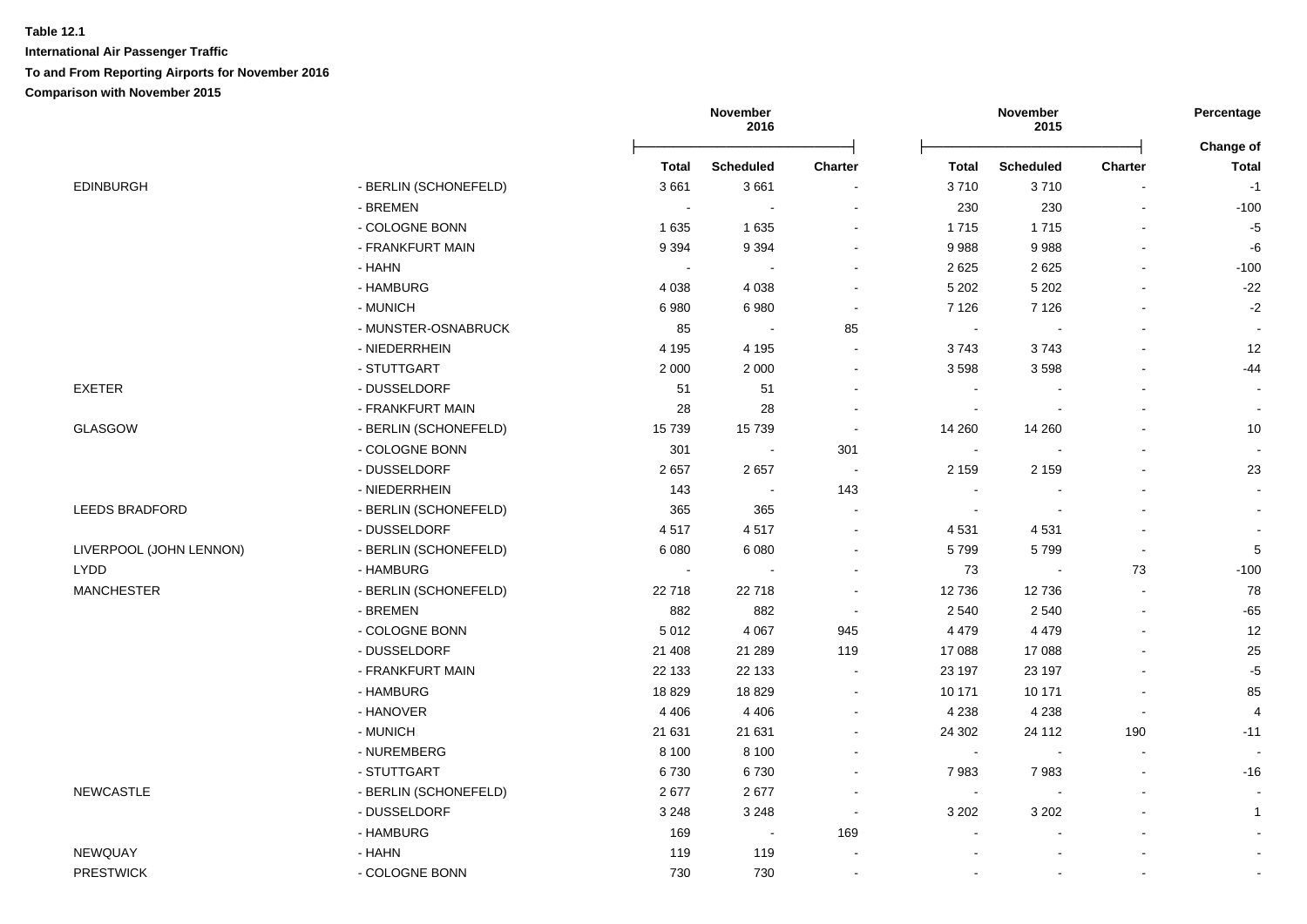**Table 12.1**

**International Air Passenger Traffic**

**To and From Reporting Airports for November 2016**

**Comparison with November 2015**

| | | November 2016 | | | November 2015 | | | Percentage |
|---|---|---|---|---|---|---|---|---|
| | | **Total** | **Scheduled** | **Charter** | **Total** | **Scheduled** | **Charter** | **Change of Total** |
| EDINBURGH | - BERLIN (SCHONEFELD) | 3 661 | 3 661 | - | 3 710 | 3 710 | - | -1 |
| | - BREMEN | - | - | - | 230 | 230 | - | -100 |
| | - COLOGNE BONN | 1 635 | 1 635 | - | 1 715 | 1 715 | - | -5 |
| | - FRANKFURT MAIN | 9 394 | 9 394 | - | 9 988 | 9 988 | - | -6 |
| | - HAHN | - | - | - | 2 625 | 2 625 | - | -100 |
| | - HAMBURG | 4 038 | 4 038 | - | 5 202 | 5 202 | - | -22 |
| | - MUNICH | 6 980 | 6 980 | - | 7 126 | 7 126 | - | -2 |
| | - MUNSTER-OSNABRUCK | 85 | - | 85 | - | - | - | - |
| | - NIEDERRHEIN | 4 195 | 4 195 | - | 3 743 | 3 743 | - | 12 |
| | - STUTTGART | 2 000 | 2 000 | - | 3 598 | 3 598 | - | -44 |
| EXETER | - DUSSELDORF | 51 | 51 | - | - | - | - | - |
| | - FRANKFURT MAIN | 28 | 28 | - | - | - | - | - |
| GLASGOW | - BERLIN (SCHONEFELD) | 15 739 | 15 739 | - | 14 260 | 14 260 | - | 10 |
| | - COLOGNE BONN | 301 | - | 301 | - | - | - | - |
| | - DUSSELDORF | 2 657 | 2 657 | - | 2 159 | 2 159 | - | 23 |
| | - NIEDERRHEIN | 143 | - | 143 | - | - | - | - |
| LEEDS BRADFORD | - BERLIN (SCHONEFELD) | 365 | 365 | - | - | - | - | - |
| | - DUSSELDORF | 4 517 | 4 517 | - | 4 531 | 4 531 | - | - |
| LIVERPOOL (JOHN LENNON) | - BERLIN (SCHONEFELD) | 6 080 | 6 080 | - | 5 799 | 5 799 | - | 5 |
| LYDD | - HAMBURG | - | - | - | 73 | - | 73 | -100 |
| MANCHESTER | - BERLIN (SCHONEFELD) | 22 718 | 22 718 | - | 12 736 | 12 736 | - | 78 |
| | - BREMEN | 882 | 882 | - | 2 540 | 2 540 | - | -65 |
| | - COLOGNE BONN | 5 012 | 4 067 | 945 | 4 479 | 4 479 | - | 12 |
| | - DUSSELDORF | 21 408 | 21 289 | 119 | 17 088 | 17 088 | - | 25 |
| | - FRANKFURT MAIN | 22 133 | 22 133 | - | 23 197 | 23 197 | - | -5 |
| | - HAMBURG | 18 829 | 18 829 | - | 10 171 | 10 171 | - | 85 |
| | - HANOVER | 4 406 | 4 406 | - | 4 238 | 4 238 | - | 4 |
| | - MUNICH | 21 631 | 21 631 | - | 24 302 | 24 112 | 190 | -11 |
| | - NUREMBERG | 8 100 | 8 100 | - | - | - | - | - |
| | - STUTTGART | 6 730 | 6 730 | - | 7 983 | 7 983 | - | -16 |
| NEWCASTLE | - BERLIN (SCHONEFELD) | 2 677 | 2 677 | - | - | - | - | - |
| | - DUSSELDORF | 3 248 | 3 248 | - | 3 202 | 3 202 | - | 1 |
| | - HAMBURG | 169 | - | 169 | - | - | - | - |
| NEWQUAY | - HAHN | 119 | 119 | - | - | - | - | - |
| PRESTWICK | - COLOGNE BONN | 730 | 730 | - | - | - | - | - |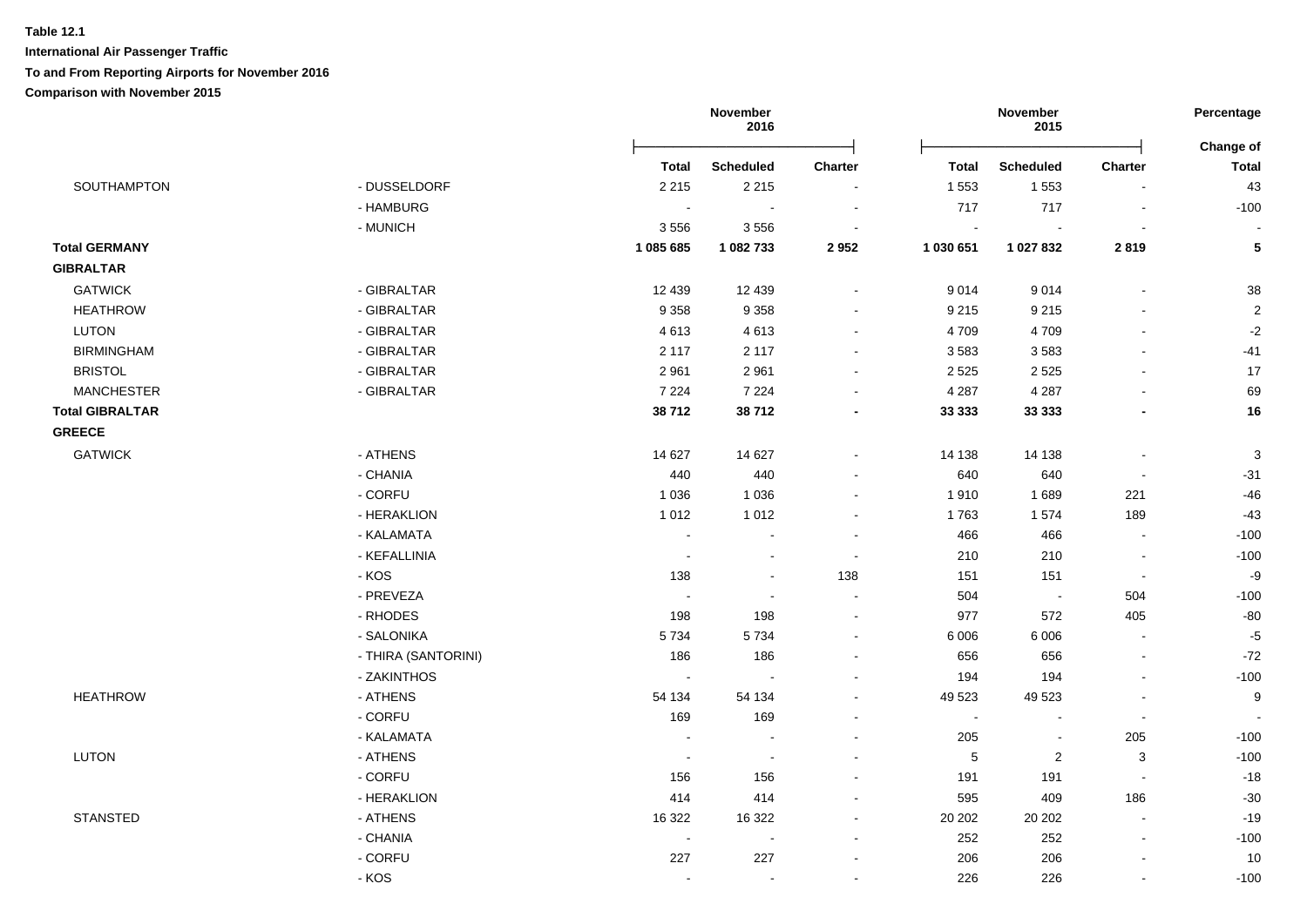**Table 12.1**

**International Air Passenger Traffic**

**To and From Reporting Airports for November 2016**

**Comparison with November 2015**

| | | November 2016 | | | November 2015 | | | Percentage |
|---|---|---|---|---|---|---|---|---|
| | | **Total** | **Scheduled** | **Charter** | **Total** | **Scheduled** | **Charter** | **Change of Total** |
| SOUTHAMPTON | - DUSSELDORF | 2 215 | 2 215 | - | 1 553 | 1 553 | - | 43 |
| | - HAMBURG | - | - | - | 717 | 717 | - | -100 |
| | - MUNICH | 3 556 | 3 556 | - | - | - | - | - |
| **Total GERMANY** | | **1 085 685** | **1 082 733** | **2 952** | **1 030 651** | **1 027 832** | **2 819** | **5** |
| **GIBRALTAR** | | | | | | | | |
| GATWICK | - GIBRALTAR | 12 439 | 12 439 | - | 9 014 | 9 014 | - | 38 |
| HEATHROW | - GIBRALTAR | 9 358 | 9 358 | - | 9 215 | 9 215 | - | 2 |
| LUTON | - GIBRALTAR | 4 613 | 4 613 | - | 4 709 | 4 709 | - | -2 |
| BIRMINGHAM | - GIBRALTAR | 2 117 | 2 117 | - | 3 583 | 3 583 | - | -41 |
| BRISTOL | - GIBRALTAR | 2 961 | 2 961 | - | 2 525 | 2 525 | - | 17 |
| MANCHESTER | - GIBRALTAR | 7 224 | 7 224 | - | 4 287 | 4 287 | - | 69 |
| **Total GIBRALTAR** | | **38 712** | **38 712** | **-** | **33 333** | **33 333** | **-** | **16** |
| **GREECE** | | | | | | | | |
| GATWICK | - ATHENS | 14 627 | 14 627 | - | 14 138 | 14 138 | - | 3 |
| | - CHANIA | 440 | 440 | - | 640 | 640 | - | -31 |
| | - CORFU | 1 036 | 1 036 | - | 1 910 | 1 689 | 221 | -46 |
| | - HERAKLION | 1 012 | 1 012 | - | 1 763 | 1 574 | 189 | -43 |
| | - KALAMATA | - | - | - | 466 | 466 | - | -100 |
| | - KEFALLINIA | - | - | - | 210 | 210 | - | -100 |
| | - KOS | 138 | - | 138 | 151 | 151 | - | -9 |
| | - PREVEZA | - | - | - | 504 | - | 504 | -100 |
| | - RHODES | 198 | 198 | - | 977 | 572 | 405 | -80 |
| | - SALONIKA | 5 734 | 5 734 | - | 6 006 | 6 006 | - | -5 |
| | - THIRA (SANTORINI) | 186 | 186 | - | 656 | 656 | - | -72 |
| | - ZAKINTHOS | - | - | - | 194 | 194 | - | -100 |
| HEATHROW | - ATHENS | 54 134 | 54 134 | - | 49 523 | 49 523 | - | 9 |
| | - CORFU | 169 | 169 | - | - | - | - | - |
| | - KALAMATA | - | - | - | 205 | - | 205 | -100 |
| LUTON | - ATHENS | - | - | - | 5 | 2 | 3 | -100 |
| | - CORFU | 156 | 156 | - | 191 | 191 | - | -18 |
| | - HERAKLION | 414 | 414 | - | 595 | 409 | 186 | -30 |
| STANSTED | - ATHENS | 16 322 | 16 322 | - | 20 202 | 20 202 | - | -19 |
| | - CHANIA | - | - | - | 252 | 252 | - | -100 |
| | - CORFU | 227 | 227 | - | 206 | 206 | - | 10 |
| | - KOS | - | - | - | 226 | 226 | - | -100 |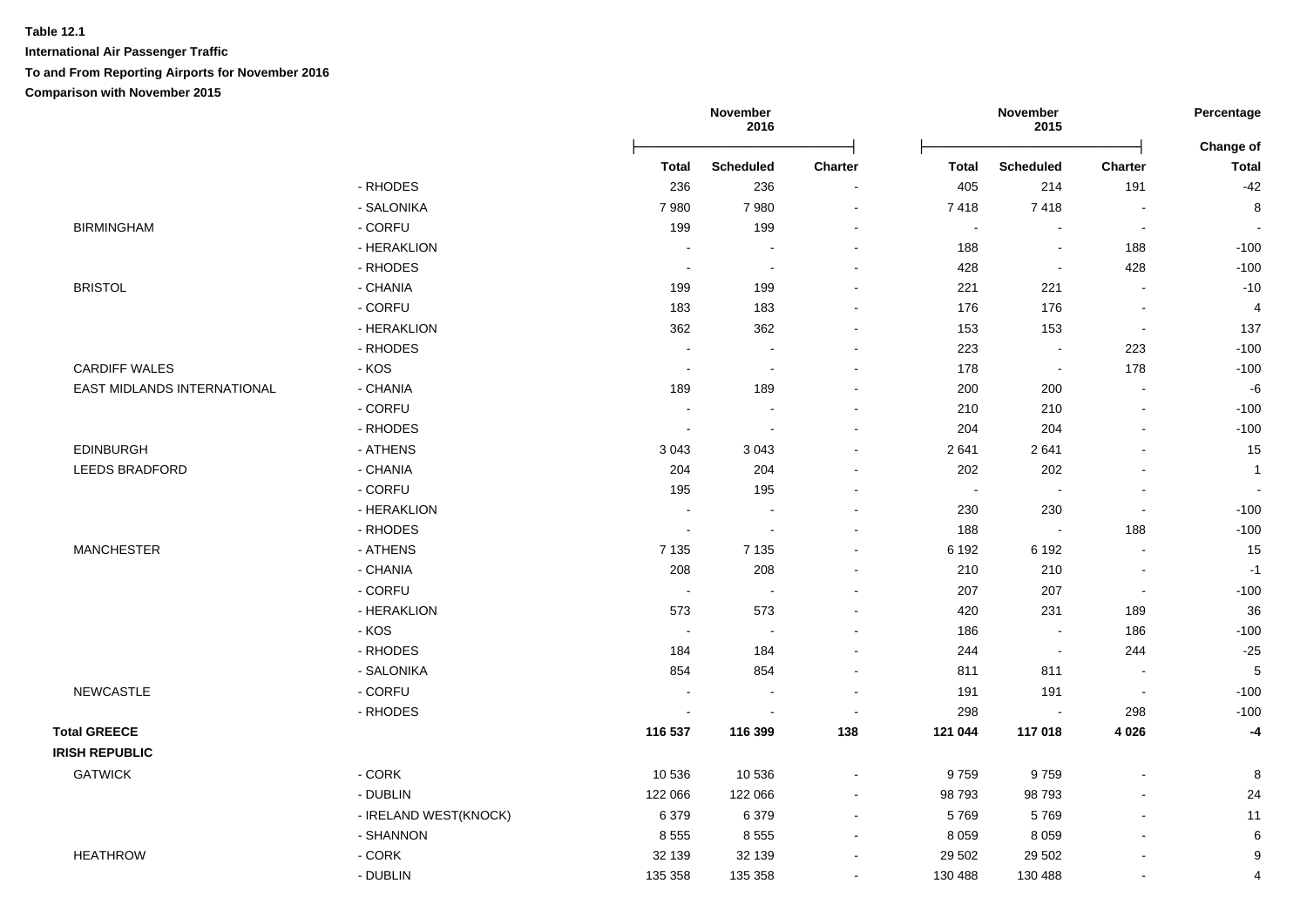**Table 12.1**

**International Air Passenger Traffic**

**To and From Reporting Airports for November 2016**

**Comparison with November 2015**

| | | November 2016 | | | November 2015 | | | Percentage |
|---|---|---|---|---|---|---|---|---|
| | | **Total** | **Scheduled** | **Charter** | **Total** | **Scheduled** | **Charter** | **Change of Total** |
| | - RHODES | 236 | 236 | - | 405 | 214 | 191 | -42 |
| | - SALONIKA | 7 980 | 7 980 | - | 7 418 | 7 418 | - | 8 |
| BIRMINGHAM | - CORFU | 199 | 199 | - | - | - | - | - |
| | - HERAKLION | - | - | - | 188 | - | 188 | -100 |
| | - RHODES | - | - | - | 428 | - | 428 | -100 |
| BRISTOL | - CHANIA | 199 | 199 | - | 221 | 221 | - | -10 |
| | - CORFU | 183 | 183 | - | 176 | 176 | - | 4 |
| | - HERAKLION | 362 | 362 | - | 153 | 153 | - | 137 |
| | - RHODES | - | - | - | 223 | - | 223 | -100 |
| CARDIFF WALES | - KOS | - | - | - | 178 | - | 178 | -100 |
| EAST MIDLANDS INTERNATIONAL | - CHANIA | 189 | 189 | - | 200 | 200 | - | -6 |
| | - CORFU | - | - | - | 210 | 210 | - | -100 |
| | - RHODES | - | - | - | 204 | 204 | - | -100 |
| EDINBURGH | - ATHENS | 3 043 | 3 043 | - | 2 641 | 2 641 | - | 15 |
| LEEDS BRADFORD | - CHANIA | 204 | 204 | - | 202 | 202 | - | 1 |
| | - CORFU | 195 | 195 | - | - | - | - | - |
| | - HERAKLION | - | - | - | 230 | 230 | - | -100 |
| | - RHODES | - | - | - | 188 | - | 188 | -100 |
| MANCHESTER | - ATHENS | 7 135 | 7 135 | - | 6 192 | 6 192 | - | 15 |
| | - CHANIA | 208 | 208 | - | 210 | 210 | - | -1 |
| | - CORFU | - | - | - | 207 | 207 | - | -100 |
| | - HERAKLION | 573 | 573 | - | 420 | 231 | 189 | 36 |
| | - KOS | - | - | - | 186 | - | 186 | -100 |
| | - RHODES | 184 | 184 | - | 244 | - | 244 | -25 |
| | - SALONIKA | 854 | 854 | - | 811 | 811 | - | 5 |
| NEWCASTLE | - CORFU | - | - | - | 191 | 191 | - | -100 |
| | - RHODES | - | - | - | 298 | - | 298 | -100 |
| **Total GREECE** | | **116 537** | **116 399** | **138** | **121 044** | **117 018** | **4 026** | **-4** |
| **IRISH REPUBLIC** | | | | | | | | |
| GATWICK | - CORK | 10 536 | 10 536 | - | 9 759 | 9 759 | - | 8 |
| | - DUBLIN | 122 066 | 122 066 | - | 98 793 | 98 793 | - | 24 |
| | - IRELAND WEST(KNOCK) | 6 379 | 6 379 | - | 5 769 | 5 769 | - | 11 |
| | - SHANNON | 8 555 | 8 555 | - | 8 059 | 8 059 | - | 6 |
| HEATHROW | - CORK | 32 139 | 32 139 | - | 29 502 | 29 502 | - | 9 |
| | - DUBLIN | 135 358 | 135 358 | - | 130 488 | 130 488 | - | 4 |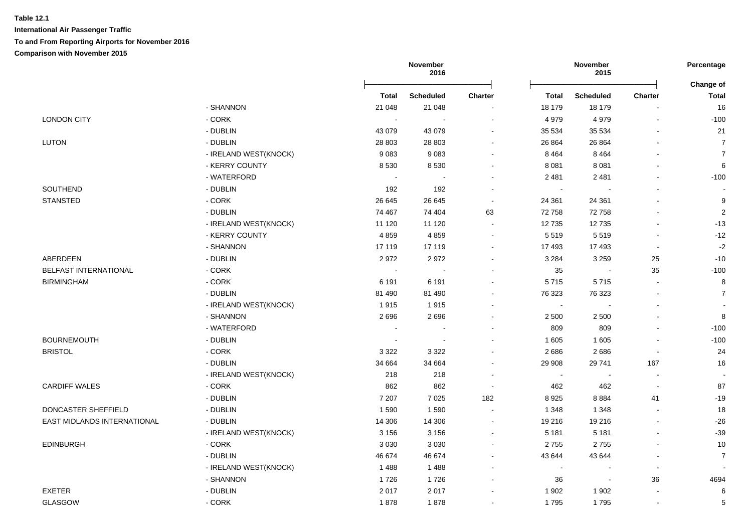**Table 12.1**

**International Air Passenger Traffic**

**To and From Reporting Airports for November 2016**

**Comparison with November 2015**

| | | November 2016 | | | November 2015 | | | Percentage |
|---|---|---|---|---|---|---|---|---|
| | | **Total** | **Scheduled** | **Charter** | **Total** | **Scheduled** | **Charter** | **Change of Total** |
| | - SHANNON | 21 048 | 21 048 | - | 18 179 | 18 179 | - | 16 |
| LONDON CITY | - CORK | - | - | - | 4 979 | 4 979 | - | -100 |
| | - DUBLIN | 43 079 | 43 079 | - | 35 534 | 35 534 | - | 21 |
| LUTON | - DUBLIN | 28 803 | 28 803 | - | 26 864 | 26 864 | - | 7 |
| | - IRELAND WEST(KNOCK) | 9 083 | 9 083 | - | 8 464 | 8 464 | - | 7 |
| | - KERRY COUNTY | 8 530 | 8 530 | - | 8 081 | 8 081 | - | 6 |
| | - WATERFORD | - | - | - | 2 481 | 2 481 | - | -100 |
| SOUTHEND | - DUBLIN | 192 | 192 | - | - | - | - | - |
| STANSTED | - CORK | 26 645 | 26 645 | - | 24 361 | 24 361 | - | 9 |
| | - DUBLIN | 74 467 | 74 404 | 63 | 72 758 | 72 758 | - | 2 |
| | - IRELAND WEST(KNOCK) | 11 120 | 11 120 | - | 12 735 | 12 735 | - | -13 |
| | - KERRY COUNTY | 4 859 | 4 859 | - | 5 519 | 5 519 | - | -12 |
| | - SHANNON | 17 119 | 17 119 | - | 17 493 | 17 493 | - | -2 |
| ABERDEEN | - DUBLIN | 2 972 | 2 972 | - | 3 284 | 3 259 | 25 | -10 |
| BELFAST INTERNATIONAL | - CORK | - | - | - | 35 | - | 35 | -100 |
| BIRMINGHAM | - CORK | 6 191 | 6 191 | - | 5 715 | 5 715 | - | 8 |
| | - DUBLIN | 81 490 | 81 490 | - | 76 323 | 76 323 | - | 7 |
| | - IRELAND WEST(KNOCK) | 1 915 | 1 915 | - | - | - | - | - |
| | - SHANNON | 2 696 | 2 696 | - | 2 500 | 2 500 | - | 8 |
| | - WATERFORD | - | - | - | 809 | 809 | - | -100 |
| BOURNEMOUTH | - DUBLIN | - | - | - | 1 605 | 1 605 | - | -100 |
| BRISTOL | - CORK | 3 322 | 3 322 | - | 2 686 | 2 686 | - | 24 |
| | - DUBLIN | 34 664 | 34 664 | - | 29 908 | 29 741 | 167 | 16 |
| | - IRELAND WEST(KNOCK) | 218 | 218 | - | - | - | - | - |
| CARDIFF WALES | - CORK | 862 | 862 | - | 462 | 462 | - | 87 |
| | - DUBLIN | 7 207 | 7 025 | 182 | 8 925 | 8 884 | 41 | -19 |
| DONCASTER SHEFFIELD | - DUBLIN | 1 590 | 1 590 | - | 1 348 | 1 348 | - | 18 |
| EAST MIDLANDS INTERNATIONAL | - DUBLIN | 14 306 | 14 306 | - | 19 216 | 19 216 | - | -26 |
| | - IRELAND WEST(KNOCK) | 3 156 | 3 156 | - | 5 181 | 5 181 | - | -39 |
| EDINBURGH | - CORK | 3 030 | 3 030 | - | 2 755 | 2 755 | - | 10 |
| | - DUBLIN | 46 674 | 46 674 | - | 43 644 | 43 644 | - | 7 |
| | - IRELAND WEST(KNOCK) | 1 488 | 1 488 | - | - | - | - | - |
| | - SHANNON | 1 726 | 1 726 | - | 36 | - | 36 | 4694 |
| EXETER | - DUBLIN | 2 017 | 2 017 | - | 1 902 | 1 902 | - | 6 |
| GLASGOW | - CORK | 1 878 | 1 878 | - | 1 795 | 1 795 | - | 5 |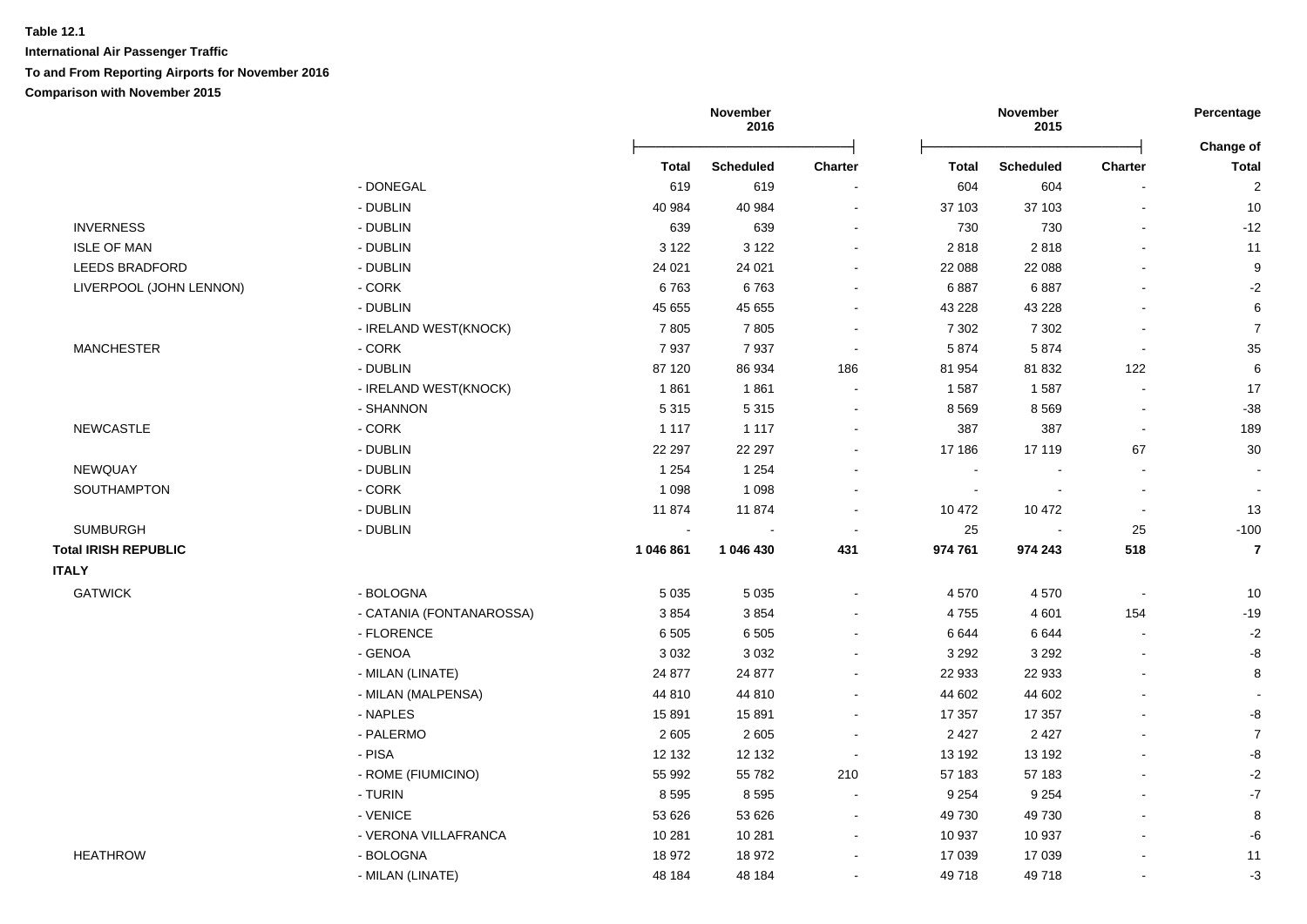**Table 12.1**

**International Air Passenger Traffic**

**To and From Reporting Airports for November 2016**

**Comparison with November 2015**

| | | November 2016 | | | November 2015 | | | Percentage |
|---|---|---|---|---|---|---|---|---|
| | | **Total** | **Scheduled** | **Charter** | **Total** | **Scheduled** | **Charter** | **Change of Total** |
| | - DONEGAL | 619 | 619 | - | 604 | 604 | - | 2 |
| | - DUBLIN | 40 984 | 40 984 | - | 37 103 | 37 103 | - | 10 |
| INVERNESS | - DUBLIN | 639 | 639 | - | 730 | 730 | - | -12 |
| ISLE OF MAN | - DUBLIN | 3 122 | 3 122 | - | 2 818 | 2 818 | - | 11 |
| LEEDS BRADFORD | - DUBLIN | 24 021 | 24 021 | - | 22 088 | 22 088 | - | 9 |
| LIVERPOOL (JOHN LENNON) | - CORK | 6 763 | 6 763 | - | 6 887 | 6 887 | - | -2 |
| | - DUBLIN | 45 655 | 45 655 | - | 43 228 | 43 228 | - | 6 |
| | - IRELAND WEST(KNOCK) | 7 805 | 7 805 | - | 7 302 | 7 302 | - | 7 |
| MANCHESTER | - CORK | 7 937 | 7 937 | - | 5 874 | 5 874 | - | 35 |
| | - DUBLIN | 87 120 | 86 934 | 186 | 81 954 | 81 832 | 122 | 6 |
| | - IRELAND WEST(KNOCK) | 1 861 | 1 861 | - | 1 587 | 1 587 | - | 17 |
| | - SHANNON | 5 315 | 5 315 | - | 8 569 | 8 569 | - | -38 |
| NEWCASTLE | - CORK | 1 117 | 1 117 | - | 387 | 387 | - | 189 |
| | - DUBLIN | 22 297 | 22 297 | - | 17 186 | 17 119 | 67 | 30 |
| NEWQUAY | - DUBLIN | 1 254 | 1 254 | - | - | - | - | - |
| SOUTHAMPTON | - CORK | 1 098 | 1 098 | - | - | - | - | - |
| | - DUBLIN | 11 874 | 11 874 | - | 10 472 | 10 472 | - | 13 |
| SUMBURGH | - DUBLIN | - | - | - | 25 | - | 25 | -100 |
| **Total IRISH REPUBLIC** | | **1 046 861** | **1 046 430** | **431** | **974 761** | **974 243** | **518** | **7** |
| **ITALY** | | | | | | | | |
| GATWICK | - BOLOGNA | 5 035 | 5 035 | - | 4 570 | 4 570 | - | 10 |
| | - CATANIA (FONTANAROSSA) | 3 854 | 3 854 | - | 4 755 | 4 601 | 154 | -19 |
| | - FLORENCE | 6 505 | 6 505 | - | 6 644 | 6 644 | - | -2 |
| | - GENOA | 3 032 | 3 032 | - | 3 292 | 3 292 | - | -8 |
| | - MILAN (LINATE) | 24 877 | 24 877 | - | 22 933 | 22 933 | - | 8 |
| | - MILAN (MALPENSA) | 44 810 | 44 810 | - | 44 602 | 44 602 | - | - |
| | - NAPLES | 15 891 | 15 891 | - | 17 357 | 17 357 | - | -8 |
| | - PALERMO | 2 605 | 2 605 | - | 2 427 | 2 427 | - | 7 |
| | - PISA | 12 132 | 12 132 | - | 13 192 | 13 192 | - | -8 |
| | - ROME (FIUMICINO) | 55 992 | 55 782 | 210 | 57 183 | 57 183 | - | -2 |
| | - TURIN | 8 595 | 8 595 | - | 9 254 | 9 254 | - | -7 |
| | - VENICE | 53 626 | 53 626 | - | 49 730 | 49 730 | - | 8 |
| | - VERONA VILLAFRANCA | 10 281 | 10 281 | - | 10 937 | 10 937 | - | -6 |
| HEATHROW | - BOLOGNA | 18 972 | 18 972 | - | 17 039 | 17 039 | - | 11 |
| | - MILAN (LINATE) | 48 184 | 48 184 | - | 49 718 | 49 718 | - | -3 |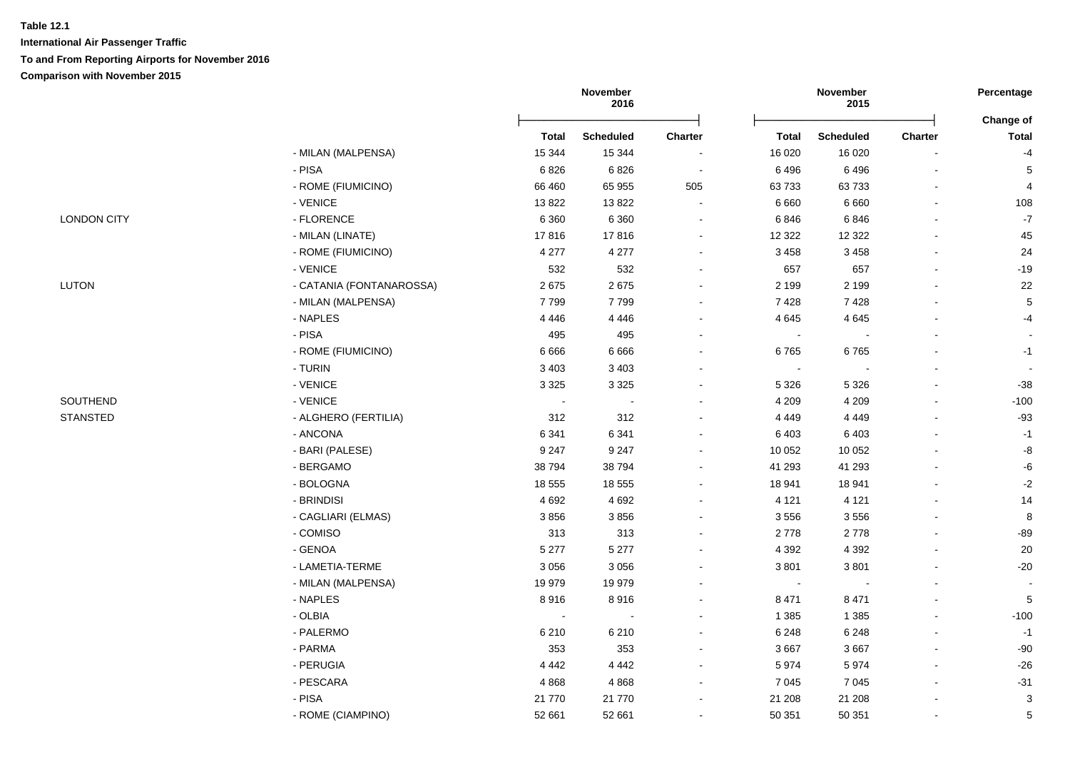**Table 12.1**

**International Air Passenger Traffic**

**To and From Reporting Airports for November 2016**

**Comparison with November 2015**

| | | November 2016 | | | November 2015 | | | Percentage |
|---|---|---|---|---|---|---|---|---|
| | | **Total** | **Scheduled** | **Charter** | **Total** | **Scheduled** | **Charter** | **Change of Total** |
| | - MILAN (MALPENSA) | 15 344 | 15 344 | - | 16 020 | 16 020 | - | -4 |
| | - PISA | 6 826 | 6 826 | - | 6 496 | 6 496 | - | 5 |
| | - ROME (FIUMICINO) | 66 460 | 65 955 | 505 | 63 733 | 63 733 | - | 4 |
| | - VENICE | 13 822 | 13 822 | - | 6 660 | 6 660 | - | 108 |
| LONDON CITY | - FLORENCE | 6 360 | 6 360 | - | 6 846 | 6 846 | - | -7 |
| | - MILAN (LINATE) | 17 816 | 17 816 | - | 12 322 | 12 322 | - | 45 |
| | - ROME (FIUMICINO) | 4 277 | 4 277 | - | 3 458 | 3 458 | - | 24 |
| | - VENICE | 532 | 532 | - | 657 | 657 | - | -19 |
| LUTON | - CATANIA (FONTANAROSSA) | 2 675 | 2 675 | - | 2 199 | 2 199 | - | 22 |
| | - MILAN (MALPENSA) | 7 799 | 7 799 | - | 7 428 | 7 428 | - | 5 |
| | - NAPLES | 4 446 | 4 446 | - | 4 645 | 4 645 | - | -4 |
| | - PISA | 495 | 495 | - | - | - | - | - |
| | - ROME (FIUMICINO) | 6 666 | 6 666 | - | 6 765 | 6 765 | - | -1 |
| | - TURIN | 3 403 | 3 403 | - | - | - | - | - |
| | - VENICE | 3 325 | 3 325 | - | 5 326 | 5 326 | - | -38 |
| SOUTHEND | - VENICE | - | - | - | 4 209 | 4 209 | - | -100 |
| STANSTED | - ALGHERO (FERTILIA) | 312 | 312 | - | 4 449 | 4 449 | - | -93 |
| | - ANCONA | 6 341 | 6 341 | - | 6 403 | 6 403 | - | -1 |
| | - BARI (PALESE) | 9 247 | 9 247 | - | 10 052 | 10 052 | - | -8 |
| | - BERGAMO | 38 794 | 38 794 | - | 41 293 | 41 293 | - | -6 |
| | - BOLOGNA | 18 555 | 18 555 | - | 18 941 | 18 941 | - | -2 |
| | - BRINDISI | 4 692 | 4 692 | - | 4 121 | 4 121 | - | 14 |
| | - CAGLIARI (ELMAS) | 3 856 | 3 856 | - | 3 556 | 3 556 | - | 8 |
| | - COMISO | 313 | 313 | - | 2 778 | 2 778 | - | -89 |
| | - GENOA | 5 277 | 5 277 | - | 4 392 | 4 392 | - | 20 |
| | - LAMETIA-TERME | 3 056 | 3 056 | - | 3 801 | 3 801 | - | -20 |
| | - MILAN (MALPENSA) | 19 979 | 19 979 | - | - | - | - | - |
| | - NAPLES | 8 916 | 8 916 | - | 8 471 | 8 471 | - | 5 |
| | - OLBIA | - | - | - | 1 385 | 1 385 | - | -100 |
| | - PALERMO | 6 210 | 6 210 | - | 6 248 | 6 248 | - | -1 |
| | - PARMA | 353 | 353 | - | 3 667 | 3 667 | - | -90 |
| | - PERUGIA | 4 442 | 4 442 | - | 5 974 | 5 974 | - | -26 |
| | - PESCARA | 4 868 | 4 868 | - | 7 045 | 7 045 | - | -31 |
| | - PISA | 21 770 | 21 770 | - | 21 208 | 21 208 | - | 3 |
| | - ROME (CIAMPINO) | 52 661 | 52 661 | - | 50 351 | 50 351 | - | 5 |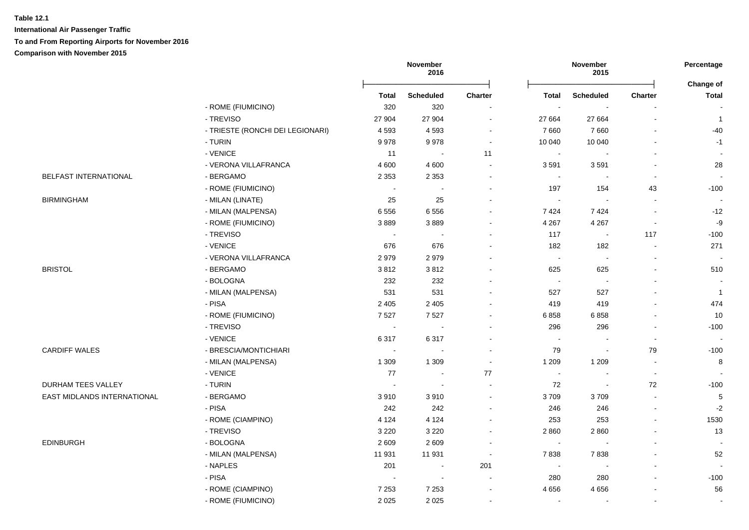**Table 12.1**

**International Air Passenger Traffic**

**To and From Reporting Airports for November 2016**

**Comparison with November 2015**

| | | November 2016 | | | November 2015 | | | Percentage |
|---|---|---|---|---|---|---|---|---|
| | | Total | Scheduled | Charter | Total | Scheduled | Charter | Change of Total |
| | - ROME (FIUMICINO) | 320 | 320 | - | - | - | - | - |
| | - TREVISO | 27 904 | 27 904 | - | 27 664 | 27 664 | - | 1 |
| | - TRIESTE (RONCHI DEI LEGIONARI) | 4 593 | 4 593 | - | 7 660 | 7 660 | - | -40 |
| | - TURIN | 9 978 | 9 978 | - | 10 040 | 10 040 | - | -1 |
| | - VENICE | 11 | - | 11 | - | - | - | - |
| | - VERONA VILLAFRANCA | 4 600 | 4 600 | - | 3 591 | 3 591 | - | 28 |
| BELFAST INTERNATIONAL | - BERGAMO | 2 353 | 2 353 | - | - | - | - | - |
| | - ROME (FIUMICINO) | - | - | - | 197 | 154 | 43 | -100 |
| BIRMINGHAM | - MILAN (LINATE) | 25 | 25 | - | - | - | - | - |
| | - MILAN (MALPENSA) | 6 556 | 6 556 | - | 7 424 | 7 424 | - | -12 |
| | - ROME (FIUMICINO) | 3 889 | 3 889 | - | 4 267 | 4 267 | - | -9 |
| | - TREVISO | - | - | - | 117 | - | 117 | -100 |
| | - VENICE | 676 | 676 | - | 182 | 182 | - | 271 |
| | - VERONA VILLAFRANCA | 2 979 | 2 979 | - | - | - | - | - |
| BRISTOL | - BERGAMO | 3 812 | 3 812 | - | 625 | 625 | - | 510 |
| | - BOLOGNA | 232 | 232 | - | - | - | - | - |
| | - MILAN (MALPENSA) | 531 | 531 | - | 527 | 527 | - | 1 |
| | - PISA | 2 405 | 2 405 | - | 419 | 419 | - | 474 |
| | - ROME (FIUMICINO) | 7 527 | 7 527 | - | 6 858 | 6 858 | - | 10 |
| | - TREVISO | - | - | - | 296 | 296 | - | -100 |
| | - VENICE | 6 317 | 6 317 | - | - | - | - | - |
| CARDIFF WALES | - BRESCIA/MONTICHIARI | - | - | - | 79 | - | 79 | -100 |
| | - MILAN (MALPENSA) | 1 309 | 1 309 | - | 1 209 | 1 209 | - | 8 |
| | - VENICE | 77 | - | 77 | - | - | - | - |
| DURHAM TEES VALLEY | - TURIN | - | - | - | 72 | - | 72 | -100 |
| EAST MIDLANDS INTERNATIONAL | - BERGAMO | 3 910 | 3 910 | - | 3 709 | 3 709 | - | 5 |
| | - PISA | 242 | 242 | - | 246 | 246 | - | -2 |
| | - ROME (CIAMPINO) | 4 124 | 4 124 | - | 253 | 253 | - | 1530 |
| | - TREVISO | 3 220 | 3 220 | - | 2 860 | 2 860 | - | 13 |
| EDINBURGH | - BOLOGNA | 2 609 | 2 609 | - | - | - | - | - |
| | - MILAN (MALPENSA) | 11 931 | 11 931 | - | 7 838 | 7 838 | - | 52 |
| | - NAPLES | 201 | - | 201 | - | - | - | - |
| | - PISA | - | - | - | 280 | 280 | - | -100 |
| | - ROME (CIAMPINO) | 7 253 | 7 253 | - | 4 656 | 4 656 | - | 56 |
| | - ROME (FIUMICINO) | 2 025 | 2 025 | - | - | - | - | - |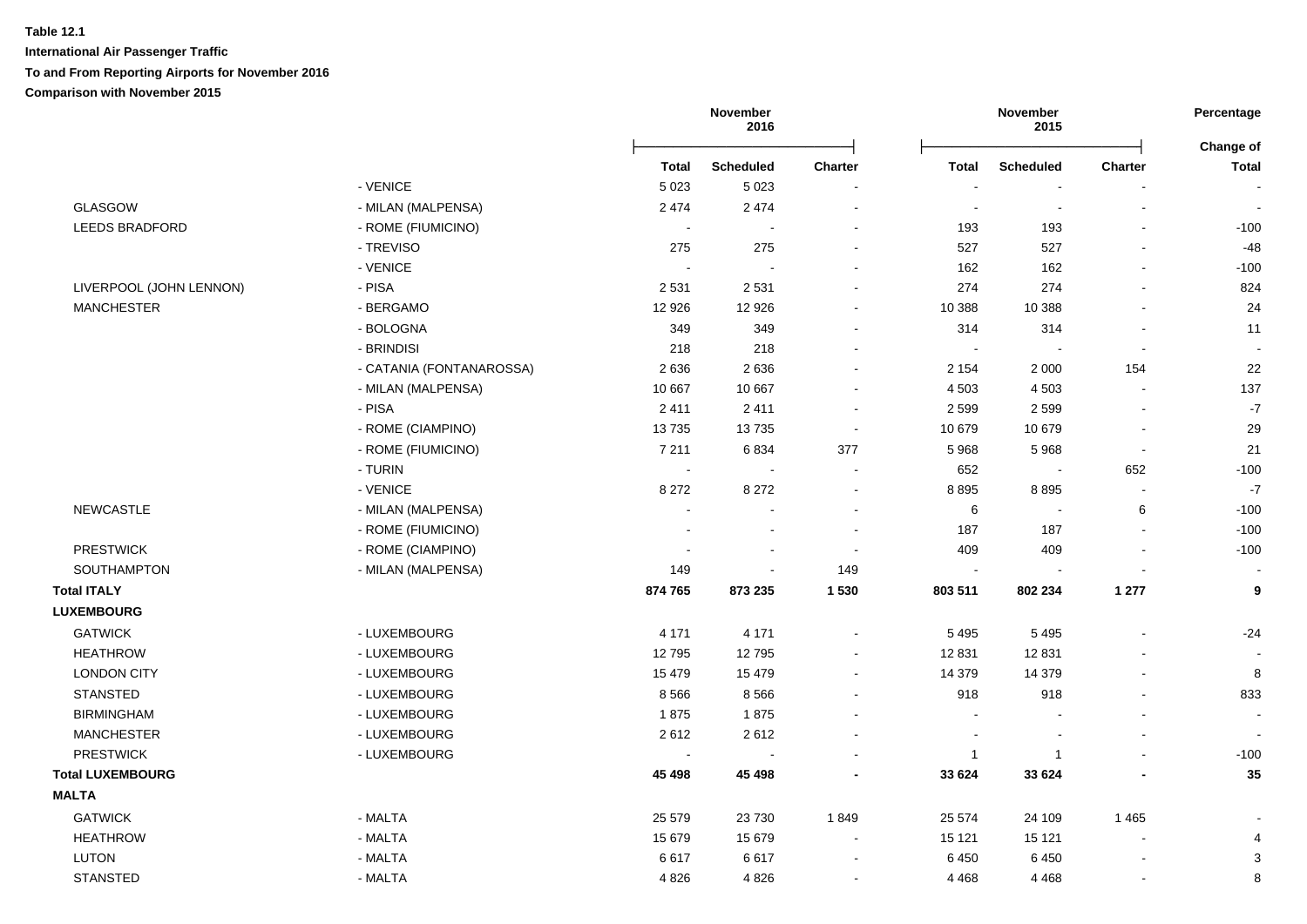**Table 12.1**

**International Air Passenger Traffic**

**To and From Reporting Airports for November 2016**

**Comparison with November 2015**

| | | November 2016 | | | November 2015 | | | Percentage Change of |
|---|---|---|---|---|---|---|---|---|
| | | **Total** | **Scheduled** | **Charter** | **Total** | **Scheduled** | **Charter** | **Total** |
| | - VENICE | 5 023 | 5 023 | - | - | - | - | - |
| GLASGOW | - MILAN (MALPENSA) | 2 474 | 2 474 | - | - | - | - | - |
| LEEDS BRADFORD | - ROME (FIUMICINO) | - | - | - | 193 | 193 | - | -100 |
| | - TREVISO | 275 | 275 | - | 527 | 527 | - | -48 |
| | - VENICE | - | - | - | 162 | 162 | - | -100 |
| LIVERPOOL (JOHN LENNON) | - PISA | 2 531 | 2 531 | - | 274 | 274 | - | 824 |
| MANCHESTER | - BERGAMO | 12 926 | 12 926 | - | 10 388 | 10 388 | - | 24 |
| | - BOLOGNA | 349 | 349 | - | 314 | 314 | - | 11 |
| | - BRINDISI | 218 | 218 | - | - | - | - | - |
| | - CATANIA (FONTANAROSSA) | 2 636 | 2 636 | - | 2 154 | 2 000 | 154 | 22 |
| | - MILAN (MALPENSA) | 10 667 | 10 667 | - | 4 503 | 4 503 | - | 137 |
| | - PISA | 2 411 | 2 411 | - | 2 599 | 2 599 | - | -7 |
| | - ROME (CIAMPINO) | 13 735 | 13 735 | - | 10 679 | 10 679 | - | 29 |
| | - ROME (FIUMICINO) | 7 211 | 6 834 | 377 | 5 968 | 5 968 | - | 21 |
| | - TURIN | - | - | - | 652 | - | 652 | -100 |
| | - VENICE | 8 272 | 8 272 | - | 8 895 | 8 895 | - | -7 |
| NEWCASTLE | - MILAN (MALPENSA) | - | - | - | 6 | - | 6 | -100 |
| | - ROME (FIUMICINO) | - | - | - | 187 | 187 | - | -100 |
| PRESTWICK | - ROME (CIAMPINO) | - | - | - | 409 | 409 | - | -100 |
| SOUTHAMPTON | - MILAN (MALPENSA) | 149 | - | 149 | - | - | - | - |
| **Total ITALY** | | **874 765** | **873 235** | **1 530** | **803 511** | **802 234** | **1 277** | **9** |
| **LUXEMBOURG** | | | | | | | | |
| GATWICK | - LUXEMBOURG | 4 171 | 4 171 | - | 5 495 | 5 495 | - | -24 |
| HEATHROW | - LUXEMBOURG | 12 795 | 12 795 | - | 12 831 | 12 831 | - | - |
| LONDON CITY | - LUXEMBOURG | 15 479 | 15 479 | - | 14 379 | 14 379 | - | 8 |
| STANSTED | - LUXEMBOURG | 8 566 | 8 566 | - | 918 | 918 | - | 833 |
| BIRMINGHAM | - LUXEMBOURG | 1 875 | 1 875 | - | - | - | - | - |
| MANCHESTER | - LUXEMBOURG | 2 612 | 2 612 | - | - | - | - | - |
| PRESTWICK | - LUXEMBOURG | - | - | - | 1 | 1 | - | -100 |
| **Total LUXEMBOURG** | | **45 498** | **45 498** | **-** | **33 624** | **33 624** | **-** | **35** |
| **MALTA** | | | | | | | | |
| GATWICK | - MALTA | 25 579 | 23 730 | 1 849 | 25 574 | 24 109 | 1 465 | - |
| HEATHROW | - MALTA | 15 679 | 15 679 | - | 15 121 | 15 121 | - | 4 |
| LUTON | - MALTA | 6 617 | 6 617 | - | 6 450 | 6 450 | - | 3 |
| STANSTED | - MALTA | 4 826 | 4 826 | - | 4 468 | 4 468 | - | 8 |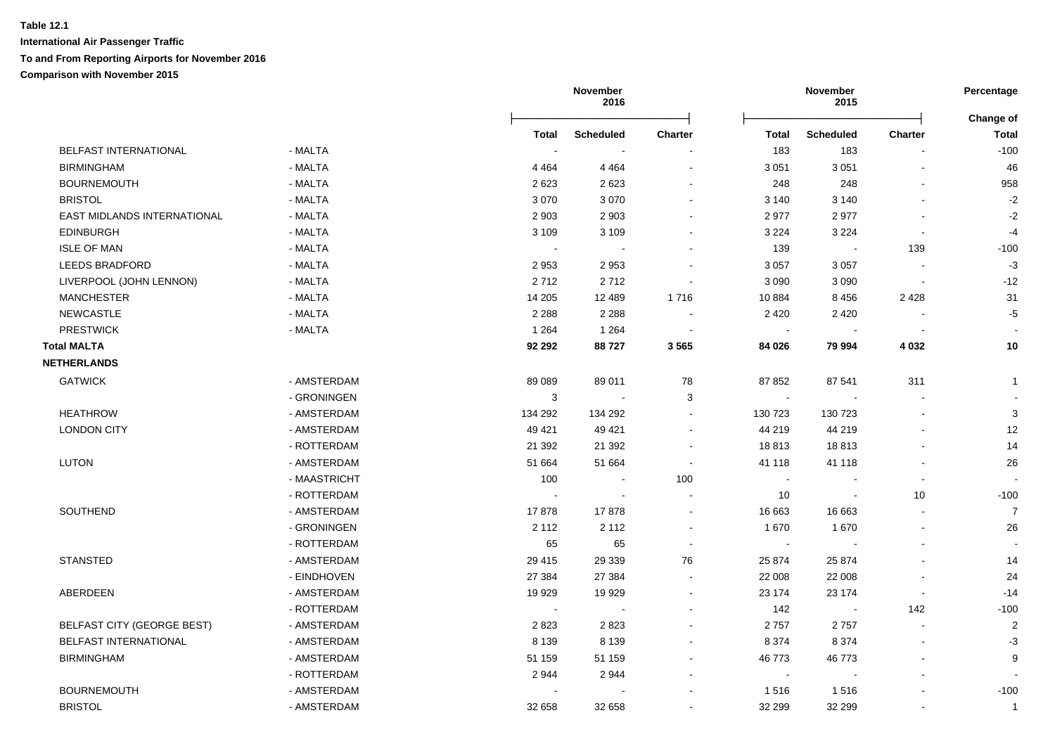**Table 12.1**

**International Air Passenger Traffic**

**To and From Reporting Airports for November 2016**

**Comparison with November 2015**

| | | November 2016 | | | November 2015 | | | Percentage |
|---|---|---|---|---|---|---|---|---|
| | | **Total** | **Scheduled** | **Charter** | **Total** | **Scheduled** | **Charter** | **Change of Total** |
| BELFAST INTERNATIONAL | - MALTA | - | - | - | 183 | 183 | - | -100 |
| BIRMINGHAM | - MALTA | 4 464 | 4 464 | - | 3 051 | 3 051 | - | 46 |
| BOURNEMOUTH | - MALTA | 2 623 | 2 623 | - | 248 | 248 | - | 958 |
| BRISTOL | - MALTA | 3 070 | 3 070 | - | 3 140 | 3 140 | - | -2 |
| EAST MIDLANDS INTERNATIONAL | - MALTA | 2 903 | 2 903 | - | 2 977 | 2 977 | - | -2 |
| EDINBURGH | - MALTA | 3 109 | 3 109 | - | 3 224 | 3 224 | - | -4 |
| ISLE OF MAN | - MALTA | - | - | - | 139 | - | 139 | -100 |
| LEEDS BRADFORD | - MALTA | 2 953 | 2 953 | - | 3 057 | 3 057 | - | -3 |
| LIVERPOOL (JOHN LENNON) | - MALTA | 2 712 | 2 712 | - | 3 090 | 3 090 | - | -12 |
| MANCHESTER | - MALTA | 14 205 | 12 489 | 1 716 | 10 884 | 8 456 | 2 428 | 31 |
| NEWCASTLE | - MALTA | 2 288 | 2 288 | - | 2 420 | 2 420 | - | -5 |
| PRESTWICK | - MALTA | 1 264 | 1 264 | - | - | - | - | - |
| **Total MALTA** | | **92 292** | **88 727** | **3 565** | **84 026** | **79 994** | **4 032** | **10** |
| **NETHERLANDS** | | | | | | | | |
| GATWICK | - AMSTERDAM | 89 089 | 89 011 | 78 | 87 852 | 87 541 | 311 | 1 |
| | - GRONINGEN | 3 | - | 3 | - | - | - | - |
| HEATHROW | - AMSTERDAM | 134 292 | 134 292 | - | 130 723 | 130 723 | - | 3 |
| LONDON CITY | - AMSTERDAM | 49 421 | 49 421 | - | 44 219 | 44 219 | - | 12 |
| | - ROTTERDAM | 21 392 | 21 392 | - | 18 813 | 18 813 | - | 14 |
| LUTON | - AMSTERDAM | 51 664 | 51 664 | - | 41 118 | 41 118 | - | 26 |
| | - MAASTRICHT | 100 | - | 100 | - | - | - | - |
| | - ROTTERDAM | - | - | - | 10 | - | 10 | -100 |
| SOUTHEND | - AMSTERDAM | 17 878 | 17 878 | - | 16 663 | 16 663 | - | 7 |
| | - GRONINGEN | 2 112 | 2 112 | - | 1 670 | 1 670 | - | 26 |
| | - ROTTERDAM | 65 | 65 | - | - | - | - | - |
| STANSTED | - AMSTERDAM | 29 415 | 29 339 | 76 | 25 874 | 25 874 | - | 14 |
| | - EINDHOVEN | 27 384 | 27 384 | - | 22 008 | 22 008 | - | 24 |
| ABERDEEN | - AMSTERDAM | 19 929 | 19 929 | - | 23 174 | 23 174 | - | -14 |
| | - ROTTERDAM | - | - | - | 142 | - | 142 | -100 |
| BELFAST CITY (GEORGE BEST) | - AMSTERDAM | 2 823 | 2 823 | - | 2 757 | 2 757 | - | 2 |
| BELFAST INTERNATIONAL | - AMSTERDAM | 8 139 | 8 139 | - | 8 374 | 8 374 | - | -3 |
| BIRMINGHAM | - AMSTERDAM | 51 159 | 51 159 | - | 46 773 | 46 773 | - | 9 |
| | - ROTTERDAM | 2 944 | 2 944 | - | - | - | - | - |
| BOURNEMOUTH | - AMSTERDAM | - | - | - | 1 516 | 1 516 | - | -100 |
| BRISTOL | - AMSTERDAM | 32 658 | 32 658 | - | 32 299 | 32 299 | - | 1 |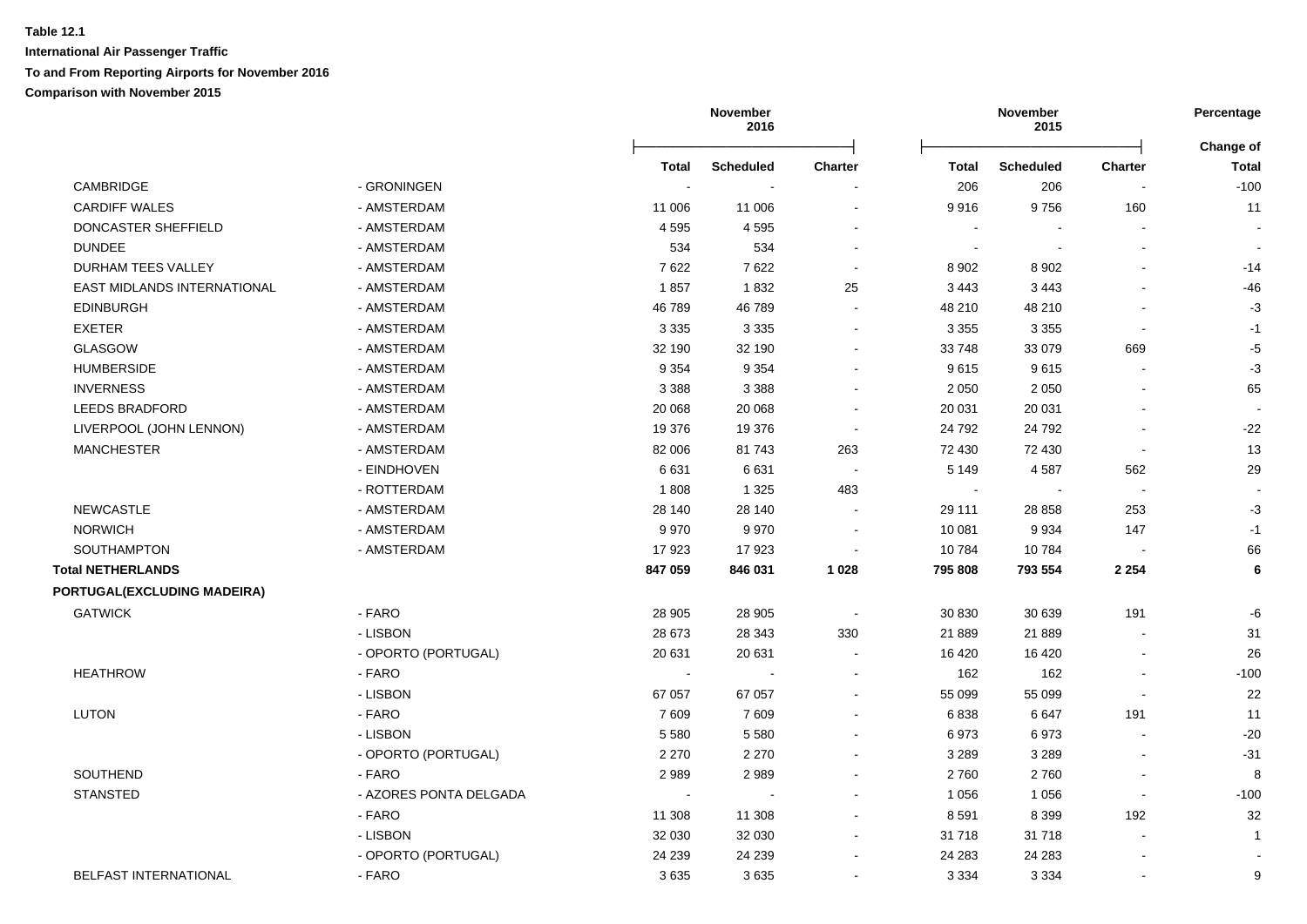**Table 12.1**

**International Air Passenger Traffic**

**To and From Reporting Airports for November 2016**

**Comparison with November 2015**

| | | November 2016 | | | November 2015 | | | Percentage |
|---|---|---|---|---|---|---|---|---|
| | | **Total** | **Scheduled** | **Charter** | **Total** | **Scheduled** | **Charter** | **Change of Total** |
| CAMBRIDGE | - GRONINGEN | - | - | - | 206 | 206 | - | -100 |
| CARDIFF WALES | - AMSTERDAM | 11 006 | 11 006 | - | 9 916 | 9 756 | 160 | 11 |
| DONCASTER SHEFFIELD | - AMSTERDAM | 4 595 | 4 595 | - | - | - | - | - |
| DUNDEE | - AMSTERDAM | 534 | 534 | - | - | - | - | - |
| DURHAM TEES VALLEY | - AMSTERDAM | 7 622 | 7 622 | - | 8 902 | 8 902 | - | -14 |
| EAST MIDLANDS INTERNATIONAL | - AMSTERDAM | 1 857 | 1 832 | 25 | 3 443 | 3 443 | - | -46 |
| EDINBURGH | - AMSTERDAM | 46 789 | 46 789 | - | 48 210 | 48 210 | - | -3 |
| EXETER | - AMSTERDAM | 3 335 | 3 335 | - | 3 355 | 3 355 | - | -1 |
| GLASGOW | - AMSTERDAM | 32 190 | 32 190 | - | 33 748 | 33 079 | 669 | -5 |
| HUMBERSIDE | - AMSTERDAM | 9 354 | 9 354 | - | 9 615 | 9 615 | - | -3 |
| INVERNESS | - AMSTERDAM | 3 388 | 3 388 | - | 2 050 | 2 050 | - | 65 |
| LEEDS BRADFORD | - AMSTERDAM | 20 068 | 20 068 | - | 20 031 | 20 031 | - | - |
| LIVERPOOL (JOHN LENNON) | - AMSTERDAM | 19 376 | 19 376 | - | 24 792 | 24 792 | - | -22 |
| MANCHESTER | - AMSTERDAM | 82 006 | 81 743 | 263 | 72 430 | 72 430 | - | 13 |
| | - EINDHOVEN | 6 631 | 6 631 | - | 5 149 | 4 587 | 562 | 29 |
| | - ROTTERDAM | 1 808 | 1 325 | 483 | - | - | - | - |
| NEWCASTLE | - AMSTERDAM | 28 140 | 28 140 | - | 29 111 | 28 858 | 253 | -3 |
| NORWICH | - AMSTERDAM | 9 970 | 9 970 | - | 10 081 | 9 934 | 147 | -1 |
| SOUTHAMPTON | - AMSTERDAM | 17 923 | 17 923 | - | 10 784 | 10 784 | - | 66 |
| **Total NETHERLANDS** | | **847 059** | **846 031** | **1 028** | **795 808** | **793 554** | **2 254** | **6** |
| **PORTUGAL(EXCLUDING MADEIRA)** | | | | | | | | |
| GATWICK | - FARO | 28 905 | 28 905 | - | 30 830 | 30 639 | 191 | -6 |
| | - LISBON | 28 673 | 28 343 | 330 | 21 889 | 21 889 | - | 31 |
| | - OPORTO (PORTUGAL) | 20 631 | 20 631 | - | 16 420 | 16 420 | - | 26 |
| HEATHROW | - FARO | - | - | - | 162 | 162 | - | -100 |
| | - LISBON | 67 057 | 67 057 | - | 55 099 | 55 099 | - | 22 |
| LUTON | - FARO | 7 609 | 7 609 | - | 6 838 | 6 647 | 191 | 11 |
| | - LISBON | 5 580 | 5 580 | - | 6 973 | 6 973 | - | -20 |
| | - OPORTO (PORTUGAL) | 2 270 | 2 270 | - | 3 289 | 3 289 | - | -31 |
| SOUTHEND | - FARO | 2 989 | 2 989 | - | 2 760 | 2 760 | - | 8 |
| STANSTED | - AZORES PONTA DELGADA | - | - | - | 1 056 | 1 056 | - | -100 |
| | - FARO | 11 308 | 11 308 | - | 8 591 | 8 399 | 192 | 32 |
| | - LISBON | 32 030 | 32 030 | - | 31 718 | 31 718 | - | 1 |
| | - OPORTO (PORTUGAL) | 24 239 | 24 239 | - | 24 283 | 24 283 | - | - |
| BELFAST INTERNATIONAL | - FARO | 3 635 | 3 635 | - | 3 334 | 3 334 | - | 9 |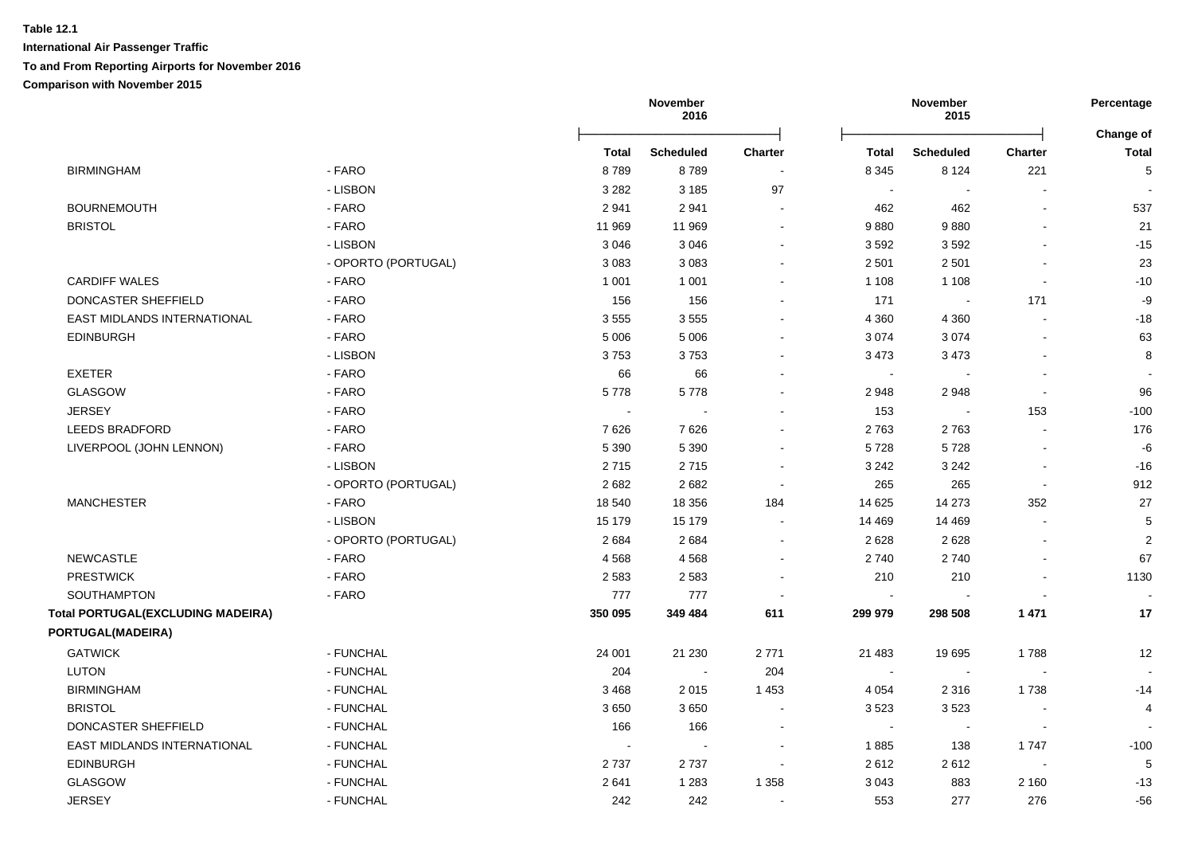**Table 12.1**

**International Air Passenger Traffic**

**To and From Reporting Airports for November 2016**

**Comparison with November 2015**

| | | November 2016 | | | November 2015 | | | Percentage |
|---|---|---|---|---|---|---|---|---|
| | | **Total** | **Scheduled** | **Charter** | **Total** | **Scheduled** | **Charter** | **Change of Total** |
| BIRMINGHAM | - FARO | 8 789 | 8 789 | - | 8 345 | 8 124 | 221 | 5 |
| | - LISBON | 3 282 | 3 185 | 97 | - | - | - | - |
| BOURNEMOUTH | - FARO | 2 941 | 2 941 | - | 462 | 462 | - | 537 |
| BRISTOL | - FARO | 11 969 | 11 969 | - | 9 880 | 9 880 | - | 21 |
| | - LISBON | 3 046 | 3 046 | - | 3 592 | 3 592 | - | -15 |
| | - OPORTO (PORTUGAL) | 3 083 | 3 083 | - | 2 501 | 2 501 | - | 23 |
| CARDIFF WALES | - FARO | 1 001 | 1 001 | - | 1 108 | 1 108 | - | -10 |
| DONCASTER SHEFFIELD | - FARO | 156 | 156 | - | 171 | - | 171 | -9 |
| EAST MIDLANDS INTERNATIONAL | - FARO | 3 555 | 3 555 | - | 4 360 | 4 360 | - | -18 |
| EDINBURGH | - FARO | 5 006 | 5 006 | - | 3 074 | 3 074 | - | 63 |
| | - LISBON | 3 753 | 3 753 | - | 3 473 | 3 473 | - | 8 |
| EXETER | - FARO | 66 | 66 | - | - | - | - | - |
| GLASGOW | - FARO | 5 778 | 5 778 | - | 2 948 | 2 948 | - | 96 |
| JERSEY | - FARO | - | - | - | 153 | - | 153 | -100 |
| LEEDS BRADFORD | - FARO | 7 626 | 7 626 | - | 2 763 | 2 763 | - | 176 |
| LIVERPOOL (JOHN LENNON) | - FARO | 5 390 | 5 390 | - | 5 728 | 5 728 | - | -6 |
| | - LISBON | 2 715 | 2 715 | - | 3 242 | 3 242 | - | -16 |
| | - OPORTO (PORTUGAL) | 2 682 | 2 682 | - | 265 | 265 | - | 912 |
| MANCHESTER | - FARO | 18 540 | 18 356 | 184 | 14 625 | 14 273 | 352 | 27 |
| | - LISBON | 15 179 | 15 179 | - | 14 469 | 14 469 | - | 5 |
| | - OPORTO (PORTUGAL) | 2 684 | 2 684 | - | 2 628 | 2 628 | - | 2 |
| NEWCASTLE | - FARO | 4 568 | 4 568 | - | 2 740 | 2 740 | - | 67 |
| PRESTWICK | - FARO | 2 583 | 2 583 | - | 210 | 210 | - | 1130 |
| SOUTHAMPTON | - FARO | 777 | 777 | - | - | - | - | - |
| **Total PORTUGAL(EXCLUDING MADEIRA)** | | **350 095** | **349 484** | **611** | **299 979** | **298 508** | **1 471** | **17** |
| **PORTUGAL(MADEIRA)** | | | | | | | | |
| GATWICK | - FUNCHAL | 24 001 | 21 230 | 2 771 | 21 483 | 19 695 | 1 788 | 12 |
| LUTON | - FUNCHAL | 204 | - | 204 | - | - | - | - |
| BIRMINGHAM | - FUNCHAL | 3 468 | 2 015 | 1 453 | 4 054 | 2 316 | 1 738 | -14 |
| BRISTOL | - FUNCHAL | 3 650 | 3 650 | - | 3 523 | 3 523 | - | 4 |
| DONCASTER SHEFFIELD | - FUNCHAL | 166 | 166 | - | - | - | - | - |
| EAST MIDLANDS INTERNATIONAL | - FUNCHAL | - | - | - | 1 885 | 138 | 1 747 | -100 |
| EDINBURGH | - FUNCHAL | 2 737 | 2 737 | - | 2 612 | 2 612 | - | 5 |
| GLASGOW | - FUNCHAL | 2 641 | 1 283 | 1 358 | 3 043 | 883 | 2 160 | -13 |
| JERSEY | - FUNCHAL | 242 | 242 | - | 553 | 277 | 276 | -56 |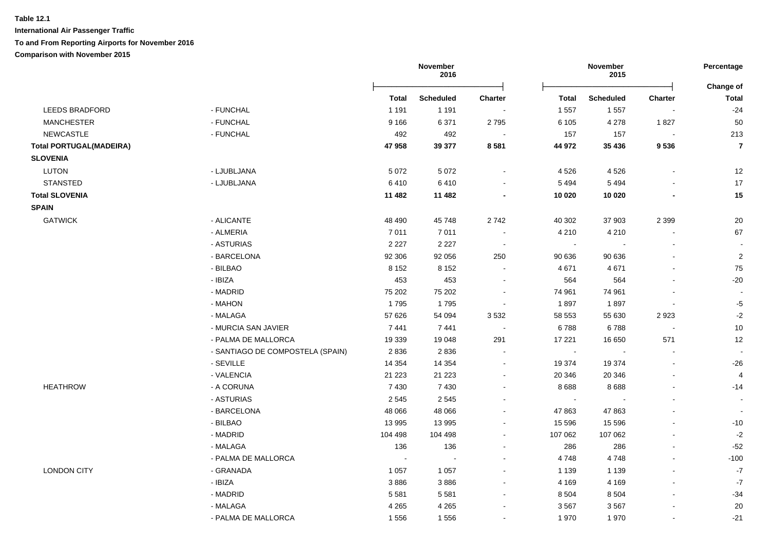**Table 12.1**

**International Air Passenger Traffic**

**To and From Reporting Airports for November 2016**

**Comparison with November 2015**

| | | November 2016 | | | November 2015 | | | Percentage |
|---|---|---|---|---|---|---|---|---|
| | | **Total** | **Scheduled** | **Charter** | **Total** | **Scheduled** | **Charter** | **Change of Total** |
| LEEDS BRADFORD | - FUNCHAL | 1 191 | 1 191 | - | 1 557 | 1 557 | - | -24 |
| MANCHESTER | - FUNCHAL | 9 166 | 6 371 | 2 795 | 6 105 | 4 278 | 1 827 | 50 |
| NEWCASTLE | - FUNCHAL | 492 | 492 | - | 157 | 157 | - | 213 |
| **Total PORTUGAL(MADEIRA)** | | **47 958** | **39 377** | **8 581** | **44 972** | **35 436** | **9 536** | **7** |
| **SLOVENIA** | | | | | | | | |
| LUTON | - LJUBLJANA | 5 072 | 5 072 | - | 4 526 | 4 526 | - | 12 |
| STANSTED | - LJUBLJANA | 6 410 | 6 410 | - | 5 494 | 5 494 | - | 17 |
| **Total SLOVENIA** | | **11 482** | **11 482** | **-** | **10 020** | **10 020** | **-** | **15** |
| **SPAIN** | | | | | | | | |
| GATWICK | - ALICANTE | 48 490 | 45 748 | 2 742 | 40 302 | 37 903 | 2 399 | 20 |
| | - ALMERIA | 7 011 | 7 011 | - | 4 210 | 4 210 | - | 67 |
| | - ASTURIAS | 2 227 | 2 227 | - | - | - | - | - |
| | - BARCELONA | 92 306 | 92 056 | 250 | 90 636 | 90 636 | - | 2 |
| | - BILBAO | 8 152 | 8 152 | - | 4 671 | 4 671 | - | 75 |
| | - IBIZA | 453 | 453 | - | 564 | 564 | - | -20 |
| | - MADRID | 75 202 | 75 202 | - | 74 961 | 74 961 | - | - |
| | - MAHON | 1 795 | 1 795 | - | 1 897 | 1 897 | - | -5 |
| | - MALAGA | 57 626 | 54 094 | 3 532 | 58 553 | 55 630 | 2 923 | -2 |
| | - MURCIA SAN JAVIER | 7 441 | 7 441 | - | 6 788 | 6 788 | - | 10 |
| | - PALMA DE MALLORCA | 19 339 | 19 048 | 291 | 17 221 | 16 650 | 571 | 12 |
| | - SANTIAGO DE COMPOSTELA (SPAIN) | 2 836 | 2 836 | - | - | - | - | - |
| | - SEVILLE | 14 354 | 14 354 | - | 19 374 | 19 374 | - | -26 |
| | - VALENCIA | 21 223 | 21 223 | - | 20 346 | 20 346 | - | 4 |
| HEATHROW | - A CORUNA | 7 430 | 7 430 | - | 8 688 | 8 688 | - | -14 |
| | - ASTURIAS | 2 545 | 2 545 | - | - | - | - | - |
| | - BARCELONA | 48 066 | 48 066 | - | 47 863 | 47 863 | - | - |
| | - BILBAO | 13 995 | 13 995 | - | 15 596 | 15 596 | - | -10 |
| | - MADRID | 104 498 | 104 498 | - | 107 062 | 107 062 | - | -2 |
| | - MALAGA | 136 | 136 | - | 286 | 286 | - | -52 |
| | - PALMA DE MALLORCA | - | - | - | 4 748 | 4 748 | - | -100 |
| LONDON CITY | - GRANADA | 1 057 | 1 057 | - | 1 139 | 1 139 | - | -7 |
| | - IBIZA | 3 886 | 3 886 | - | 4 169 | 4 169 | - | -7 |
| | - MADRID | 5 581 | 5 581 | - | 8 504 | 8 504 | - | -34 |
| | - MALAGA | 4 265 | 4 265 | - | 3 567 | 3 567 | - | 20 |
| | - PALMA DE MALLORCA | 1 556 | 1 556 | - | 1 970 | 1 970 | - | -21 |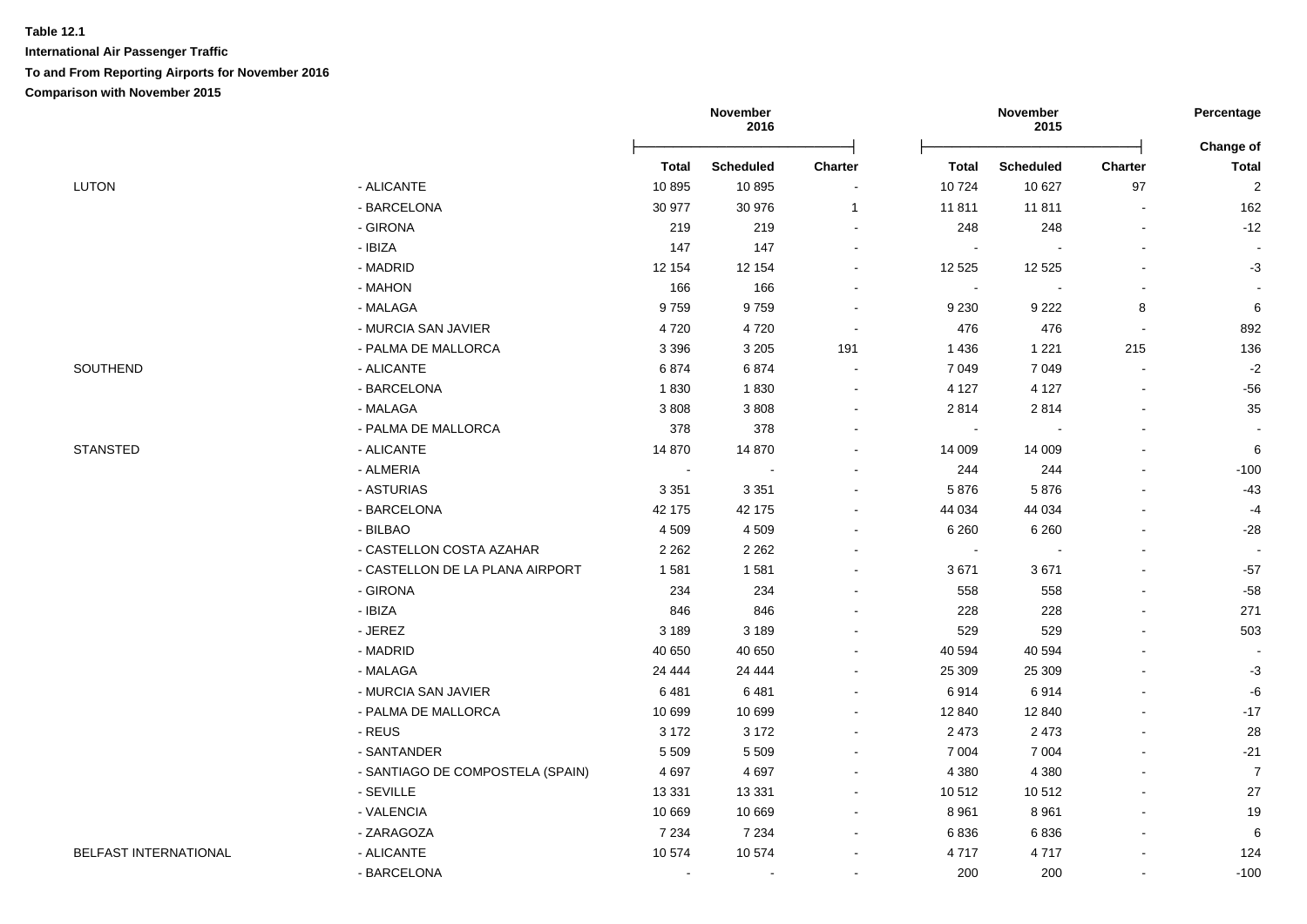**Table 12.1**

**International Air Passenger Traffic**

**To and From Reporting Airports for November 2016**

**Comparison with November 2015**

| | | November 2016 | | | November 2015 | | | Percentage |
|---|---|---|---|---|---|---|---|---|
| | | **Total** | **Scheduled** | **Charter** | **Total** | **Scheduled** | **Charter** | **Change of Total** |
| LUTON | - ALICANTE | 10 895 | 10 895 | - | 10 724 | 10 627 | 97 | 2 |
| | - BARCELONA | 30 977 | 30 976 | 1 | 11 811 | 11 811 | - | 162 |
| | - GIRONA | 219 | 219 | - | 248 | 248 | - | -12 |
| | - IBIZA | 147 | 147 | - | - | - | - | - |
| | - MADRID | 12 154 | 12 154 | - | 12 525 | 12 525 | - | -3 |
| | - MAHON | 166 | 166 | - | - | - | - | - |
| | - MALAGA | 9 759 | 9 759 | - | 9 230 | 9 222 | 8 | 6 |
| | - MURCIA SAN JAVIER | 4 720 | 4 720 | - | 476 | 476 | - | 892 |
| | - PALMA DE MALLORCA | 3 396 | 3 205 | 191 | 1 436 | 1 221 | 215 | 136 |
| SOUTHEND | - ALICANTE | 6 874 | 6 874 | - | 7 049 | 7 049 | - | -2 |
| | - BARCELONA | 1 830 | 1 830 | - | 4 127 | 4 127 | - | -56 |
| | - MALAGA | 3 808 | 3 808 | - | 2 814 | 2 814 | - | 35 |
| | - PALMA DE MALLORCA | 378 | 378 | - | - | - | - | - |
| STANSTED | - ALICANTE | 14 870 | 14 870 | - | 14 009 | 14 009 | - | 6 |
| | - ALMERIA | - | - | - | 244 | 244 | - | -100 |
| | - ASTURIAS | 3 351 | 3 351 | - | 5 876 | 5 876 | - | -43 |
| | - BARCELONA | 42 175 | 42 175 | - | 44 034 | 44 034 | - | -4 |
| | - BILBAO | 4 509 | 4 509 | - | 6 260 | 6 260 | - | -28 |
| | - CASTELLON COSTA AZAHAR | 2 262 | 2 262 | - | - | - | - | - |
| | - CASTELLON DE LA PLANA AIRPORT | 1 581 | 1 581 | - | 3 671 | 3 671 | - | -57 |
| | - GIRONA | 234 | 234 | - | 558 | 558 | - | -58 |
| | - IBIZA | 846 | 846 | - | 228 | 228 | - | 271 |
| | - JEREZ | 3 189 | 3 189 | - | 529 | 529 | - | 503 |
| | - MADRID | 40 650 | 40 650 | - | 40 594 | 40 594 | - | - |
| | - MALAGA | 24 444 | 24 444 | - | 25 309 | 25 309 | - | -3 |
| | - MURCIA SAN JAVIER | 6 481 | 6 481 | - | 6 914 | 6 914 | - | -6 |
| | - PALMA DE MALLORCA | 10 699 | 10 699 | - | 12 840 | 12 840 | - | -17 |
| | - REUS | 3 172 | 3 172 | - | 2 473 | 2 473 | - | 28 |
| | - SANTANDER | 5 509 | 5 509 | - | 7 004 | 7 004 | - | -21 |
| | - SANTIAGO DE COMPOSTELA (SPAIN) | 4 697 | 4 697 | - | 4 380 | 4 380 | - | 7 |
| | - SEVILLE | 13 331 | 13 331 | - | 10 512 | 10 512 | - | 27 |
| | - VALENCIA | 10 669 | 10 669 | - | 8 961 | 8 961 | - | 19 |
| | - ZARAGOZA | 7 234 | 7 234 | - | 6 836 | 6 836 | - | 6 |
| BELFAST INTERNATIONAL | - ALICANTE | 10 574 | 10 574 | - | 4 717 | 4 717 | - | 124 |
| | - BARCELONA | - | - | - | 200 | 200 | - | -100 |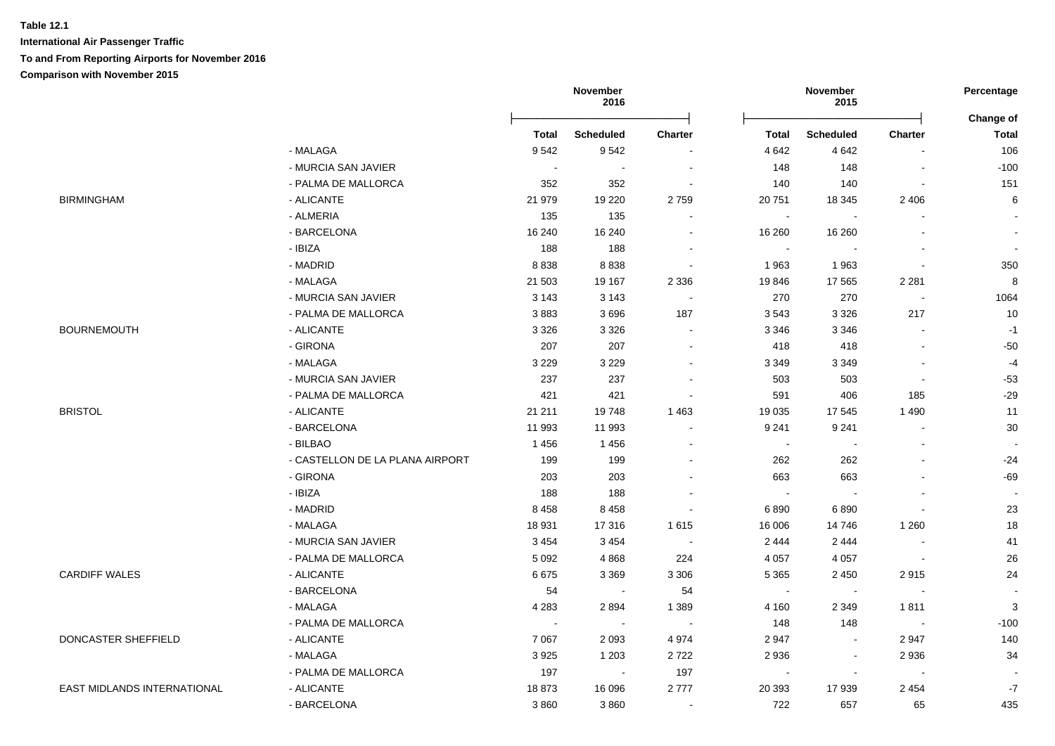**Table 12.1**

**International Air Passenger Traffic**

**To and From Reporting Airports for November 2016**

**Comparison with November 2015**

| | | November 2016 | | | November 2015 | | | Percentage |
|---|---|---|---|---|---|---|---|---|
| | | **Total** | **Scheduled** | **Charter** | **Total** | **Scheduled** | **Charter** | **Change of Total** |
| | - MALAGA | 9 542 | 9 542 | - | 4 642 | 4 642 | - | 106 |
| | - MURCIA SAN JAVIER | - | - | - | 148 | 148 | - | -100 |
| | - PALMA DE MALLORCA | 352 | 352 | - | 140 | 140 | - | 151 |
| BIRMINGHAM | - ALICANTE | 21 979 | 19 220 | 2 759 | 20 751 | 18 345 | 2 406 | 6 |
| | - ALMERIA | 135 | 135 | - | - | - | - | - |
| | - BARCELONA | 16 240 | 16 240 | - | 16 260 | 16 260 | - | - |
| | - IBIZA | 188 | 188 | - | - | - | - | - |
| | - MADRID | 8 838 | 8 838 | - | 1 963 | 1 963 | - | 350 |
| | - MALAGA | 21 503 | 19 167 | 2 336 | 19 846 | 17 565 | 2 281 | 8 |
| | - MURCIA SAN JAVIER | 3 143 | 3 143 | - | 270 | 270 | - | 1064 |
| | - PALMA DE MALLORCA | 3 883 | 3 696 | 187 | 3 543 | 3 326 | 217 | 10 |
| BOURNEMOUTH | - ALICANTE | 3 326 | 3 326 | - | 3 346 | 3 346 | - | -1 |
| | - GIRONA | 207 | 207 | - | 418 | 418 | - | -50 |
| | - MALAGA | 3 229 | 3 229 | - | 3 349 | 3 349 | - | -4 |
| | - MURCIA SAN JAVIER | 237 | 237 | - | 503 | 503 | - | -53 |
| | - PALMA DE MALLORCA | 421 | 421 | - | 591 | 406 | 185 | -29 |
| BRISTOL | - ALICANTE | 21 211 | 19 748 | 1 463 | 19 035 | 17 545 | 1 490 | 11 |
| | - BARCELONA | 11 993 | 11 993 | - | 9 241 | 9 241 | - | 30 |
| | - BILBAO | 1 456 | 1 456 | - | - | - | - | - |
| | - CASTELLON DE LA PLANA AIRPORT | 199 | 199 | - | 262 | 262 | - | -24 |
| | - GIRONA | 203 | 203 | - | 663 | 663 | - | -69 |
| | - IBIZA | 188 | 188 | - | - | - | - | - |
| | - MADRID | 8 458 | 8 458 | - | 6 890 | 6 890 | - | 23 |
| | - MALAGA | 18 931 | 17 316 | 1 615 | 16 006 | 14 746 | 1 260 | 18 |
| | - MURCIA SAN JAVIER | 3 454 | 3 454 | - | 2 444 | 2 444 | - | 41 |
| | - PALMA DE MALLORCA | 5 092 | 4 868 | 224 | 4 057 | 4 057 | - | 26 |
| CARDIFF WALES | - ALICANTE | 6 675 | 3 369 | 3 306 | 5 365 | 2 450 | 2 915 | 24 |
| | - BARCELONA | 54 | - | 54 | - | - | - | - |
| | - MALAGA | 4 283 | 2 894 | 1 389 | 4 160 | 2 349 | 1 811 | 3 |
| | - PALMA DE MALLORCA | - | - | - | 148 | 148 | - | -100 |
| DONCASTER SHEFFIELD | - ALICANTE | 7 067 | 2 093 | 4 974 | 2 947 | - | 2 947 | 140 |
| | - MALAGA | 3 925 | 1 203 | 2 722 | 2 936 | - | 2 936 | 34 |
| | - PALMA DE MALLORCA | 197 | - | 197 | - | - | - | - |
| EAST MIDLANDS INTERNATIONAL | - ALICANTE | 18 873 | 16 096 | 2 777 | 20 393 | 17 939 | 2 454 | -7 |
| | - BARCELONA | 3 860 | 3 860 | - | 722 | 657 | 65 | 435 |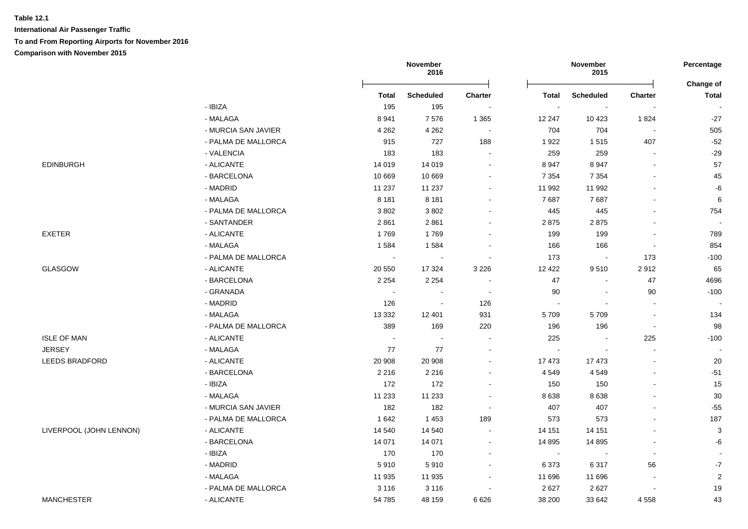**Table 12.1**

**International Air Passenger Traffic**

**To and From Reporting Airports for November 2016**

**Comparison with November 2015**

| | | November 2016 | | | November 2015 | | | Percentage |
|---|---|---|---|---|---|---|---|---|
| | | **Total** | **Scheduled** | **Charter** | **Total** | **Scheduled** | **Charter** | **Change of Total** |
| | - IBIZA | 195 | 195 | - | - | - | - | - |
| | - MALAGA | 8 941 | 7 576 | 1 365 | 12 247 | 10 423 | 1 824 | -27 |
| | - MURCIA SAN JAVIER | 4 262 | 4 262 | - | 704 | 704 | - | 505 |
| | - PALMA DE MALLORCA | 915 | 727 | 188 | 1 922 | 1 515 | 407 | -52 |
| | - VALENCIA | 183 | 183 | - | 259 | 259 | - | -29 |
| EDINBURGH | - ALICANTE | 14 019 | 14 019 | - | 8 947 | 8 947 | - | 57 |
| | - BARCELONA | 10 669 | 10 669 | - | 7 354 | 7 354 | - | 45 |
| | - MADRID | 11 237 | 11 237 | - | 11 992 | 11 992 | - | -6 |
| | - MALAGA | 8 181 | 8 181 | - | 7 687 | 7 687 | - | 6 |
| | - PALMA DE MALLORCA | 3 802 | 3 802 | - | 445 | 445 | - | 754 |
| | - SANTANDER | 2 861 | 2 861 | - | 2 875 | 2 875 | - | - |
| EXETER | - ALICANTE | 1 769 | 1 769 | - | 199 | 199 | - | 789 |
| | - MALAGA | 1 584 | 1 584 | - | 166 | 166 | - | 854 |
| | - PALMA DE MALLORCA | - | - | - | 173 | - | 173 | -100 |
| GLASGOW | - ALICANTE | 20 550 | 17 324 | 3 226 | 12 422 | 9 510 | 2 912 | 65 |
| | - BARCELONA | 2 254 | 2 254 | - | 47 | - | 47 | 4696 |
| | - GRANADA | - | - | - | 90 | - | 90 | -100 |
| | - MADRID | 126 | - | 126 | - | - | - | - |
| | - MALAGA | 13 332 | 12 401 | 931 | 5 709 | 5 709 | - | 134 |
| | - PALMA DE MALLORCA | 389 | 169 | 220 | 196 | 196 | - | 98 |
| ISLE OF MAN | - ALICANTE | - | - | - | 225 | - | 225 | -100 |
| JERSEY | - MALAGA | 77 | 77 | - | - | - | - | - |
| LEEDS BRADFORD | - ALICANTE | 20 908 | 20 908 | - | 17 473 | 17 473 | - | 20 |
| | - BARCELONA | 2 216 | 2 216 | - | 4 549 | 4 549 | - | -51 |
| | - IBIZA | 172 | 172 | - | 150 | 150 | - | 15 |
| | - MALAGA | 11 233 | 11 233 | - | 8 638 | 8 638 | - | 30 |
| | - MURCIA SAN JAVIER | 182 | 182 | - | 407 | 407 | - | -55 |
| | - PALMA DE MALLORCA | 1 642 | 1 453 | 189 | 573 | 573 | - | 187 |
| LIVERPOOL (JOHN LENNON) | - ALICANTE | 14 540 | 14 540 | - | 14 151 | 14 151 | - | 3 |
| | - BARCELONA | 14 071 | 14 071 | - | 14 895 | 14 895 | - | -6 |
| | - IBIZA | 170 | 170 | - | - | - | - | - |
| | - MADRID | 5 910 | 5 910 | - | 6 373 | 6 317 | 56 | -7 |
| | - MALAGA | 11 935 | 11 935 | - | 11 696 | 11 696 | - | 2 |
| | - PALMA DE MALLORCA | 3 116 | 3 116 | - | 2 627 | 2 627 | - | 19 |
| MANCHESTER | - ALICANTE | 54 785 | 48 159 | 6 626 | 38 200 | 33 642 | 4 558 | 43 |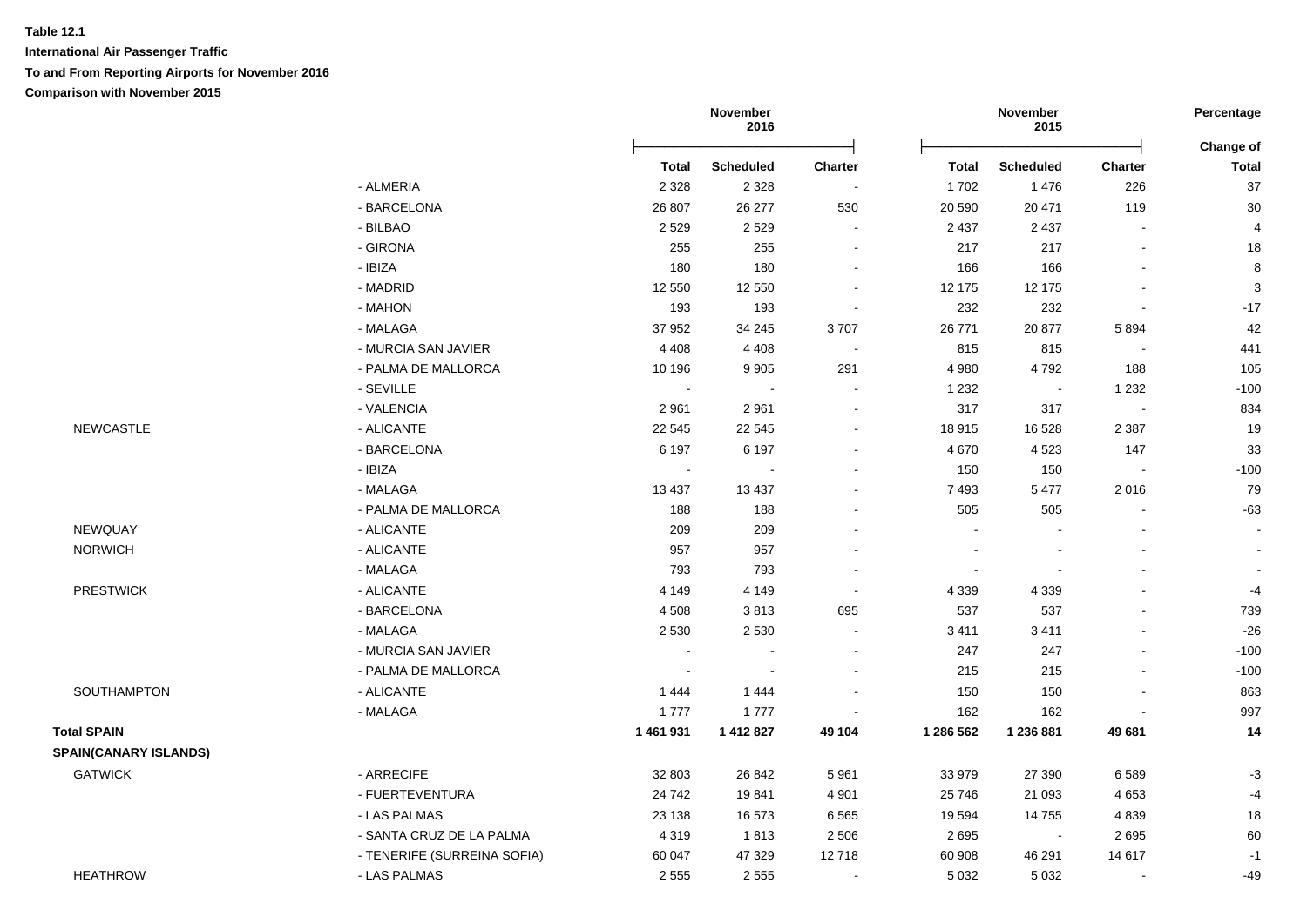**Table 12.1**

**International Air Passenger Traffic**

**To and From Reporting Airports for November 2016**

**Comparison with November 2015**

| | | November 2016 | | | November 2015 | | | Percentage |
|---|---|---|---|---|---|---|---|---|
| | | **Total** | **Scheduled** | **Charter** | **Total** | **Scheduled** | **Charter** | **Change of Total** |
| | - ALMERIA | 2 328 | 2 328 | - | 1 702 | 1 476 | 226 | 37 |
| | - BARCELONA | 26 807 | 26 277 | 530 | 20 590 | 20 471 | 119 | 30 |
| | - BILBAO | 2 529 | 2 529 | - | 2 437 | 2 437 | - | 4 |
| | - GIRONA | 255 | 255 | - | 217 | 217 | - | 18 |
| | - IBIZA | 180 | 180 | - | 166 | 166 | - | 8 |
| | - MADRID | 12 550 | 12 550 | - | 12 175 | 12 175 | - | 3 |
| | - MAHON | 193 | 193 | - | 232 | 232 | - | -17 |
| | - MALAGA | 37 952 | 34 245 | 3 707 | 26 771 | 20 877 | 5 894 | 42 |
| | - MURCIA SAN JAVIER | 4 408 | 4 408 | - | 815 | 815 | - | 441 |
| | - PALMA DE MALLORCA | 10 196 | 9 905 | 291 | 4 980 | 4 792 | 188 | 105 |
| | - SEVILLE | - | - | - | 1 232 | - | 1 232 | -100 |
| | - VALENCIA | 2 961 | 2 961 | - | 317 | 317 | - | 834 |
| NEWCASTLE | - ALICANTE | 22 545 | 22 545 | - | 18 915 | 16 528 | 2 387 | 19 |
| | - BARCELONA | 6 197 | 6 197 | - | 4 670 | 4 523 | 147 | 33 |
| | - IBIZA | - | - | - | 150 | 150 | - | -100 |
| | - MALAGA | 13 437 | 13 437 | - | 7 493 | 5 477 | 2 016 | 79 |
| | - PALMA DE MALLORCA | 188 | 188 | - | 505 | 505 | - | -63 |
| NEWQUAY | - ALICANTE | 209 | 209 | - | - | - | - | - |
| NORWICH | - ALICANTE | 957 | 957 | - | - | - | - | - |
| | - MALAGA | 793 | 793 | - | - | - | - | - |
| PRESTWICK | - ALICANTE | 4 149 | 4 149 | - | 4 339 | 4 339 | - | -4 |
| | - BARCELONA | 4 508 | 3 813 | 695 | 537 | 537 | - | 739 |
| | - MALAGA | 2 530 | 2 530 | - | 3 411 | 3 411 | - | -26 |
| | - MURCIA SAN JAVIER | - | - | - | 247 | 247 | - | -100 |
| | - PALMA DE MALLORCA | - | - | - | 215 | 215 | - | -100 |
| SOUTHAMPTON | - ALICANTE | 1 444 | 1 444 | - | 150 | 150 | - | 863 |
| | - MALAGA | 1 777 | 1 777 | - | 162 | 162 | - | 997 |
| **Total SPAIN** | | **1 461 931** | **1 412 827** | **49 104** | **1 286 562** | **1 236 881** | **49 681** | **14** |
| **SPAIN(CANARY ISLANDS)** | | | | | | | | |
| GATWICK | - ARRECIFE | 32 803 | 26 842 | 5 961 | 33 979 | 27 390 | 6 589 | -3 |
| | - FUERTEVENTURA | 24 742 | 19 841 | 4 901 | 25 746 | 21 093 | 4 653 | -4 |
| | - LAS PALMAS | 23 138 | 16 573 | 6 565 | 19 594 | 14 755 | 4 839 | 18 |
| | - SANTA CRUZ DE LA PALMA | 4 319 | 1 813 | 2 506 | 2 695 | - | 2 695 | 60 |
| | - TENERIFE (SURREINA SOFIA) | 60 047 | 47 329 | 12 718 | 60 908 | 46 291 | 14 617 | -1 |
| HEATHROW | - LAS PALMAS | 2 555 | 2 555 | - | 5 032 | 5 032 | - | -49 |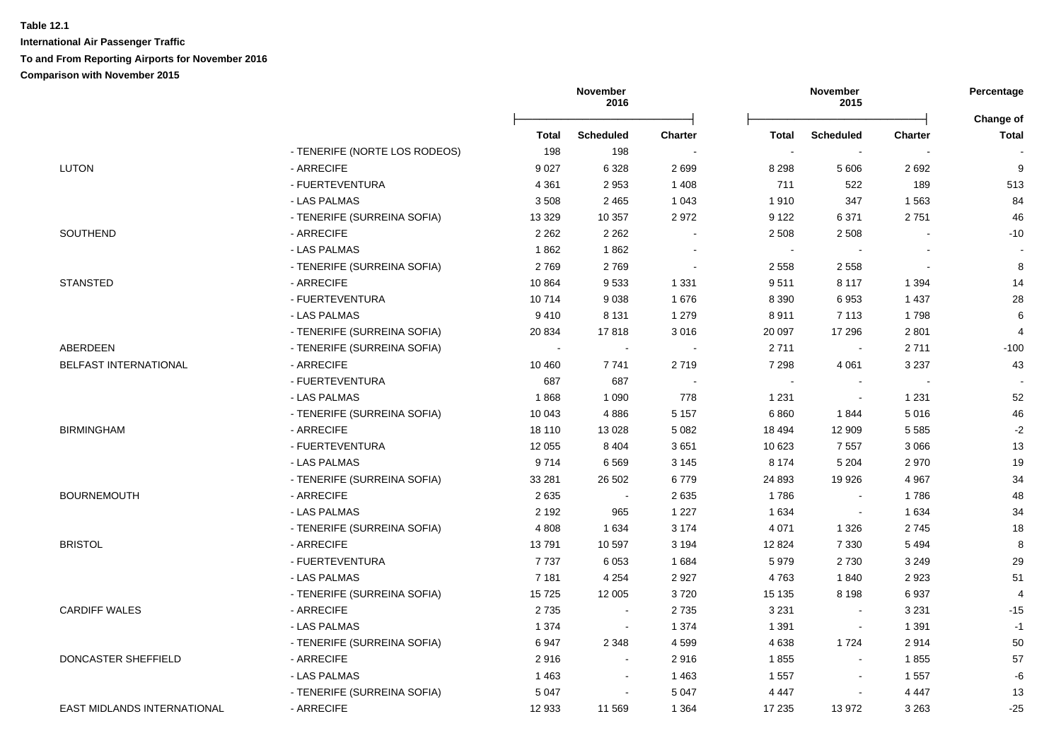**Table 12.1**

**International Air Passenger Traffic**

**To and From Reporting Airports for November 2016**

**Comparison with November 2015**

| | | November 2016 | | | November 2015 | | | Percentage |
|---|---|---|---|---|---|---|---|---|
| | | **Total** | **Scheduled** | **Charter** | **Total** | **Scheduled** | **Charter** | **Change of Total** |
| | - TENERIFE (NORTE LOS RODEOS) | 198 | 198 | - | - | - | - | - |
| LUTON | - ARRECIFE | 9 027 | 6 328 | 2 699 | 8 298 | 5 606 | 2 692 | 9 |
| | - FUERTEVENTURA | 4 361 | 2 953 | 1 408 | 711 | 522 | 189 | 513 |
| | - LAS PALMAS | 3 508 | 2 465 | 1 043 | 1 910 | 347 | 1 563 | 84 |
| | - TENERIFE (SURREINA SOFIA) | 13 329 | 10 357 | 2 972 | 9 122 | 6 371 | 2 751 | 46 |
| SOUTHEND | - ARRECIFE | 2 262 | 2 262 | - | 2 508 | 2 508 | - | -10 |
| | - LAS PALMAS | 1 862 | 1 862 | - | - | - | - | - |
| | - TENERIFE (SURREINA SOFIA) | 2 769 | 2 769 | - | 2 558 | 2 558 | - | 8 |
| STANSTED | - ARRECIFE | 10 864 | 9 533 | 1 331 | 9 511 | 8 117 | 1 394 | 14 |
| | - FUERTEVENTURA | 10 714 | 9 038 | 1 676 | 8 390 | 6 953 | 1 437 | 28 |
| | - LAS PALMAS | 9 410 | 8 131 | 1 279 | 8 911 | 7 113 | 1 798 | 6 |
| | - TENERIFE (SURREINA SOFIA) | 20 834 | 17 818 | 3 016 | 20 097 | 17 296 | 2 801 | 4 |
| ABERDEEN | - TENERIFE (SURREINA SOFIA) | - | - | - | 2 711 | - | 2 711 | -100 |
| BELFAST INTERNATIONAL | - ARRECIFE | 10 460 | 7 741 | 2 719 | 7 298 | 4 061 | 3 237 | 43 |
| | - FUERTEVENTURA | 687 | 687 | - | - | - | - | - |
| | - LAS PALMAS | 1 868 | 1 090 | 778 | 1 231 | - | 1 231 | 52 |
| | - TENERIFE (SURREINA SOFIA) | 10 043 | 4 886 | 5 157 | 6 860 | 1 844 | 5 016 | 46 |
| BIRMINGHAM | - ARRECIFE | 18 110 | 13 028 | 5 082 | 18 494 | 12 909 | 5 585 | -2 |
| | - FUERTEVENTURA | 12 055 | 8 404 | 3 651 | 10 623 | 7 557 | 3 066 | 13 |
| | - LAS PALMAS | 9 714 | 6 569 | 3 145 | 8 174 | 5 204 | 2 970 | 19 |
| | - TENERIFE (SURREINA SOFIA) | 33 281 | 26 502 | 6 779 | 24 893 | 19 926 | 4 967 | 34 |
| BOURNEMOUTH | - ARRECIFE | 2 635 | - | 2 635 | 1 786 | - | 1 786 | 48 |
| | - LAS PALMAS | 2 192 | 965 | 1 227 | 1 634 | - | 1 634 | 34 |
| | - TENERIFE (SURREINA SOFIA) | 4 808 | 1 634 | 3 174 | 4 071 | 1 326 | 2 745 | 18 |
| BRISTOL | - ARRECIFE | 13 791 | 10 597 | 3 194 | 12 824 | 7 330 | 5 494 | 8 |
| | - FUERTEVENTURA | 7 737 | 6 053 | 1 684 | 5 979 | 2 730 | 3 249 | 29 |
| | - LAS PALMAS | 7 181 | 4 254 | 2 927 | 4 763 | 1 840 | 2 923 | 51 |
| | - TENERIFE (SURREINA SOFIA) | 15 725 | 12 005 | 3 720 | 15 135 | 8 198 | 6 937 | 4 |
| CARDIFF WALES | - ARRECIFE | 2 735 | - | 2 735 | 3 231 | - | 3 231 | -15 |
| | - LAS PALMAS | 1 374 | - | 1 374 | 1 391 | - | 1 391 | -1 |
| | - TENERIFE (SURREINA SOFIA) | 6 947 | 2 348 | 4 599 | 4 638 | 1 724 | 2 914 | 50 |
| DONCASTER SHEFFIELD | - ARRECIFE | 2 916 | - | 2 916 | 1 855 | - | 1 855 | 57 |
| | - LAS PALMAS | 1 463 | - | 1 463 | 1 557 | - | 1 557 | -6 |
| | - TENERIFE (SURREINA SOFIA) | 5 047 | - | 5 047 | 4 447 | - | 4 447 | 13 |
| EAST MIDLANDS INTERNATIONAL | - ARRECIFE | 12 933 | 11 569 | 1 364 | 17 235 | 13 972 | 3 263 | -25 |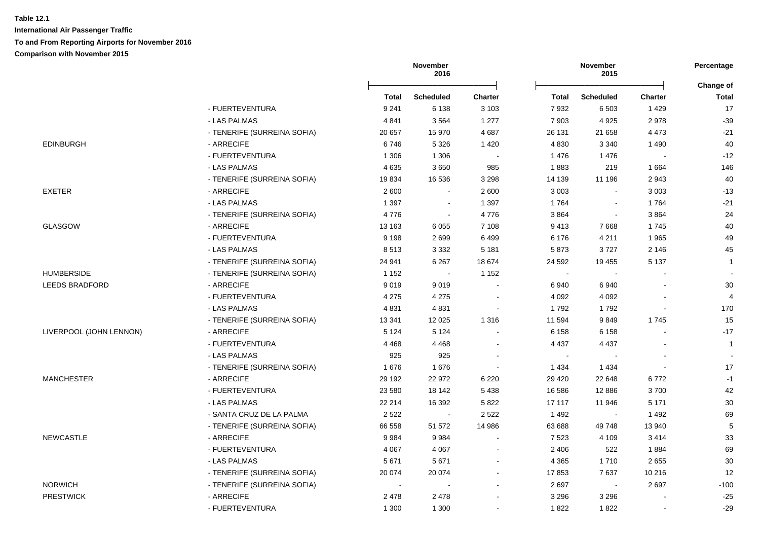**Table 12.1**

**International Air Passenger Traffic**

**To and From Reporting Airports for November 2016**

**Comparison with November 2015**

| | | November 2016 | | | November 2015 | | | Percentage |
|---|---|---|---|---|---|---|---|---|
| | | **Total** | **Scheduled** | **Charter** | **Total** | **Scheduled** | **Charter** | **Change of Total** |
| | - FUERTEVENTURA | 9 241 | 6 138 | 3 103 | 7 932 | 6 503 | 1 429 | 17 |
| | - LAS PALMAS | 4 841 | 3 564 | 1 277 | 7 903 | 4 925 | 2 978 | -39 |
| | - TENERIFE (SURREINA SOFIA) | 20 657 | 15 970 | 4 687 | 26 131 | 21 658 | 4 473 | -21 |
| EDINBURGH | - ARRECIFE | 6 746 | 5 326 | 1 420 | 4 830 | 3 340 | 1 490 | 40 |
| | - FUERTEVENTURA | 1 306 | 1 306 | - | 1 476 | 1 476 | - | -12 |
| | - LAS PALMAS | 4 635 | 3 650 | 985 | 1 883 | 219 | 1 664 | 146 |
| | - TENERIFE (SURREINA SOFIA) | 19 834 | 16 536 | 3 298 | 14 139 | 11 196 | 2 943 | 40 |
| EXETER | - ARRECIFE | 2 600 | - | 2 600 | 3 003 | - | 3 003 | -13 |
| | - LAS PALMAS | 1 397 | - | 1 397 | 1 764 | - | 1 764 | -21 |
| | - TENERIFE (SURREINA SOFIA) | 4 776 | - | 4 776 | 3 864 | - | 3 864 | 24 |
| GLASGOW | - ARRECIFE | 13 163 | 6 055 | 7 108 | 9 413 | 7 668 | 1 745 | 40 |
| | - FUERTEVENTURA | 9 198 | 2 699 | 6 499 | 6 176 | 4 211 | 1 965 | 49 |
| | - LAS PALMAS | 8 513 | 3 332 | 5 181 | 5 873 | 3 727 | 2 146 | 45 |
| | - TENERIFE (SURREINA SOFIA) | 24 941 | 6 267 | 18 674 | 24 592 | 19 455 | 5 137 | 1 |
| HUMBERSIDE | - TENERIFE (SURREINA SOFIA) | 1 152 | - | 1 152 | - | - | - | - |
| LEEDS BRADFORD | - ARRECIFE | 9 019 | 9 019 | - | 6 940 | 6 940 | - | 30 |
| | - FUERTEVENTURA | 4 275 | 4 275 | - | 4 092 | 4 092 | - | 4 |
| | - LAS PALMAS | 4 831 | 4 831 | - | 1 792 | 1 792 | - | 170 |
| | - TENERIFE (SURREINA SOFIA) | 13 341 | 12 025 | 1 316 | 11 594 | 9 849 | 1 745 | 15 |
| LIVERPOOL (JOHN LENNON) | - ARRECIFE | 5 124 | 5 124 | - | 6 158 | 6 158 | - | -17 |
| | - FUERTEVENTURA | 4 468 | 4 468 | - | 4 437 | 4 437 | - | 1 |
| | - LAS PALMAS | 925 | 925 | - | - | - | - | - |
| | - TENERIFE (SURREINA SOFIA) | 1 676 | 1 676 | - | 1 434 | 1 434 | - | 17 |
| MANCHESTER | - ARRECIFE | 29 192 | 22 972 | 6 220 | 29 420 | 22 648 | 6 772 | -1 |
| | - FUERTEVENTURA | 23 580 | 18 142 | 5 438 | 16 586 | 12 886 | 3 700 | 42 |
| | - LAS PALMAS | 22 214 | 16 392 | 5 822 | 17 117 | 11 946 | 5 171 | 30 |
| | - SANTA CRUZ DE LA PALMA | 2 522 | - | 2 522 | 1 492 | - | 1 492 | 69 |
| | - TENERIFE (SURREINA SOFIA) | 66 558 | 51 572 | 14 986 | 63 688 | 49 748 | 13 940 | 5 |
| NEWCASTLE | - ARRECIFE | 9 984 | 9 984 | - | 7 523 | 4 109 | 3 414 | 33 |
| | - FUERTEVENTURA | 4 067 | 4 067 | - | 2 406 | 522 | 1 884 | 69 |
| | - LAS PALMAS | 5 671 | 5 671 | - | 4 365 | 1 710 | 2 655 | 30 |
| | - TENERIFE (SURREINA SOFIA) | 20 074 | 20 074 | - | 17 853 | 7 637 | 10 216 | 12 |
| NORWICH | - TENERIFE (SURREINA SOFIA) | - | - | - | 2 697 | - | 2 697 | -100 |
| PRESTWICK | - ARRECIFE | 2 478 | 2 478 | - | 3 296 | 3 296 | - | -25 |
| | - FUERTEVENTURA | 1 300 | 1 300 | - | 1 822 | 1 822 | - | -29 |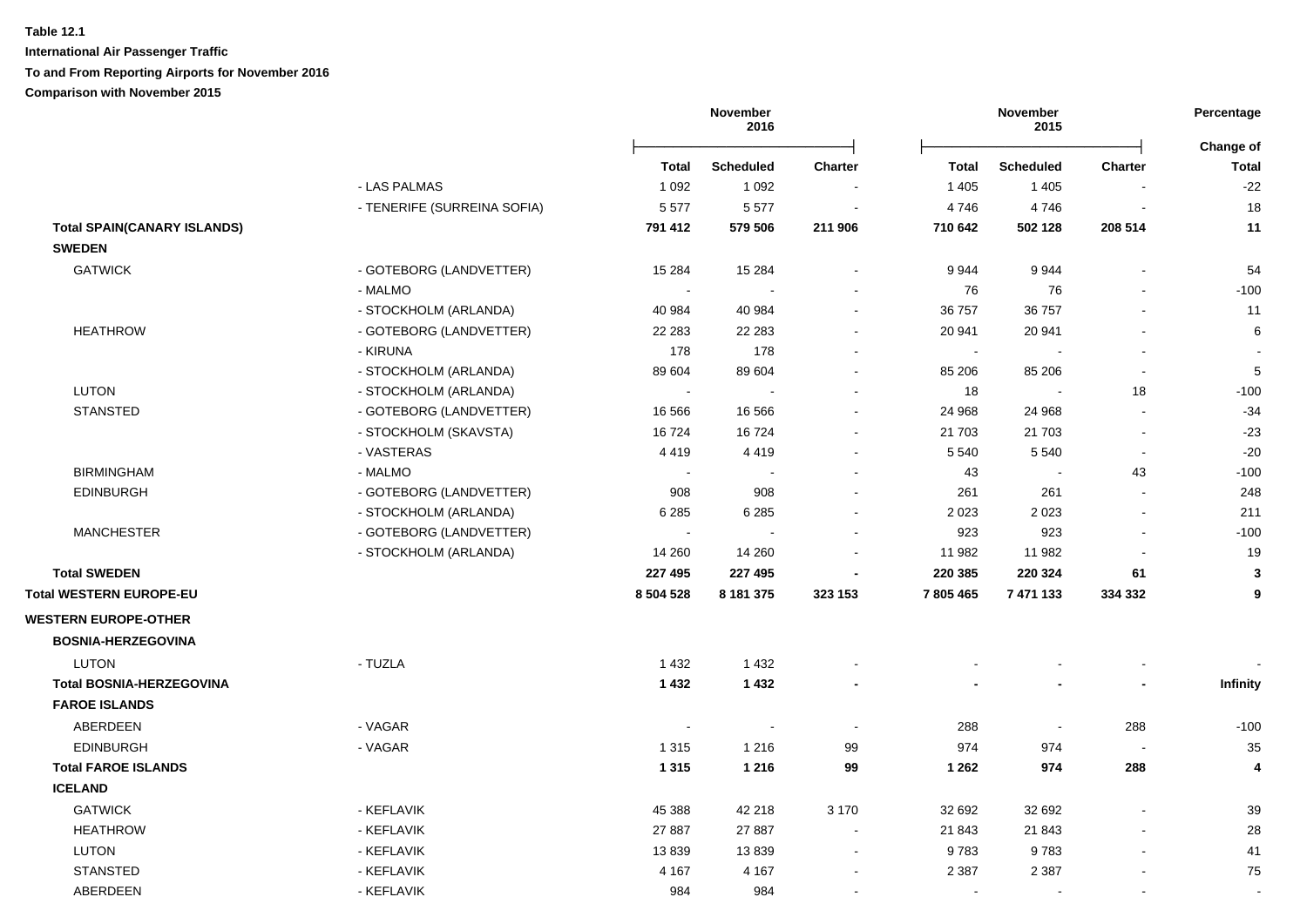**Table 12.1**

**International Air Passenger Traffic**

**To and From Reporting Airports for November 2016**

**Comparison with November 2015**

| | | November 2016 | | | November 2015 | | | Percentage |
|---|---|---|---|---|---|---|---|---|
| | | **Total** | **Scheduled** | **Charter** | **Total** | **Scheduled** | **Charter** | **Change of Total** |
| | - LAS PALMAS | 1 092 | 1 092 | - | 1 405 | 1 405 | - | -22 |
| | - TENERIFE (SURREINA SOFIA) | 5 577 | 5 577 | - | 4 746 | 4 746 | - | 18 |
| **Total SPAIN(CANARY ISLANDS)** | | **791 412** | **579 506** | **211 906** | **710 642** | **502 128** | **208 514** | **11** |
| **SWEDEN** | | | | | | | | |
| GATWICK | - GOTEBORG (LANDVETTER) | 15 284 | 15 284 | - | 9 944 | 9 944 | - | 54 |
| | - MALMO | - | - | - | 76 | 76 | - | -100 |
| | - STOCKHOLM (ARLANDA) | 40 984 | 40 984 | - | 36 757 | 36 757 | - | 11 |
| HEATHROW | - GOTEBORG (LANDVETTER) | 22 283 | 22 283 | - | 20 941 | 20 941 | - | 6 |
| | - KIRUNA | 178 | 178 | - | - | - | - | - |
| | - STOCKHOLM (ARLANDA) | 89 604 | 89 604 | - | 85 206 | 85 206 | - | 5 |
| LUTON | - STOCKHOLM (ARLANDA) | - | - | - | 18 | - | 18 | -100 |
| STANSTED | - GOTEBORG (LANDVETTER) | 16 566 | 16 566 | - | 24 968 | 24 968 | - | -34 |
| | - STOCKHOLM (SKAVSTA) | 16 724 | 16 724 | - | 21 703 | 21 703 | - | -23 |
| | - VASTERAS | 4 419 | 4 419 | - | 5 540 | 5 540 | - | -20 |
| BIRMINGHAM | - MALMO | - | - | - | 43 | - | 43 | -100 |
| EDINBURGH | - GOTEBORG (LANDVETTER) | 908 | 908 | - | 261 | 261 | - | 248 |
| | - STOCKHOLM (ARLANDA) | 6 285 | 6 285 | - | 2 023 | 2 023 | - | 211 |
| MANCHESTER | - GOTEBORG (LANDVETTER) | - | - | - | 923 | 923 | - | -100 |
| | - STOCKHOLM (ARLANDA) | 14 260 | 14 260 | - | 11 982 | 11 982 | - | 19 |
| **Total SWEDEN** | | **227 495** | **227 495** | **-** | **220 385** | **220 324** | **61** | **3** |
| **Total WESTERN EUROPE-EU** | | **8 504 528** | **8 181 375** | **323 153** | **7 805 465** | **7 471 133** | **334 332** | **9** |
| **WESTERN EUROPE-OTHER** | | | | | | | | |
| **BOSNIA-HERZEGOVINA** | | | | | | | | |
| LUTON | - TUZLA | 1 432 | 1 432 | - | - | - | - | - |
| **Total BOSNIA-HERZEGOVINA** | | **1 432** | **1 432** | **-** | **-** | **-** | **-** | **Infinity** |
| **FAROE ISLANDS** | | | | | | | | |
| ABERDEEN | - VAGAR | - | - | - | 288 | - | 288 | -100 |
| EDINBURGH | - VAGAR | 1 315 | 1 216 | 99 | 974 | 974 | - | 35 |
| **Total FAROE ISLANDS** | | **1 315** | **1 216** | **99** | **1 262** | **974** | **288** | **4** |
| **ICELAND** | | | | | | | | |
| GATWICK | - KEFLAVIK | 45 388 | 42 218 | 3 170 | 32 692 | 32 692 | - | 39 |
| HEATHROW | - KEFLAVIK | 27 887 | 27 887 | - | 21 843 | 21 843 | - | 28 |
| LUTON | - KEFLAVIK | 13 839 | 13 839 | - | 9 783 | 9 783 | - | 41 |
| STANSTED | - KEFLAVIK | 4 167 | 4 167 | - | 2 387 | 2 387 | - | 75 |
| ABERDEEN | - KEFLAVIK | 984 | 984 | - | - | - | - | - |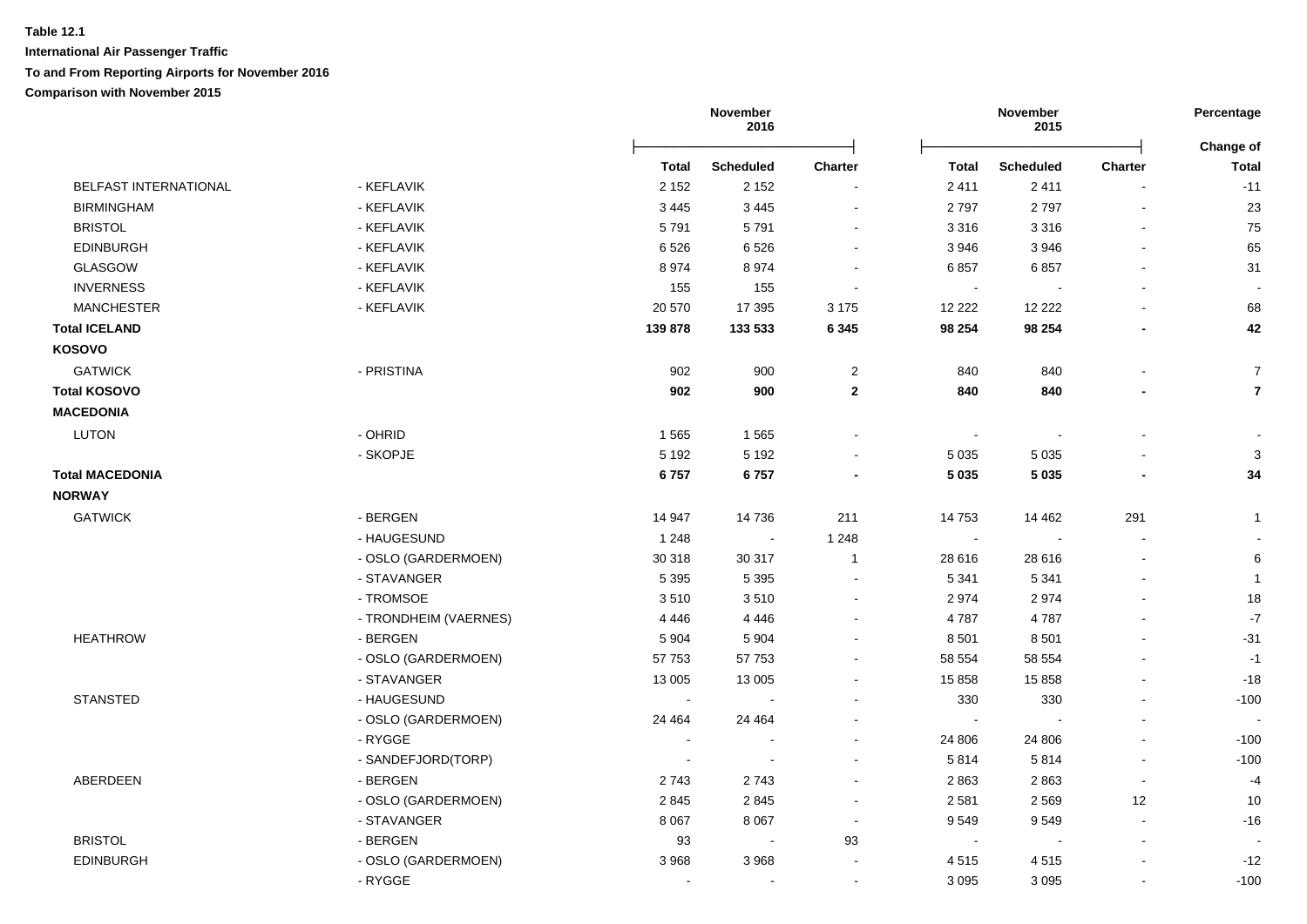**Table 12.1**

**International Air Passenger Traffic**

**To and From Reporting Airports for November 2016**

**Comparison with November 2015**

| | | November 2016 | | | November 2015 | | | Percentage |
|---|---|---|---|---|---|---|---|---|
| | | **Total** | **Scheduled** | **Charter** | **Total** | **Scheduled** | **Charter** | **Change of Total** |
| BELFAST INTERNATIONAL | - KEFLAVIK | 2 152 | 2 152 | - | 2 411 | 2 411 | - | -11 |
| BIRMINGHAM | - KEFLAVIK | 3 445 | 3 445 | - | 2 797 | 2 797 | - | 23 |
| BRISTOL | - KEFLAVIK | 5 791 | 5 791 | - | 3 316 | 3 316 | - | 75 |
| EDINBURGH | - KEFLAVIK | 6 526 | 6 526 | - | 3 946 | 3 946 | - | 65 |
| GLASGOW | - KEFLAVIK | 8 974 | 8 974 | - | 6 857 | 6 857 | - | 31 |
| INVERNESS | - KEFLAVIK | 155 | 155 | - | - | - | - | - |
| MANCHESTER | - KEFLAVIK | 20 570 | 17 395 | 3 175 | 12 222 | 12 222 | - | 68 |
| **Total ICELAND** | | **139 878** | **133 533** | **6 345** | **98 254** | **98 254** | **-** | **42** |
| **KOSOVO** | | | | | | | | |
| GATWICK | - PRISTINA | 902 | 900 | 2 | 840 | 840 | - | 7 |
| **Total KOSOVO** | | **902** | **900** | **2** | **840** | **840** | **-** | **7** |
| **MACEDONIA** | | | | | | | | |
| LUTON | - OHRID | 1 565 | 1 565 | - | - | - | - | - |
| | - SKOPJE | 5 192 | 5 192 | - | 5 035 | 5 035 | - | 3 |
| **Total MACEDONIA** | | **6 757** | **6 757** | **-** | **5 035** | **5 035** | **-** | **34** |
| **NORWAY** | | | | | | | | |
| GATWICK | - BERGEN | 14 947 | 14 736 | 211 | 14 753 | 14 462 | 291 | 1 |
| | - HAUGESUND | 1 248 | - | 1 248 | - | - | - | - |
| | - OSLO (GARDERMOEN) | 30 318 | 30 317 | 1 | 28 616 | 28 616 | - | 6 |
| | - STAVANGER | 5 395 | 5 395 | - | 5 341 | 5 341 | - | 1 |
| | - TROMSOE | 3 510 | 3 510 | - | 2 974 | 2 974 | - | 18 |
| | - TRONDHEIM (VAERNES) | 4 446 | 4 446 | - | 4 787 | 4 787 | - | -7 |
| HEATHROW | - BERGEN | 5 904 | 5 904 | - | 8 501 | 8 501 | - | -31 |
| | - OSLO (GARDERMOEN) | 57 753 | 57 753 | - | 58 554 | 58 554 | - | -1 |
| | - STAVANGER | 13 005 | 13 005 | - | 15 858 | 15 858 | - | -18 |
| STANSTED | - HAUGESUND | - | - | - | 330 | 330 | - | -100 |
| | - OSLO (GARDERMOEN) | 24 464 | 24 464 | - | - | - | - | - |
| | - RYGGE | - | - | - | 24 806 | 24 806 | - | -100 |
| | - SANDEFJORD(TORP) | - | - | - | 5 814 | 5 814 | - | -100 |
| ABERDEEN | - BERGEN | 2 743 | 2 743 | - | 2 863 | 2 863 | - | -4 |
| | - OSLO (GARDERMOEN) | 2 845 | 2 845 | - | 2 581 | 2 569 | 12 | 10 |
| | - STAVANGER | 8 067 | 8 067 | - | 9 549 | 9 549 | - | -16 |
| BRISTOL | - BERGEN | 93 | - | 93 | - | - | - | - |
| EDINBURGH | - OSLO (GARDERMOEN) | 3 968 | 3 968 | - | 4 515 | 4 515 | - | -12 |
| | - RYGGE | - | - | - | 3 095 | 3 095 | - | -100 |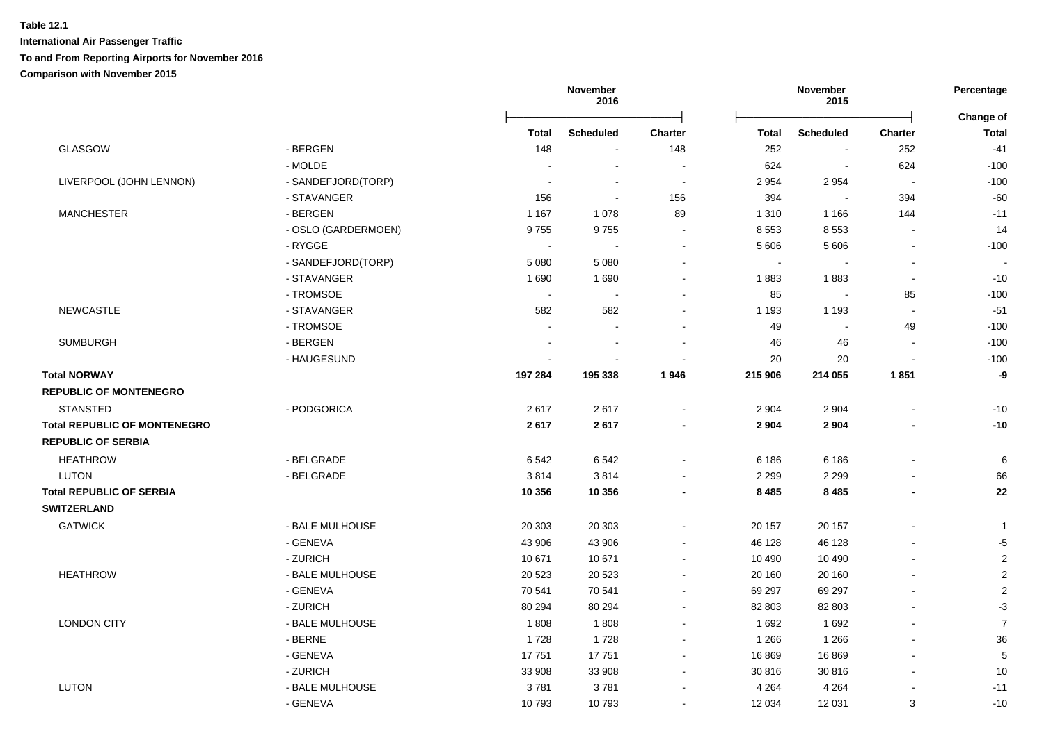**Table 12.1**

**International Air Passenger Traffic**

**To and From Reporting Airports for November 2016**

**Comparison with November 2015**

| | | November 2016 | | | November 2015 | | | Percentage |
|---|---|---|---|---|---|---|---|---|
| | | **Total** | **Scheduled** | **Charter** | **Total** | **Scheduled** | **Charter** | **Change of Total** |
| GLASGOW | - BERGEN | 148 | - | 148 | 252 | - | 252 | -41 |
| | - MOLDE | - | - | - | 624 | - | 624 | -100 |
| LIVERPOOL (JOHN LENNON) | - SANDEFJORD(TORP) | - | - | - | 2 954 | 2 954 | - | -100 |
| | - STAVANGER | 156 | - | 156 | 394 | - | 394 | -60 |
| MANCHESTER | - BERGEN | 1 167 | 1 078 | 89 | 1 310 | 1 166 | 144 | -11 |
| | - OSLO (GARDERMOEN) | 9 755 | 9 755 | - | 8 553 | 8 553 | - | 14 |
| | - RYGGE | - | - | - | 5 606 | 5 606 | - | -100 |
| | - SANDEFJORD(TORP) | 5 080 | 5 080 | - | - | - | - | - |
| | - STAVANGER | 1 690 | 1 690 | - | 1 883 | 1 883 | - | -10 |
| | - TROMSOE | - | - | - | 85 | - | 85 | -100 |
| NEWCASTLE | - STAVANGER | 582 | 582 | - | 1 193 | 1 193 | - | -51 |
| | - TROMSOE | - | - | - | 49 | - | 49 | -100 |
| SUMBURGH | - BERGEN | - | - | - | 46 | 46 | - | -100 |
| | - HAUGESUND | - | - | - | 20 | 20 | - | -100 |
| **Total NORWAY** | | **197 284** | **195 338** | **1 946** | **215 906** | **214 055** | **1 851** | **-9** |
| **REPUBLIC OF MONTENEGRO** | | | | | | | | |
| STANSTED | - PODGORICA | 2 617 | 2 617 | - | 2 904 | 2 904 | - | -10 |
| **Total REPUBLIC OF MONTENEGRO** | | **2 617** | **2 617** | **-** | **2 904** | **2 904** | **-** | **-10** |
| **REPUBLIC OF SERBIA** | | | | | | | | |
| HEATHROW | - BELGRADE | 6 542 | 6 542 | - | 6 186 | 6 186 | - | 6 |
| LUTON | - BELGRADE | 3 814 | 3 814 | - | 2 299 | 2 299 | - | 66 |
| **Total REPUBLIC OF SERBIA** | | **10 356** | **10 356** | **-** | **8 485** | **8 485** | **-** | **22** |
| **SWITZERLAND** | | | | | | | | |
| GATWICK | - BALE MULHOUSE | 20 303 | 20 303 | - | 20 157 | 20 157 | - | 1 |
| | - GENEVA | 43 906 | 43 906 | - | 46 128 | 46 128 | - | -5 |
| | - ZURICH | 10 671 | 10 671 | - | 10 490 | 10 490 | - | 2 |
| HEATHROW | - BALE MULHOUSE | 20 523 | 20 523 | - | 20 160 | 20 160 | - | 2 |
| | - GENEVA | 70 541 | 70 541 | - | 69 297 | 69 297 | - | 2 |
| | - ZURICH | 80 294 | 80 294 | - | 82 803 | 82 803 | - | -3 |
| LONDON CITY | - BALE MULHOUSE | 1 808 | 1 808 | - | 1 692 | 1 692 | - | 7 |
| | - BERNE | 1 728 | 1 728 | - | 1 266 | 1 266 | - | 36 |
| | - GENEVA | 17 751 | 17 751 | - | 16 869 | 16 869 | - | 5 |
| | - ZURICH | 33 908 | 33 908 | - | 30 816 | 30 816 | - | 10 |
| LUTON | - BALE MULHOUSE | 3 781 | 3 781 | - | 4 264 | 4 264 | - | -11 |
| | - GENEVA | 10 793 | 10 793 | - | 12 034 | 12 031 | 3 | -10 |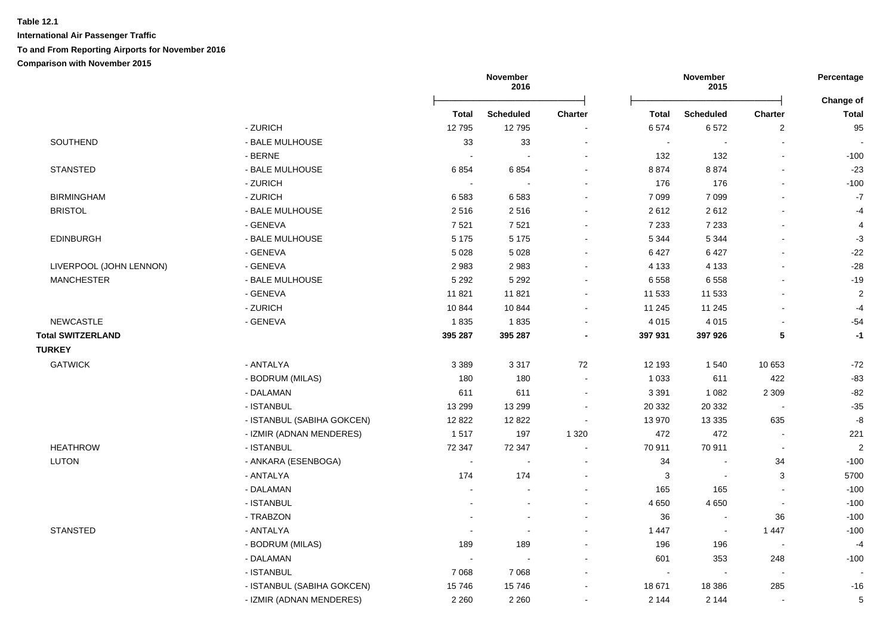**Table 12.1**

**International Air Passenger Traffic**

**To and From Reporting Airports for November 2016**

**Comparison with November 2015**

| | | November 2016 | | | November 2015 | | | Percentage |
|---|---|---|---|---|---|---|---|---|
| | | **Total** | **Scheduled** | **Charter** | **Total** | **Scheduled** | **Charter** | **Change of Total** |
| | - ZURICH | 12 795 | 12 795 | - | 6 574 | 6 572 | 2 | 95 |
| SOUTHEND | - BALE MULHOUSE | 33 | 33 | - | - | - | - | - |
| | - BERNE | - | - | - | 132 | 132 | - | -100 |
| STANSTED | - BALE MULHOUSE | 6 854 | 6 854 | - | 8 874 | 8 874 | - | -23 |
| | - ZURICH | - | - | - | 176 | 176 | - | -100 |
| BIRMINGHAM | - ZURICH | 6 583 | 6 583 | - | 7 099 | 7 099 | - | -7 |
| BRISTOL | - BALE MULHOUSE | 2 516 | 2 516 | - | 2 612 | 2 612 | - | -4 |
| | - GENEVA | 7 521 | 7 521 | - | 7 233 | 7 233 | - | 4 |
| EDINBURGH | - BALE MULHOUSE | 5 175 | 5 175 | - | 5 344 | 5 344 | - | -3 |
| | - GENEVA | 5 028 | 5 028 | - | 6 427 | 6 427 | - | -22 |
| LIVERPOOL (JOHN LENNON) | - GENEVA | 2 983 | 2 983 | - | 4 133 | 4 133 | - | -28 |
| MANCHESTER | - BALE MULHOUSE | 5 292 | 5 292 | - | 6 558 | 6 558 | - | -19 |
| | - GENEVA | 11 821 | 11 821 | - | 11 533 | 11 533 | - | 2 |
| | - ZURICH | 10 844 | 10 844 | - | 11 245 | 11 245 | - | -4 |
| NEWCASTLE | - GENEVA | 1 835 | 1 835 | - | 4 015 | 4 015 | - | -54 |
| **Total SWITZERLAND** | | **395 287** | **395 287** | **-** | **397 931** | **397 926** | **5** | **-1** |
| **TURKEY** | | | | | | | | |
| GATWICK | - ANTALYA | 3 389 | 3 317 | 72 | 12 193 | 1 540 | 10 653 | -72 |
| | - BODRUM (MILAS) | 180 | 180 | - | 1 033 | 611 | 422 | -83 |
| | - DALAMAN | 611 | 611 | - | 3 391 | 1 082 | 2 309 | -82 |
| | - ISTANBUL | 13 299 | 13 299 | - | 20 332 | 20 332 | - | -35 |
| | - ISTANBUL (SABIHA GOKCEN) | 12 822 | 12 822 | - | 13 970 | 13 335 | 635 | -8 |
| | - IZMIR (ADNAN MENDERES) | 1 517 | 197 | 1 320 | 472 | 472 | - | 221 |
| HEATHROW | - ISTANBUL | 72 347 | 72 347 | - | 70 911 | 70 911 | - | 2 |
| LUTON | - ANKARA (ESENBOGA) | - | - | - | 34 | - | 34 | -100 |
| | - ANTALYA | 174 | 174 | - | 3 | - | 3 | 5700 |
| | - DALAMAN | - | - | - | 165 | 165 | - | -100 |
| | - ISTANBUL | - | - | - | 4 650 | 4 650 | - | -100 |
| | - TRABZON | - | - | - | 36 | - | 36 | -100 |
| STANSTED | - ANTALYA | - | - | - | 1 447 | - | 1 447 | -100 |
| | - BODRUM (MILAS) | 189 | 189 | - | 196 | 196 | - | -4 |
| | - DALAMAN | - | - | - | 601 | 353 | 248 | -100 |
| | - ISTANBUL | 7 068 | 7 068 | - | - | - | - | - |
| | - ISTANBUL (SABIHA GOKCEN) | 15 746 | 15 746 | - | 18 671 | 18 386 | 285 | -16 |
| | - IZMIR (ADNAN MENDERES) | 2 260 | 2 260 | - | 2 144 | 2 144 | - | 5 |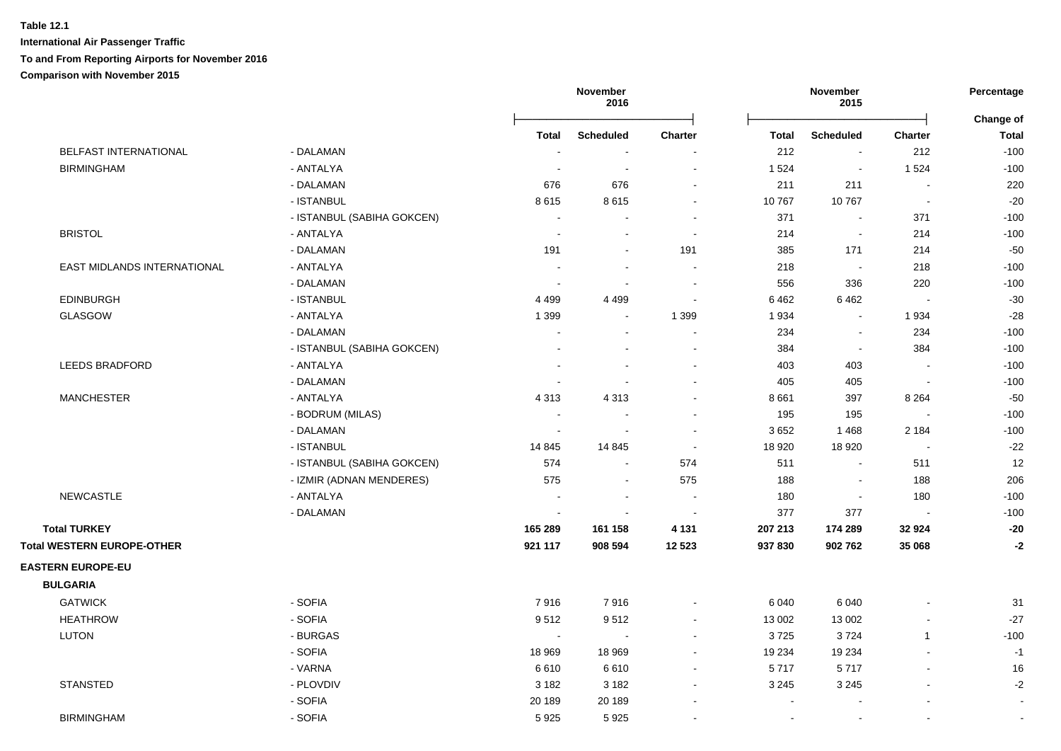**Table 12.1**

**International Air Passenger Traffic**

**To and From Reporting Airports for November 2016**

**Comparison with November 2015**

| | | November 2016 | | | November 2015 | | | Percentage |
|---|---|---|---|---|---|---|---|---|
| | | **Total** | **Scheduled** | **Charter** | **Total** | **Scheduled** | **Charter** | **Change of Total** |
| BELFAST INTERNATIONAL | - DALAMAN | - | - | - | 212 | - | 212 | -100 |
| BIRMINGHAM | - ANTALYA | - | - | - | 1 524 | - | 1 524 | -100 |
| | - DALAMAN | 676 | 676 | - | 211 | 211 | - | 220 |
| | - ISTANBUL | 8 615 | 8 615 | - | 10 767 | 10 767 | - | -20 |
| | - ISTANBUL (SABIHA GOKCEN) | - | - | - | 371 | - | 371 | -100 |
| BRISTOL | - ANTALYA | - | - | - | 214 | - | 214 | -100 |
| | - DALAMAN | 191 | - | 191 | 385 | 171 | 214 | -50 |
| EAST MIDLANDS INTERNATIONAL | - ANTALYA | - | - | - | 218 | - | 218 | -100 |
| | - DALAMAN | - | - | - | 556 | 336 | 220 | -100 |
| EDINBURGH | - ISTANBUL | 4 499 | 4 499 | - | 6 462 | 6 462 | - | -30 |
| GLASGOW | - ANTALYA | 1 399 | - | 1 399 | 1 934 | - | 1 934 | -28 |
| | - DALAMAN | - | - | - | 234 | - | 234 | -100 |
| | - ISTANBUL (SABIHA GOKCEN) | - | - | - | 384 | - | 384 | -100 |
| LEEDS BRADFORD | - ANTALYA | - | - | - | 403 | 403 | - | -100 |
| | - DALAMAN | - | - | - | 405 | 405 | - | -100 |
| MANCHESTER | - ANTALYA | 4 313 | 4 313 | - | 8 661 | 397 | 8 264 | -50 |
| | - BODRUM (MILAS) | - | - | - | 195 | 195 | - | -100 |
| | - DALAMAN | - | - | - | 3 652 | 1 468 | 2 184 | -100 |
| | - ISTANBUL | 14 845 | 14 845 | - | 18 920 | 18 920 | - | -22 |
| | - ISTANBUL (SABIHA GOKCEN) | 574 | - | 574 | 511 | - | 511 | 12 |
| | - IZMIR (ADNAN MENDERES) | 575 | - | 575 | 188 | - | 188 | 206 |
| NEWCASTLE | - ANTALYA | - | - | - | 180 | - | 180 | -100 |
| | - DALAMAN | - | - | - | 377 | 377 | - | -100 |
| **Total TURKEY** | | **165 289** | **161 158** | **4 131** | **207 213** | **174 289** | **32 924** | **-20** |
| **Total WESTERN EUROPE-OTHER** | | **921 117** | **908 594** | **12 523** | **937 830** | **902 762** | **35 068** | **-2** |
| **EASTERN EUROPE-EU** | | | | | | | | |
| **BULGARIA** | | | | | | | | |
| GATWICK | - SOFIA | 7 916 | 7 916 | - | 6 040 | 6 040 | - | 31 |
| HEATHROW | - SOFIA | 9 512 | 9 512 | - | 13 002 | 13 002 | - | -27 |
| LUTON | - BURGAS | - | - | - | 3 725 | 3 724 | 1 | -100 |
| | - SOFIA | 18 969 | 18 969 | - | 19 234 | 19 234 | - | -1 |
| | - VARNA | 6 610 | 6 610 | - | 5 717 | 5 717 | - | 16 |
| STANSTED | - PLOVDIV | 3 182 | 3 182 | - | 3 245 | 3 245 | - | -2 |
| | - SOFIA | 20 189 | 20 189 | - | - | - | - | - |
| BIRMINGHAM | - SOFIA | 5 925 | 5 925 | - | - | - | - | - |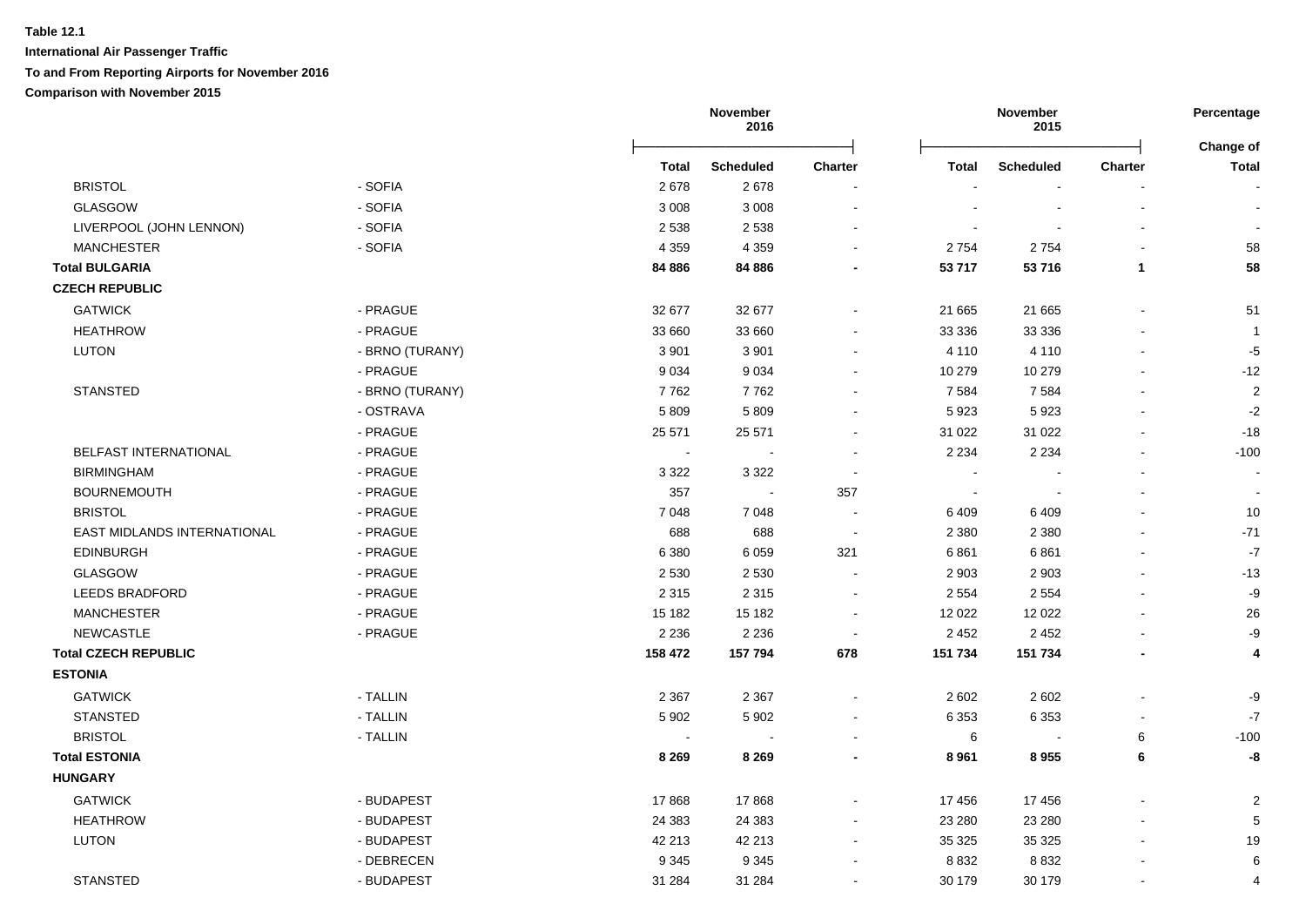**Table 12.1**

**International Air Passenger Traffic**

**To and From Reporting Airports for November 2016**

**Comparison with November 2015**

| | | November 2016 | | | November 2015 | | | Percentage |
|---|---|---|---|---|---|---|---|---|
| | | Total | Scheduled | Charter | Total | Scheduled | Charter | Change of Total |
| BRISTOL | - SOFIA | 2 678 | 2 678 | - | - | - | - | - |
| GLASGOW | - SOFIA | 3 008 | 3 008 | - | - | - | - | - |
| LIVERPOOL (JOHN LENNON) | - SOFIA | 2 538 | 2 538 | - | - | - | - | - |
| MANCHESTER | - SOFIA | 4 359 | 4 359 | - | 2 754 | 2 754 | - | 58 |
| **Total BULGARIA** | | **84 886** | **84 886** | **-** | **53 717** | **53 716** | **1** | **58** |
| **CZECH REPUBLIC** | | | | | | | | |
| GATWICK | - PRAGUE | 32 677 | 32 677 | - | 21 665 | 21 665 | - | 51 |
| HEATHROW | - PRAGUE | 33 660 | 33 660 | - | 33 336 | 33 336 | - | 1 |
| LUTON | - BRNO (TURANY) | 3 901 | 3 901 | - | 4 110 | 4 110 | - | -5 |
| | - PRAGUE | 9 034 | 9 034 | - | 10 279 | 10 279 | - | -12 |
| STANSTED | - BRNO (TURANY) | 7 762 | 7 762 | - | 7 584 | 7 584 | - | 2 |
| | - OSTRAVA | 5 809 | 5 809 | - | 5 923 | 5 923 | - | -2 |
| | - PRAGUE | 25 571 | 25 571 | - | 31 022 | 31 022 | - | -18 |
| BELFAST INTERNATIONAL | - PRAGUE | - | - | - | 2 234 | 2 234 | - | -100 |
| BIRMINGHAM | - PRAGUE | 3 322 | 3 322 | - | - | - | - | - |
| BOURNEMOUTH | - PRAGUE | 357 | - | 357 | - | - | - | - |
| BRISTOL | - PRAGUE | 7 048 | 7 048 | - | 6 409 | 6 409 | - | 10 |
| EAST MIDLANDS INTERNATIONAL | - PRAGUE | 688 | 688 | - | 2 380 | 2 380 | - | -71 |
| EDINBURGH | - PRAGUE | 6 380 | 6 059 | 321 | 6 861 | 6 861 | - | -7 |
| GLASGOW | - PRAGUE | 2 530 | 2 530 | - | 2 903 | 2 903 | - | -13 |
| LEEDS BRADFORD | - PRAGUE | 2 315 | 2 315 | - | 2 554 | 2 554 | - | -9 |
| MANCHESTER | - PRAGUE | 15 182 | 15 182 | - | 12 022 | 12 022 | - | 26 |
| NEWCASTLE | - PRAGUE | 2 236 | 2 236 | - | 2 452 | 2 452 | - | -9 |
| **Total CZECH REPUBLIC** | | **158 472** | **157 794** | **678** | **151 734** | **151 734** | **-** | **4** |
| **ESTONIA** | | | | | | | | |
| GATWICK | - TALLIN | 2 367 | 2 367 | - | 2 602 | 2 602 | - | -9 |
| STANSTED | - TALLIN | 5 902 | 5 902 | - | 6 353 | 6 353 | - | -7 |
| BRISTOL | - TALLIN | - | - | - | 6 | - | 6 | -100 |
| **Total ESTONIA** | | **8 269** | **8 269** | **-** | **8 961** | **8 955** | **6** | **-8** |
| **HUNGARY** | | | | | | | | |
| GATWICK | - BUDAPEST | 17 868 | 17 868 | - | 17 456 | 17 456 | - | 2 |
| HEATHROW | - BUDAPEST | 24 383 | 24 383 | - | 23 280 | 23 280 | - | 5 |
| LUTON | - BUDAPEST | 42 213 | 42 213 | - | 35 325 | 35 325 | - | 19 |
| | - DEBRECEN | 9 345 | 9 345 | - | 8 832 | 8 832 | - | 6 |
| STANSTED | - BUDAPEST | 31 284 | 31 284 | - | 30 179 | 30 179 | - | 4 |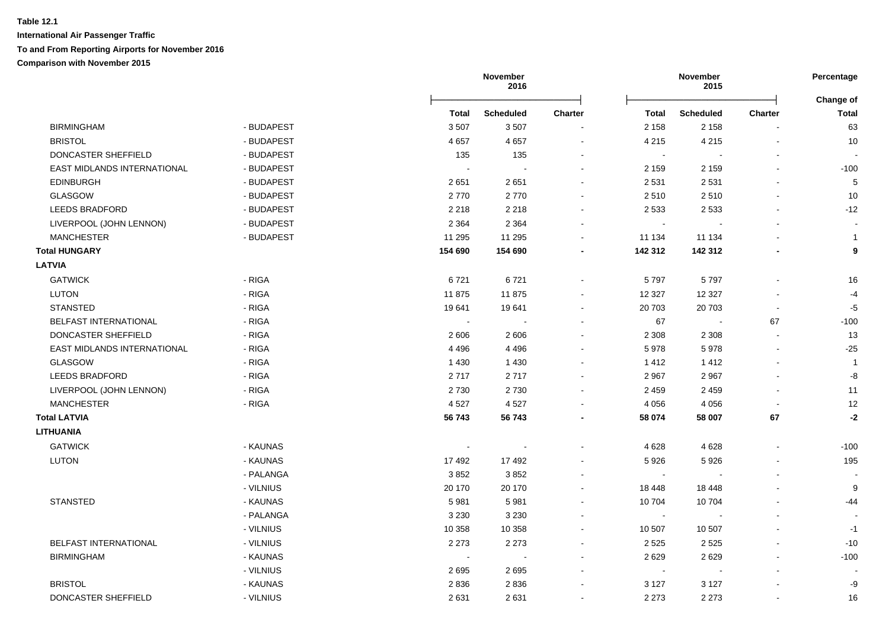**Table 12.1**

**International Air Passenger Traffic**

**To and From Reporting Airports for November 2016**

**Comparison with November 2015**

| | | November 2016 | | | November 2015 | | | Percentage |
|---|---|---|---|---|---|---|---|---|
| | | | | | | | | Change of |
| | | **Total** | **Scheduled** | **Charter** | **Total** | **Scheduled** | **Charter** | **Total** |
| BIRMINGHAM | - BUDAPEST | 3 507 | 3 507 | - | 2 158 | 2 158 | - | 63 |
| BRISTOL | - BUDAPEST | 4 657 | 4 657 | - | 4 215 | 4 215 | - | 10 |
| DONCASTER SHEFFIELD | - BUDAPEST | 135 | 135 | - | - | - | - | - |
| EAST MIDLANDS INTERNATIONAL | - BUDAPEST | - | - | - | 2 159 | 2 159 | - | -100 |
| EDINBURGH | - BUDAPEST | 2 651 | 2 651 | - | 2 531 | 2 531 | - | 5 |
| GLASGOW | - BUDAPEST | 2 770 | 2 770 | - | 2 510 | 2 510 | - | 10 |
| LEEDS BRADFORD | - BUDAPEST | 2 218 | 2 218 | - | 2 533 | 2 533 | - | -12 |
| LIVERPOOL (JOHN LENNON) | - BUDAPEST | 2 364 | 2 364 | - | - | - | - | - |
| MANCHESTER | - BUDAPEST | 11 295 | 11 295 | - | 11 134 | 11 134 | - | 1 |
| **Total HUNGARY** | | **154 690** | **154 690** | **-** | **142 312** | **142 312** | **-** | **9** |
| **LATVIA** | | | | | | | | |
| GATWICK | - RIGA | 6 721 | 6 721 | - | 5 797 | 5 797 | - | 16 |
| LUTON | - RIGA | 11 875 | 11 875 | - | 12 327 | 12 327 | - | -4 |
| STANSTED | - RIGA | 19 641 | 19 641 | - | 20 703 | 20 703 | - | -5 |
| BELFAST INTERNATIONAL | - RIGA | - | - | - | 67 | - | 67 | -100 |
| DONCASTER SHEFFIELD | - RIGA | 2 606 | 2 606 | - | 2 308 | 2 308 | - | 13 |
| EAST MIDLANDS INTERNATIONAL | - RIGA | 4 496 | 4 496 | - | 5 978 | 5 978 | - | -25 |
| GLASGOW | - RIGA | 1 430 | 1 430 | - | 1 412 | 1 412 | - | 1 |
| LEEDS BRADFORD | - RIGA | 2 717 | 2 717 | - | 2 967 | 2 967 | - | -8 |
| LIVERPOOL (JOHN LENNON) | - RIGA | 2 730 | 2 730 | - | 2 459 | 2 459 | - | 11 |
| MANCHESTER | - RIGA | 4 527 | 4 527 | - | 4 056 | 4 056 | - | 12 |
| **Total LATVIA** | | **56 743** | **56 743** | **-** | **58 074** | **58 007** | **67** | **-2** |
| **LITHUANIA** | | | | | | | | |
| GATWICK | - KAUNAS | - | - | - | 4 628 | 4 628 | - | -100 |
| LUTON | - KAUNAS | 17 492 | 17 492 | - | 5 926 | 5 926 | - | 195 |
| | - PALANGA | 3 852 | 3 852 | - | - | - | - | - |
| | - VILNIUS | 20 170 | 20 170 | - | 18 448 | 18 448 | - | 9 |
| STANSTED | - KAUNAS | 5 981 | 5 981 | - | 10 704 | 10 704 | - | -44 |
| | - PALANGA | 3 230 | 3 230 | - | - | - | - | - |
| | - VILNIUS | 10 358 | 10 358 | - | 10 507 | 10 507 | - | -1 |
| BELFAST INTERNATIONAL | - VILNIUS | 2 273 | 2 273 | - | 2 525 | 2 525 | - | -10 |
| BIRMINGHAM | - KAUNAS | - | - | - | 2 629 | 2 629 | - | -100 |
| | - VILNIUS | 2 695 | 2 695 | - | - | - | - | - |
| BRISTOL | - KAUNAS | 2 836 | 2 836 | - | 3 127 | 3 127 | - | -9 |
| DONCASTER SHEFFIELD | - VILNIUS | 2 631 | 2 631 | - | 2 273 | 2 273 | - | 16 |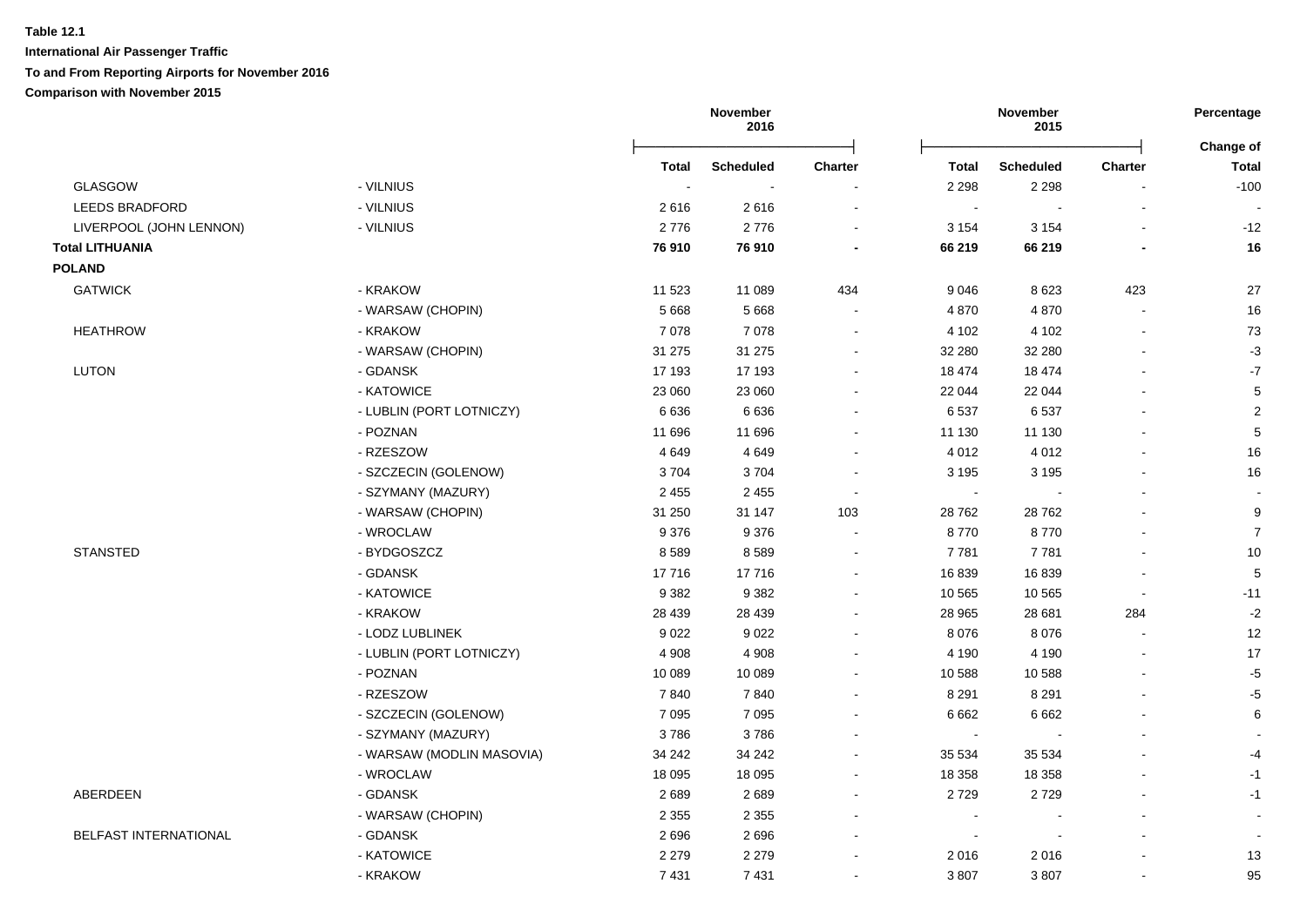**Table 12.1**

**International Air Passenger Traffic**

**To and From Reporting Airports for November 2016**

**Comparison with November 2015**

| | | November 2016 | | | November 2015 | | | Percentage |
|---|---|---|---|---|---|---|---|---|
| | | **Total** | **Scheduled** | **Charter** | **Total** | **Scheduled** | **Charter** | **Change of Total** |
| GLASGOW | - VILNIUS | - | - | - | 2 298 | 2 298 | - | -100 |
| LEEDS BRADFORD | - VILNIUS | 2 616 | 2 616 | - | - | - | - | - |
| LIVERPOOL (JOHN LENNON) | - VILNIUS | 2 776 | 2 776 | - | 3 154 | 3 154 | - | -12 |
| **Total LITHUANIA** | | **76 910** | **76 910** | **-** | **66 219** | **66 219** | **-** | **16** |
| **POLAND** | | | | | | | | |
| GATWICK | - KRAKOW | 11 523 | 11 089 | 434 | 9 046 | 8 623 | 423 | 27 |
| | - WARSAW (CHOPIN) | 5 668 | 5 668 | - | 4 870 | 4 870 | - | 16 |
| HEATHROW | - KRAKOW | 7 078 | 7 078 | - | 4 102 | 4 102 | - | 73 |
| | - WARSAW (CHOPIN) | 31 275 | 31 275 | - | 32 280 | 32 280 | - | -3 |
| LUTON | - GDANSK | 17 193 | 17 193 | - | 18 474 | 18 474 | - | -7 |
| | - KATOWICE | 23 060 | 23 060 | - | 22 044 | 22 044 | - | 5 |
| | - LUBLIN (PORT LOTNICZY) | 6 636 | 6 636 | - | 6 537 | 6 537 | - | 2 |
| | - POZNAN | 11 696 | 11 696 | - | 11 130 | 11 130 | - | 5 |
| | - RZESZOW | 4 649 | 4 649 | - | 4 012 | 4 012 | - | 16 |
| | - SZCZECIN (GOLENOW) | 3 704 | 3 704 | - | 3 195 | 3 195 | - | 16 |
| | - SZYMANY (MAZURY) | 2 455 | 2 455 | - | - | - | - | - |
| | - WARSAW (CHOPIN) | 31 250 | 31 147 | 103 | 28 762 | 28 762 | - | 9 |
| | - WROCLAW | 9 376 | 9 376 | - | 8 770 | 8 770 | - | 7 |
| STANSTED | - BYDGOSZCZ | 8 589 | 8 589 | - | 7 781 | 7 781 | - | 10 |
| | - GDANSK | 17 716 | 17 716 | - | 16 839 | 16 839 | - | 5 |
| | - KATOWICE | 9 382 | 9 382 | - | 10 565 | 10 565 | - | -11 |
| | - KRAKOW | 28 439 | 28 439 | - | 28 965 | 28 681 | 284 | -2 |
| | - LODZ LUBLINEK | 9 022 | 9 022 | - | 8 076 | 8 076 | - | 12 |
| | - LUBLIN (PORT LOTNICZY) | 4 908 | 4 908 | - | 4 190 | 4 190 | - | 17 |
| | - POZNAN | 10 089 | 10 089 | - | 10 588 | 10 588 | - | -5 |
| | - RZESZOW | 7 840 | 7 840 | - | 8 291 | 8 291 | - | -5 |
| | - SZCZECIN (GOLENOW) | 7 095 | 7 095 | - | 6 662 | 6 662 | - | 6 |
| | - SZYMANY (MAZURY) | 3 786 | 3 786 | - | - | - | - | - |
| | - WARSAW (MODLIN MASOVIA) | 34 242 | 34 242 | - | 35 534 | 35 534 | - | -4 |
| | - WROCLAW | 18 095 | 18 095 | - | 18 358 | 18 358 | - | -1 |
| ABERDEEN | - GDANSK | 2 689 | 2 689 | - | 2 729 | 2 729 | - | -1 |
| | - WARSAW (CHOPIN) | 2 355 | 2 355 | - | - | - | - | - |
| BELFAST INTERNATIONAL | - GDANSK | 2 696 | 2 696 | - | - | - | - | - |
| | - KATOWICE | 2 279 | 2 279 | - | 2 016 | 2 016 | - | 13 |
| | - KRAKOW | 7 431 | 7 431 | - | 3 807 | 3 807 | - | 95 |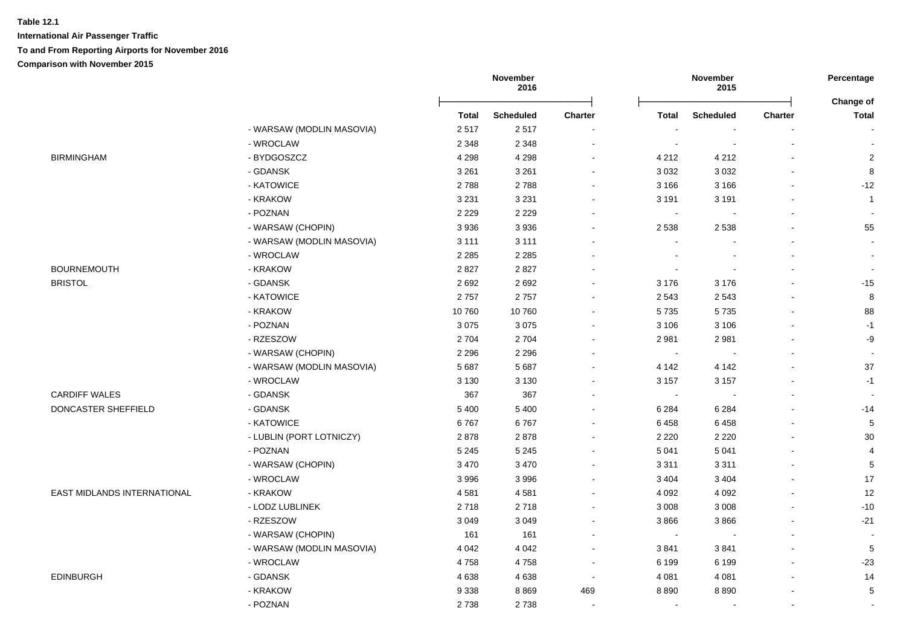**Table 12.1**

**International Air Passenger Traffic**

**To and From Reporting Airports for November 2016**

**Comparison with November 2015**

| | | November 2016 | | | November 2015 | | | Percentage |
|---|---|---|---|---|---|---|---|---|
| | | **Total** | **Scheduled** | **Charter** | **Total** | **Scheduled** | **Charter** | **Change of Total** |
| | - WARSAW (MODLIN MASOVIA) | 2 517 | 2 517 | - | - | - | - | - |
| | - WROCLAW | 2 348 | 2 348 | - | - | - | - | - |
| BIRMINGHAM | - BYDGOSZCZ | 4 298 | 4 298 | - | 4 212 | 4 212 | - | 2 |
| | - GDANSK | 3 261 | 3 261 | - | 3 032 | 3 032 | - | 8 |
| | - KATOWICE | 2 788 | 2 788 | - | 3 166 | 3 166 | - | -12 |
| | - KRAKOW | 3 231 | 3 231 | - | 3 191 | 3 191 | - | 1 |
| | - POZNAN | 2 229 | 2 229 | - | - | - | - | - |
| | - WARSAW (CHOPIN) | 3 936 | 3 936 | - | 2 538 | 2 538 | - | 55 |
| | - WARSAW (MODLIN MASOVIA) | 3 111 | 3 111 | - | - | - | - | - |
| | - WROCLAW | 2 285 | 2 285 | - | - | - | - | - |
| BOURNEMOUTH | - KRAKOW | 2 827 | 2 827 | - | - | - | - | - |
| BRISTOL | - GDANSK | 2 692 | 2 692 | - | 3 176 | 3 176 | - | -15 |
| | - KATOWICE | 2 757 | 2 757 | - | 2 543 | 2 543 | - | 8 |
| | - KRAKOW | 10 760 | 10 760 | - | 5 735 | 5 735 | - | 88 |
| | - POZNAN | 3 075 | 3 075 | - | 3 106 | 3 106 | - | -1 |
| | - RZESZOW | 2 704 | 2 704 | - | 2 981 | 2 981 | - | -9 |
| | - WARSAW (CHOPIN) | 2 296 | 2 296 | - | - | - | - | - |
| | - WARSAW (MODLIN MASOVIA) | 5 687 | 5 687 | - | 4 142 | 4 142 | - | 37 |
| | - WROCLAW | 3 130 | 3 130 | - | 3 157 | 3 157 | - | -1 |
| CARDIFF WALES | - GDANSK | 367 | 367 | - | - | - | - | - |
| DONCASTER SHEFFIELD | - GDANSK | 5 400 | 5 400 | - | 6 284 | 6 284 | - | -14 |
| | - KATOWICE | 6 767 | 6 767 | - | 6 458 | 6 458 | - | 5 |
| | - LUBLIN (PORT LOTNICZY) | 2 878 | 2 878 | - | 2 220 | 2 220 | - | 30 |
| | - POZNAN | 5 245 | 5 245 | - | 5 041 | 5 041 | - | 4 |
| | - WARSAW (CHOPIN) | 3 470 | 3 470 | - | 3 311 | 3 311 | - | 5 |
| | - WROCLAW | 3 996 | 3 996 | - | 3 404 | 3 404 | - | 17 |
| EAST MIDLANDS INTERNATIONAL | - KRAKOW | 4 581 | 4 581 | - | 4 092 | 4 092 | - | 12 |
| | - LODZ LUBLINEK | 2 718 | 2 718 | - | 3 008 | 3 008 | - | -10 |
| | - RZESZOW | 3 049 | 3 049 | - | 3 866 | 3 866 | - | -21 |
| | - WARSAW (CHOPIN) | 161 | 161 | - | - | - | - | - |
| | - WARSAW (MODLIN MASOVIA) | 4 042 | 4 042 | - | 3 841 | 3 841 | - | 5 |
| | - WROCLAW | 4 758 | 4 758 | - | 6 199 | 6 199 | - | -23 |
| EDINBURGH | - GDANSK | 4 638 | 4 638 | - | 4 081 | 4 081 | - | 14 |
| | - KRAKOW | 9 338 | 8 869 | 469 | 8 890 | 8 890 | - | 5 |
| | - POZNAN | 2 738 | 2 738 | - | - | - | - | - |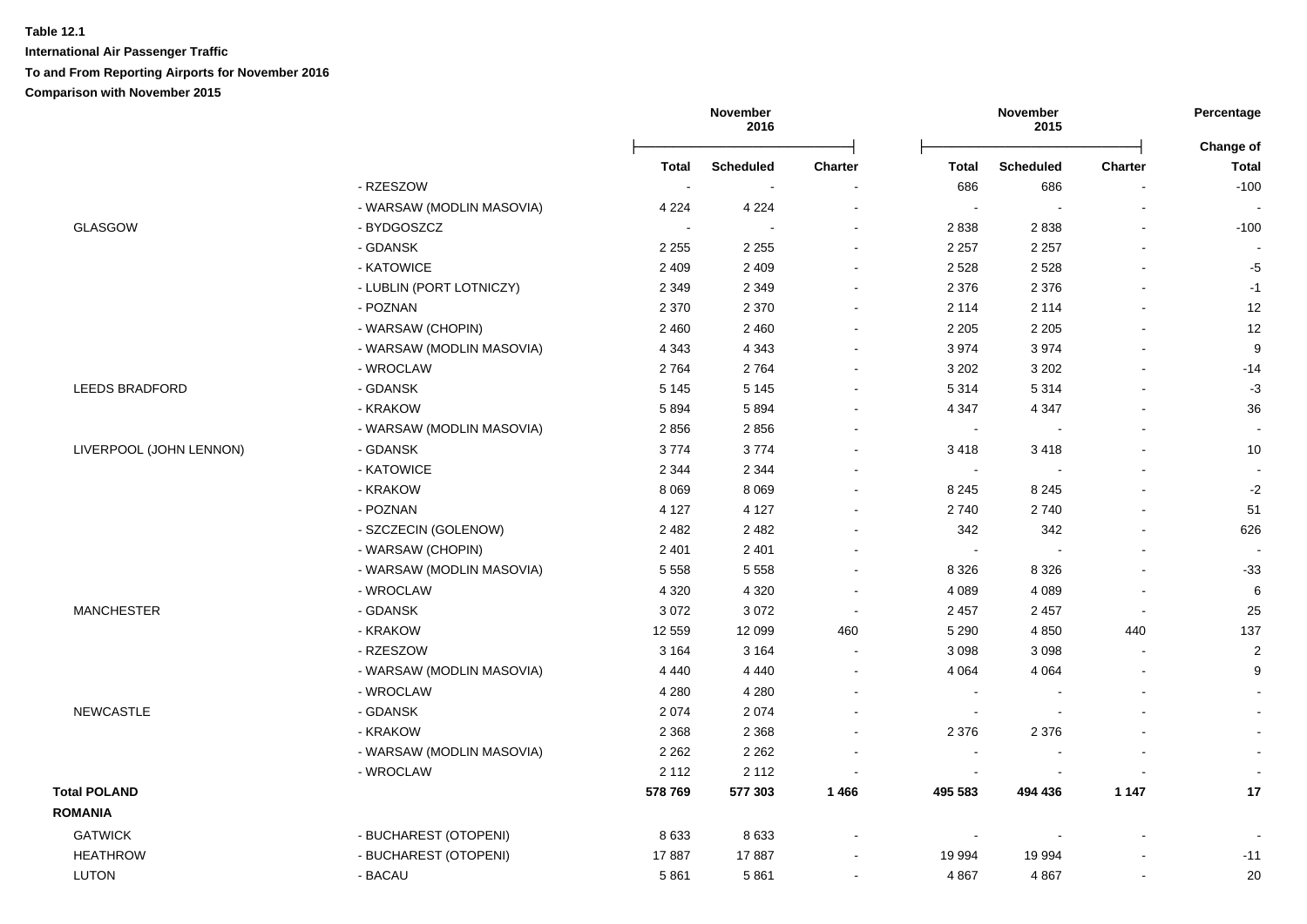**Table 12.1**

**International Air Passenger Traffic**

**To and From Reporting Airports for November 2016**

**Comparison with November 2015**

| | | November 2016 | | | November 2015 | | | Percentage |
|---|---|---|---|---|---|---|---|---|
| | | **Total** | **Scheduled** | **Charter** | **Total** | **Scheduled** | **Charter** | **Change of Total** |
| | - RZESZOW | - | - | - | 686 | 686 | - | -100 |
| | - WARSAW (MODLIN MASOVIA) | 4 224 | 4 224 | - | - | - | - | - |
| GLASGOW | - BYDGOSZCZ | - | - | - | 2 838 | 2 838 | - | -100 |
| | - GDANSK | 2 255 | 2 255 | - | 2 257 | 2 257 | - | - |
| | - KATOWICE | 2 409 | 2 409 | - | 2 528 | 2 528 | - | -5 |
| | - LUBLIN (PORT LOTNICZY) | 2 349 | 2 349 | - | 2 376 | 2 376 | - | -1 |
| | - POZNAN | 2 370 | 2 370 | - | 2 114 | 2 114 | - | 12 |
| | - WARSAW (CHOPIN) | 2 460 | 2 460 | - | 2 205 | 2 205 | - | 12 |
| | - WARSAW (MODLIN MASOVIA) | 4 343 | 4 343 | - | 3 974 | 3 974 | - | 9 |
| | - WROCLAW | 2 764 | 2 764 | - | 3 202 | 3 202 | - | -14 |
| LEEDS BRADFORD | - GDANSK | 5 145 | 5 145 | - | 5 314 | 5 314 | - | -3 |
| | - KRAKOW | 5 894 | 5 894 | - | 4 347 | 4 347 | - | 36 |
| | - WARSAW (MODLIN MASOVIA) | 2 856 | 2 856 | - | - | - | - | - |
| LIVERPOOL (JOHN LENNON) | - GDANSK | 3 774 | 3 774 | - | 3 418 | 3 418 | - | 10 |
| | - KATOWICE | 2 344 | 2 344 | - | - | - | - | - |
| | - KRAKOW | 8 069 | 8 069 | - | 8 245 | 8 245 | - | -2 |
| | - POZNAN | 4 127 | 4 127 | - | 2 740 | 2 740 | - | 51 |
| | - SZCZECIN (GOLENOW) | 2 482 | 2 482 | - | 342 | 342 | - | 626 |
| | - WARSAW (CHOPIN) | 2 401 | 2 401 | - | - | - | - | - |
| | - WARSAW (MODLIN MASOVIA) | 5 558 | 5 558 | - | 8 326 | 8 326 | - | -33 |
| | - WROCLAW | 4 320 | 4 320 | - | 4 089 | 4 089 | - | 6 |
| MANCHESTER | - GDANSK | 3 072 | 3 072 | - | 2 457 | 2 457 | - | 25 |
| | - KRAKOW | 12 559 | 12 099 | 460 | 5 290 | 4 850 | 440 | 137 |
| | - RZESZOW | 3 164 | 3 164 | - | 3 098 | 3 098 | - | 2 |
| | - WARSAW (MODLIN MASOVIA) | 4 440 | 4 440 | - | 4 064 | 4 064 | - | 9 |
| | - WROCLAW | 4 280 | 4 280 | - | - | - | - | - |
| NEWCASTLE | - GDANSK | 2 074 | 2 074 | - | - | - | - | - |
| | - KRAKOW | 2 368 | 2 368 | - | 2 376 | 2 376 | - | - |
| | - WARSAW (MODLIN MASOVIA) | 2 262 | 2 262 | - | - | - | - | - |
| | - WROCLAW | 2 112 | 2 112 | - | - | - | - | - |
| **Total POLAND** | | **578 769** | **577 303** | **1 466** | **495 583** | **494 436** | **1 147** | **17** |
| **ROMANIA** | | | | | | | | |
| GATWICK | - BUCHAREST (OTOPENI) | 8 633 | 8 633 | - | - | - | - | - |
| HEATHROW | - BUCHAREST (OTOPENI) | 17 887 | 17 887 | - | 19 994 | 19 994 | - | -11 |
| LUTON | - BACAU | 5 861 | 5 861 | - | 4 867 | 4 867 | - | 20 |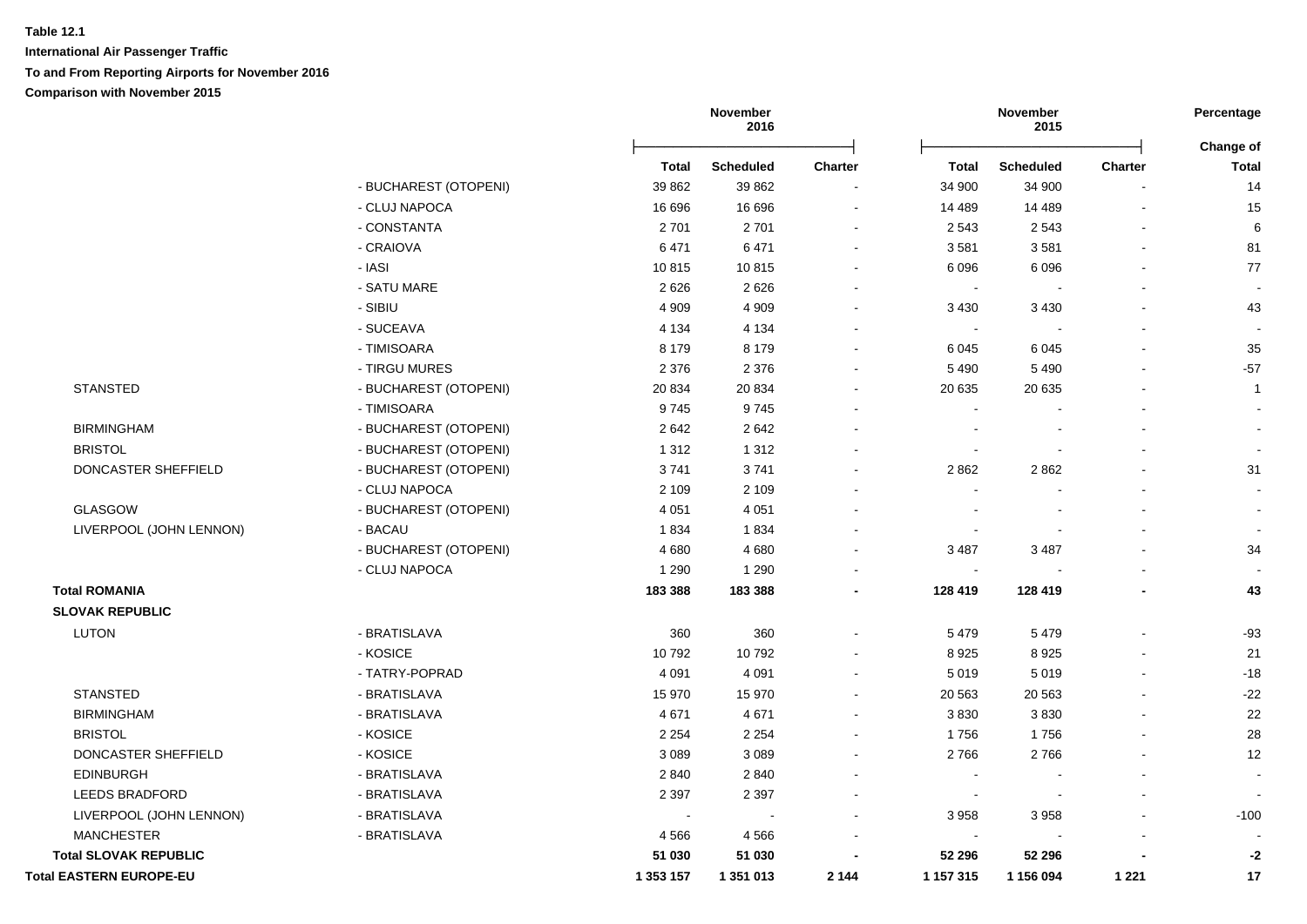**Table 12.1**
**International Air Passenger Traffic**
**To and From Reporting Airports for November 2016**
**Comparison with November 2015**

| | | November 2016 | | | November 2015 | | | Percentage |
|---|---|---|---|---|---|---|---|---|
| | | **Total** | **Scheduled** | **Charter** | **Total** | **Scheduled** | **Charter** | **Change of Total** |
| | - BUCHAREST (OTOPENI) | 39 862 | 39 862 | - | 34 900 | 34 900 | - | 14 |
| | - CLUJ NAPOCA | 16 696 | 16 696 | - | 14 489 | 14 489 | - | 15 |
| | - CONSTANTA | 2 701 | 2 701 | - | 2 543 | 2 543 | - | 6 |
| | - CRAIOVA | 6 471 | 6 471 | - | 3 581 | 3 581 | - | 81 |
| | - IASI | 10 815 | 10 815 | - | 6 096 | 6 096 | - | 77 |
| | - SATU MARE | 2 626 | 2 626 | - | - | - | - | - |
| | - SIBIU | 4 909 | 4 909 | - | 3 430 | 3 430 | - | 43 |
| | - SUCEAVA | 4 134 | 4 134 | - | - | - | - | - |
| | - TIMISOARA | 8 179 | 8 179 | - | 6 045 | 6 045 | - | 35 |
| | - TIRGU MURES | 2 376 | 2 376 | - | 5 490 | 5 490 | - | -57 |
| STANSTED | - BUCHAREST (OTOPENI) | 20 834 | 20 834 | - | 20 635 | 20 635 | - | 1 |
| | - TIMISOARA | 9 745 | 9 745 | - | - | - | - | - |
| BIRMINGHAM | - BUCHAREST (OTOPENI) | 2 642 | 2 642 | - | - | - | - | - |
| BRISTOL | - BUCHAREST (OTOPENI) | 1 312 | 1 312 | - | - | - | - | - |
| DONCASTER SHEFFIELD | - BUCHAREST (OTOPENI) | 3 741 | 3 741 | - | 2 862 | 2 862 | - | 31 |
| | - CLUJ NAPOCA | 2 109 | 2 109 | - | - | - | - | - |
| GLASGOW | - BUCHAREST (OTOPENI) | 4 051 | 4 051 | - | - | - | - | - |
| LIVERPOOL (JOHN LENNON) | - BACAU | 1 834 | 1 834 | - | - | - | - | - |
| | - BUCHAREST (OTOPENI) | 4 680 | 4 680 | - | 3 487 | 3 487 | - | 34 |
| | - CLUJ NAPOCA | 1 290 | 1 290 | - | - | - | - | - |
| **Total ROMANIA** | | **183 388** | **183 388** | **-** | **128 419** | **128 419** | **-** | **43** |
| **SLOVAK REPUBLIC** | | | | | | | | |
| LUTON | - BRATISLAVA | 360 | 360 | - | 5 479 | 5 479 | - | -93 |
| | - KOSICE | 10 792 | 10 792 | - | 8 925 | 8 925 | - | 21 |
| | - TATRY-POPRAD | 4 091 | 4 091 | - | 5 019 | 5 019 | - | -18 |
| STANSTED | - BRATISLAVA | 15 970 | 15 970 | - | 20 563 | 20 563 | - | -22 |
| BIRMINGHAM | - BRATISLAVA | 4 671 | 4 671 | - | 3 830 | 3 830 | - | 22 |
| BRISTOL | - KOSICE | 2 254 | 2 254 | - | 1 756 | 1 756 | - | 28 |
| DONCASTER SHEFFIELD | - KOSICE | 3 089 | 3 089 | - | 2 766 | 2 766 | - | 12 |
| EDINBURGH | - BRATISLAVA | 2 840 | 2 840 | - | - | - | - | - |
| LEEDS BRADFORD | - BRATISLAVA | 2 397 | 2 397 | - | - | - | - | - |
| LIVERPOOL (JOHN LENNON) | - BRATISLAVA | - | - | - | 3 958 | 3 958 | - | -100 |
| MANCHESTER | - BRATISLAVA | 4 566 | 4 566 | - | - | - | - | - |
| **Total SLOVAK REPUBLIC** | | **51 030** | **51 030** | **-** | **52 296** | **52 296** | **-** | **-2** |
| **Total EASTERN EUROPE-EU** | | **1 353 157** | **1 351 013** | **2 144** | **1 157 315** | **1 156 094** | **1 221** | **17** |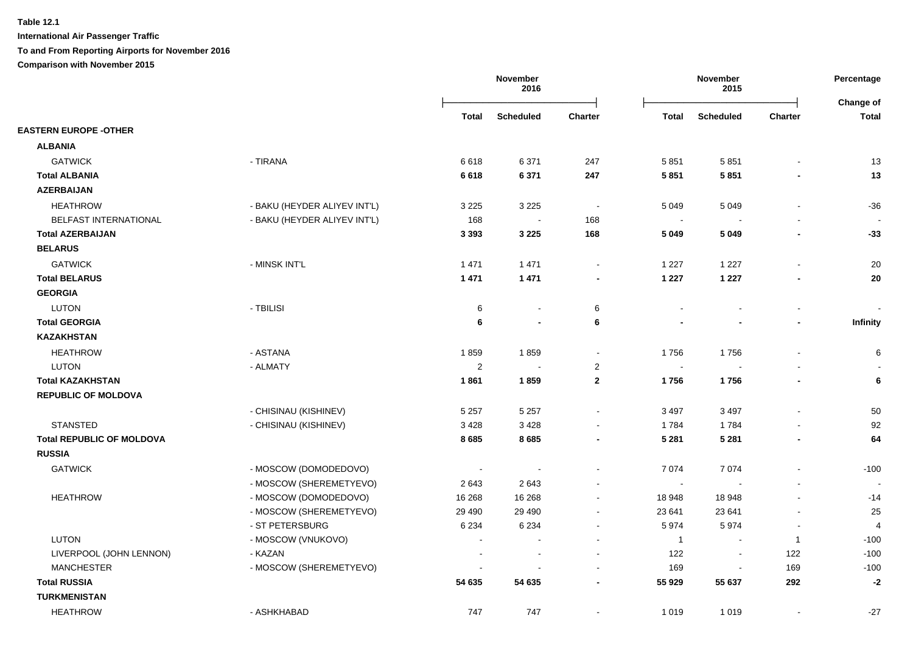**Table 12.1**

**International Air Passenger Traffic**

**To and From Reporting Airports for November 2016**

**Comparison with November 2015**

| | | November 2016 | | | November 2015 | | | Percentage |
|---|---|---|---|---|---|---|---|---|
| | | Total | Scheduled | Charter | Total | Scheduled | Charter | Change of Total |
| **EASTERN EUROPE -OTHER** | | | | | | | | |
| **ALBANIA** | | | | | | | | |
| GATWICK | - TIRANA | 6 618 | 6 371 | 247 | 5 851 | 5 851 | - | 13 |
| **Total ALBANIA** | | **6 618** | **6 371** | **247** | **5 851** | **5 851** | **-** | **13** |
| **AZERBAIJAN** | | | | | | | | |
| HEATHROW | - BAKU (HEYDER ALIYEV INT'L) | 3 225 | 3 225 | - | 5 049 | 5 049 | - | -36 |
| BELFAST INTERNATIONAL | - BAKU (HEYDER ALIYEV INT'L) | 168 | - | 168 | - | - | - | - |
| **Total AZERBAIJAN** | | **3 393** | **3 225** | **168** | **5 049** | **5 049** | **-** | **-33** |
| **BELARUS** | | | | | | | | |
| GATWICK | - MINSK INT'L | 1 471 | 1 471 | - | 1 227 | 1 227 | - | 20 |
| **Total BELARUS** | | **1 471** | **1 471** | **-** | **1 227** | **1 227** | **-** | **20** |
| **GEORGIA** | | | | | | | | |
| LUTON | - TBILISI | 6 | - | 6 | - | - | - | - |
| **Total GEORGIA** | | **6** | **-** | **6** | **-** | **-** | **-** | **Infinity** |
| **KAZAKHSTAN** | | | | | | | | |
| HEATHROW | - ASTANA | 1 859 | 1 859 | - | 1 756 | 1 756 | - | 6 |
| LUTON | - ALMATY | 2 | - | 2 | - | - | - | - |
| **Total KAZAKHSTAN** | | **1 861** | **1 859** | **2** | **1 756** | **1 756** | **-** | **6** |
| **REPUBLIC OF MOLDOVA** | | | | | | | | |
| | - CHISINAU (KISHINEV) | 5 257 | 5 257 | - | 3 497 | 3 497 | - | 50 |
| STANSTED | - CHISINAU (KISHINEV) | 3 428 | 3 428 | - | 1 784 | 1 784 | - | 92 |
| **Total REPUBLIC OF MOLDOVA** | | **8 685** | **8 685** | **-** | **5 281** | **5 281** | **-** | **64** |
| **RUSSIA** | | | | | | | | |
| GATWICK | - MOSCOW (DOMODEDOVO) | - | - | - | 7 074 | 7 074 | - | -100 |
| | - MOSCOW (SHEREMETYEVO) | 2 643 | 2 643 | - | - | - | - | - |
| HEATHROW | - MOSCOW (DOMODEDOVO) | 16 268 | 16 268 | - | 18 948 | 18 948 | - | -14 |
| | - MOSCOW (SHEREMETYEVO) | 29 490 | 29 490 | - | 23 641 | 23 641 | - | 25 |
| | - ST PETERSBURG | 6 234 | 6 234 | - | 5 974 | 5 974 | - | 4 |
| LUTON | - MOSCOW (VNUKOVO) | - | - | - | 1 | - | 1 | -100 |
| LIVERPOOL (JOHN LENNON) | - KAZAN | - | - | - | 122 | - | 122 | -100 |
| MANCHESTER | - MOSCOW (SHEREMETYEVO) | - | - | - | 169 | - | 169 | -100 |
| **Total RUSSIA** | | **54 635** | **54 635** | **-** | **55 929** | **55 637** | **292** | **-2** |
| **TURKMENISTAN** | | | | | | | | |
| HEATHROW | - ASHKHABAD | 747 | 747 | - | 1 019 | 1 019 | - | -27 |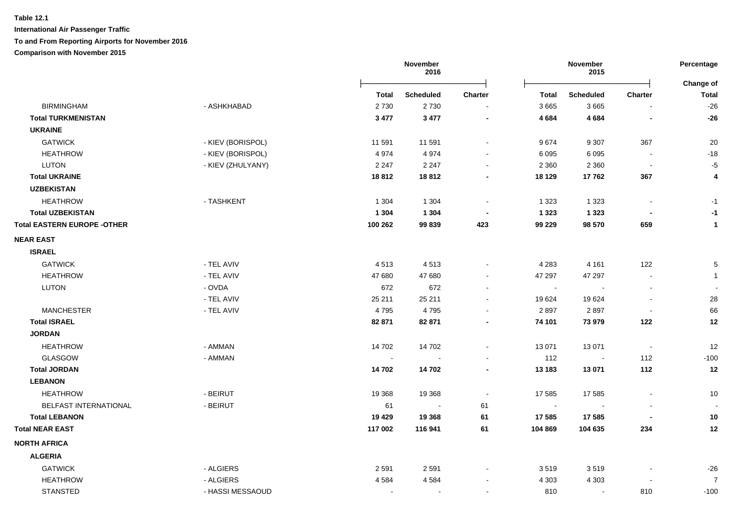**Table 12.1**

**International Air Passenger Traffic**

**To and From Reporting Airports for November 2016**

**Comparison with November 2015**

| | | November 2016 | | | November 2015 | | | Percentage |
|---|---|---|---|---|---|---|---|---|
| | | **Total** | **Scheduled** | **Charter** | **Total** | **Scheduled** | **Charter** | **Change of Total** |
| BIRMINGHAM | - ASHKHABAD | 2 730 | 2 730 | - | 3 665 | 3 665 | - | -26 |
| **Total TURKMENISTAN** | | **3 477** | **3 477** | **-** | **4 684** | **4 684** | **-** | **-26** |
| **UKRAINE** | | | | | | | | |
| GATWICK | - KIEV (BORISPOL) | 11 591 | 11 591 | - | 9 674 | 9 307 | 367 | 20 |
| HEATHROW | - KIEV (BORISPOL) | 4 974 | 4 974 | - | 6 095 | 6 095 | - | -18 |
| LUTON | - KIEV (ZHULYANY) | 2 247 | 2 247 | - | 2 360 | 2 360 | - | -5 |
| **Total UKRAINE** | | **18 812** | **18 812** | **-** | **18 129** | **17 762** | **367** | **4** |
| **UZBEKISTAN** | | | | | | | | |
| HEATHROW | - TASHKENT | 1 304 | 1 304 | - | 1 323 | 1 323 | - | -1 |
| **Total UZBEKISTAN** | | **1 304** | **1 304** | **-** | **1 323** | **1 323** | **-** | **-1** |
| **Total EASTERN EUROPE -OTHER** | | **100 262** | **99 839** | **423** | **99 229** | **98 570** | **659** | **1** |
| **NEAR EAST** | | | | | | | | |
| **ISRAEL** | | | | | | | | |
| GATWICK | - TEL AVIV | 4 513 | 4 513 | - | 4 283 | 4 161 | 122 | 5 |
| HEATHROW | - TEL AVIV | 47 680 | 47 680 | - | 47 297 | 47 297 | - | 1 |
| LUTON | - OVDA | 672 | 672 | - | - | - | - | - |
| | - TEL AVIV | 25 211 | 25 211 | - | 19 624 | 19 624 | - | 28 |
| MANCHESTER | - TEL AVIV | 4 795 | 4 795 | - | 2 897 | 2 897 | - | 66 |
| **Total ISRAEL** | | **82 871** | **82 871** | **-** | **74 101** | **73 979** | **122** | **12** |
| **JORDAN** | | | | | | | | |
| HEATHROW | - AMMAN | 14 702 | 14 702 | - | 13 071 | 13 071 | - | 12 |
| GLASGOW | - AMMAN | - | - | - | 112 | - | 112 | -100 |
| **Total JORDAN** | | **14 702** | **14 702** | **-** | **13 183** | **13 071** | **112** | **12** |
| **LEBANON** | | | | | | | | |
| HEATHROW | - BEIRUT | 19 368 | 19 368 | - | 17 585 | 17 585 | - | 10 |
| BELFAST INTERNATIONAL | - BEIRUT | 61 | - | 61 | - | - | - | - |
| **Total LEBANON** | | **19 429** | **19 368** | **61** | **17 585** | **17 585** | **-** | **10** |
| **Total NEAR EAST** | | **117 002** | **116 941** | **61** | **104 869** | **104 635** | **234** | **12** |
| **NORTH AFRICA** | | | | | | | | |
| **ALGERIA** | | | | | | | | |
| GATWICK | - ALGIERS | 2 591 | 2 591 | - | 3 519 | 3 519 | - | -26 |
| HEATHROW | - ALGIERS | 4 584 | 4 584 | - | 4 303 | 4 303 | - | 7 |
| STANSTED | - HASSI MESSAOUD | - | - | - | 810 | - | 810 | -100 |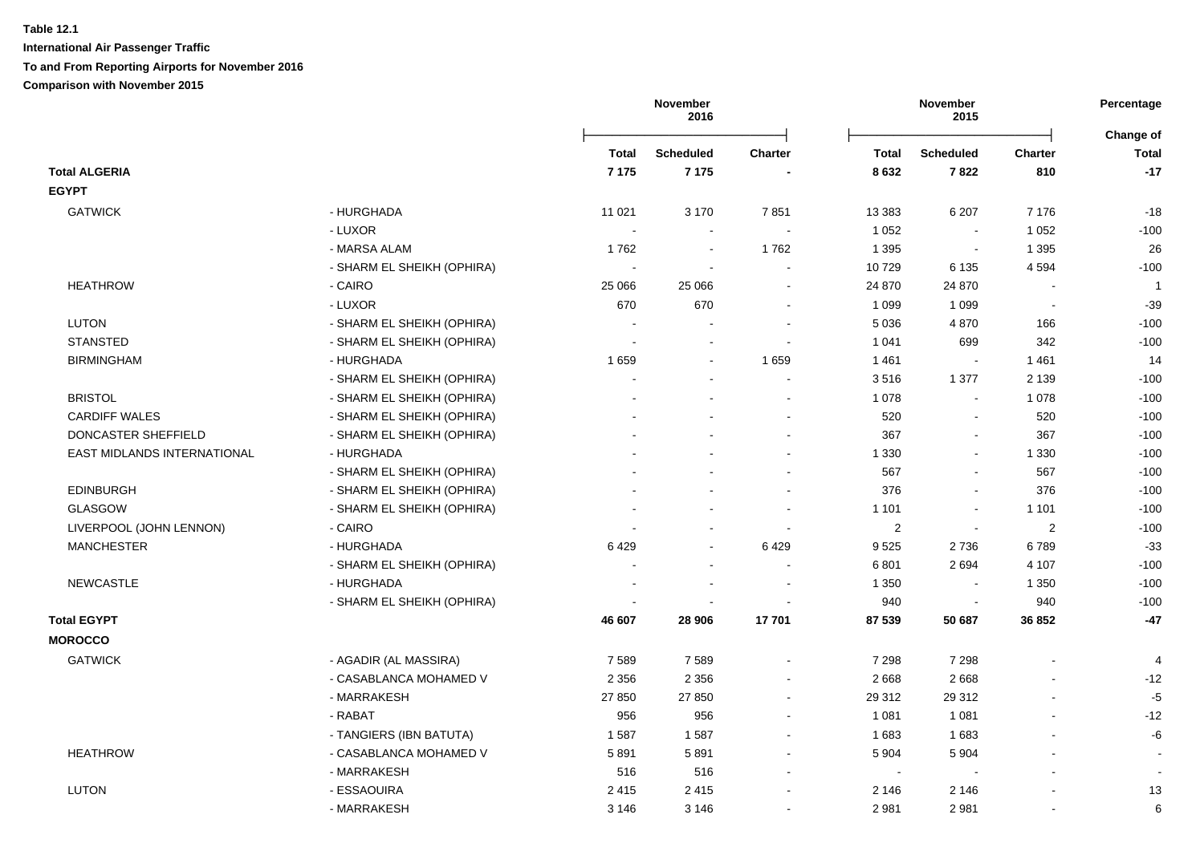**Table 12.1**

**International Air Passenger Traffic**

**To and From Reporting Airports for November 2016**

**Comparison with November 2015**

| | | November 2016 | | | November 2015 | | | Percentage |
|---|---|---|---|---|---|---|---|---|
| | | **Total** | **Scheduled** | **Charter** | **Total** | **Scheduled** | **Charter** | **Change of Total** |
| **Total ALGERIA** | | **7 175** | **7 175** | **-** | **8 632** | **7 822** | **810** | **-17** |
| **EGYPT** | | | | | | | | |
| GATWICK | - HURGHADA | 11 021 | 3 170 | 7 851 | 13 383 | 6 207 | 7 176 | -18 |
| | - LUXOR | - | - | - | 1 052 | - | 1 052 | -100 |
| | - MARSA ALAM | 1 762 | - | 1 762 | 1 395 | - | 1 395 | 26 |
| | - SHARM EL SHEIKH (OPHIRA) | - | - | - | 10 729 | 6 135 | 4 594 | -100 |
| HEATHROW | - CAIRO | 25 066 | 25 066 | - | 24 870 | 24 870 | - | 1 |
| | - LUXOR | 670 | 670 | - | 1 099 | 1 099 | - | -39 |
| LUTON | - SHARM EL SHEIKH (OPHIRA) | - | - | - | 5 036 | 4 870 | 166 | -100 |
| STANSTED | - SHARM EL SHEIKH (OPHIRA) | - | - | - | 1 041 | 699 | 342 | -100 |
| BIRMINGHAM | - HURGHADA | 1 659 | - | 1 659 | 1 461 | - | 1 461 | 14 |
| | - SHARM EL SHEIKH (OPHIRA) | - | - | - | 3 516 | 1 377 | 2 139 | -100 |
| BRISTOL | - SHARM EL SHEIKH (OPHIRA) | - | - | - | 1 078 | - | 1 078 | -100 |
| CARDIFF WALES | - SHARM EL SHEIKH (OPHIRA) | - | - | - | 520 | - | 520 | -100 |
| DONCASTER SHEFFIELD | - SHARM EL SHEIKH (OPHIRA) | - | - | - | 367 | - | 367 | -100 |
| EAST MIDLANDS INTERNATIONAL | - HURGHADA | - | - | - | 1 330 | - | 1 330 | -100 |
| | - SHARM EL SHEIKH (OPHIRA) | - | - | - | 567 | - | 567 | -100 |
| EDINBURGH | - SHARM EL SHEIKH (OPHIRA) | - | - | - | 376 | - | 376 | -100 |
| GLASGOW | - SHARM EL SHEIKH (OPHIRA) | - | - | - | 1 101 | - | 1 101 | -100 |
| LIVERPOOL (JOHN LENNON) | - CAIRO | - | - | - | 2 | - | 2 | -100 |
| MANCHESTER | - HURGHADA | 6 429 | - | 6 429 | 9 525 | 2 736 | 6 789 | -33 |
| | - SHARM EL SHEIKH (OPHIRA) | - | - | - | 6 801 | 2 694 | 4 107 | -100 |
| NEWCASTLE | - HURGHADA | - | - | - | 1 350 | - | 1 350 | -100 |
| | - SHARM EL SHEIKH (OPHIRA) | - | - | - | 940 | - | 940 | -100 |
| **Total EGYPT** | | **46 607** | **28 906** | **17 701** | **87 539** | **50 687** | **36 852** | **-47** |
| **MOROCCO** | | | | | | | | |
| GATWICK | - AGADIR (AL MASSIRA) | 7 589 | 7 589 | - | 7 298 | 7 298 | - | 4 |
| | - CASABLANCA MOHAMED V | 2 356 | 2 356 | - | 2 668 | 2 668 | - | -12 |
| | - MARRAKESH | 27 850 | 27 850 | - | 29 312 | 29 312 | - | -5 |
| | - RABAT | 956 | 956 | - | 1 081 | 1 081 | - | -12 |
| | - TANGIERS (IBN BATUTA) | 1 587 | 1 587 | - | 1 683 | 1 683 | - | -6 |
| HEATHROW | - CASABLANCA MOHAMED V | 5 891 | 5 891 | - | 5 904 | 5 904 | - | - |
| | - MARRAKESH | 516 | 516 | - | - | - | - | - |
| LUTON | - ESSAOUIRA | 2 415 | 2 415 | - | 2 146 | 2 146 | - | 13 |
| | - MARRAKESH | 3 146 | 3 146 | - | 2 981 | 2 981 | - | 6 |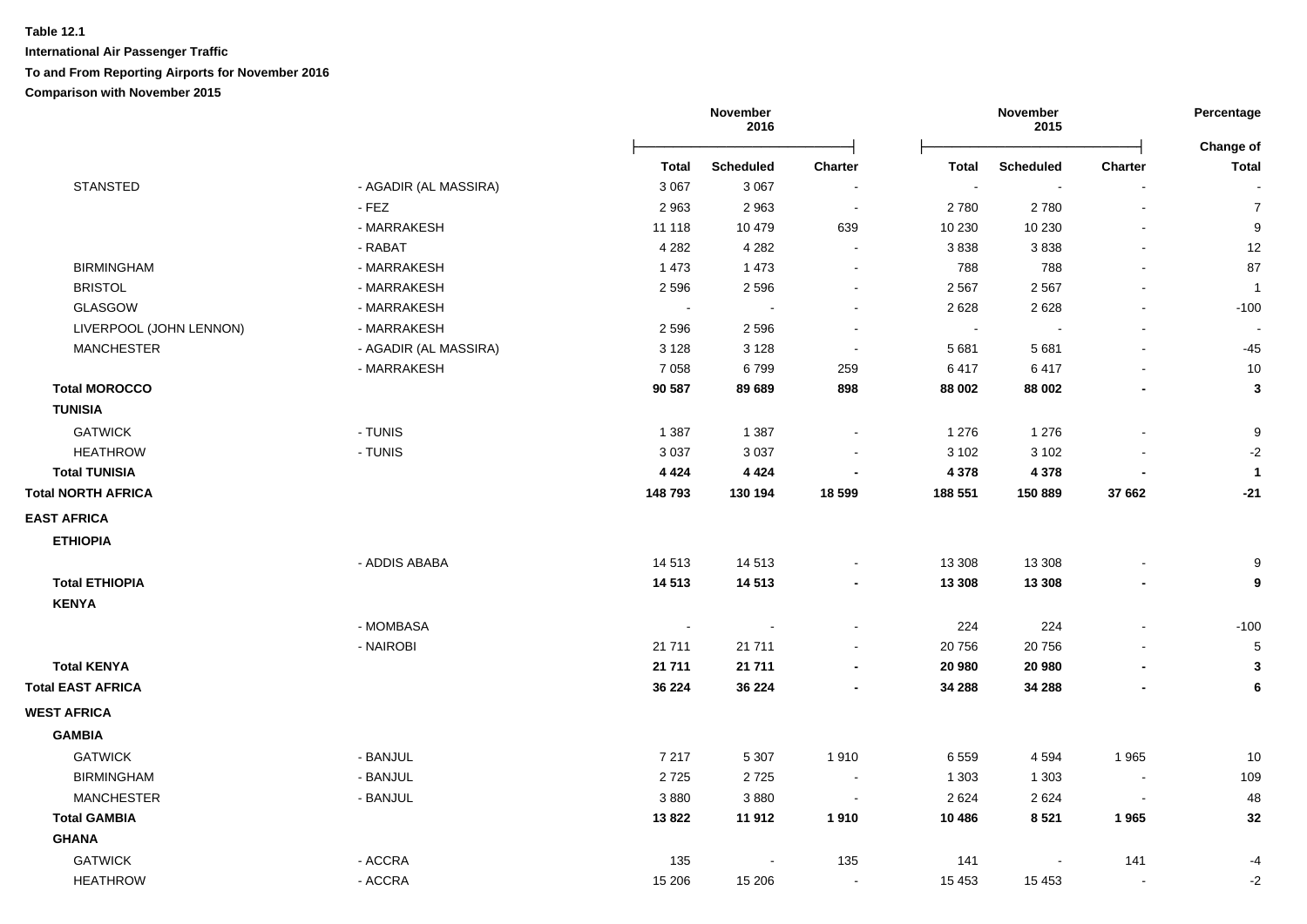**Table 12.1**

**International Air Passenger Traffic**

**To and From Reporting Airports for November 2016**

**Comparison with November 2015**

| | | November 2016 | | | November 2015 | | | Percentage |
|---|---|---|---|---|---|---|---|---|
| | | **Total** | **Scheduled** | **Charter** | **Total** | **Scheduled** | **Charter** | **Change of Total** |
| STANSTED | - AGADIR (AL MASSIRA) | 3 067 | 3 067 | - | - | - | - | - |
| | - FEZ | 2 963 | 2 963 | - | 2 780 | 2 780 | - | 7 |
| | - MARRAKESH | 11 118 | 10 479 | 639 | 10 230 | 10 230 | - | 9 |
| | - RABAT | 4 282 | 4 282 | - | 3 838 | 3 838 | - | 12 |
| BIRMINGHAM | - MARRAKESH | 1 473 | 1 473 | - | 788 | 788 | - | 87 |
| BRISTOL | - MARRAKESH | 2 596 | 2 596 | - | 2 567 | 2 567 | - | 1 |
| GLASGOW | - MARRAKESH | - | - | - | 2 628 | 2 628 | - | -100 |
| LIVERPOOL (JOHN LENNON) | - MARRAKESH | 2 596 | 2 596 | - | - | - | - | - |
| MANCHESTER | - AGADIR (AL MASSIRA) | 3 128 | 3 128 | - | 5 681 | 5 681 | - | -45 |
| | - MARRAKESH | 7 058 | 6 799 | 259 | 6 417 | 6 417 | - | 10 |
| **Total MOROCCO** | | **90 587** | **89 689** | **898** | **88 002** | **88 002** | **-** | **3** |
| **TUNISIA** | | | | | | | | |
| GATWICK | - TUNIS | 1 387 | 1 387 | - | 1 276 | 1 276 | - | 9 |
| HEATHROW | - TUNIS | 3 037 | 3 037 | - | 3 102 | 3 102 | - | -2 |
| **Total TUNISIA** | | **4 424** | **4 424** | **-** | **4 378** | **4 378** | **-** | **1** |
| **Total NORTH AFRICA** | | **148 793** | **130 194** | **18 599** | **188 551** | **150 889** | **37 662** | **-21** |
| **EAST AFRICA** | | | | | | | | |
| **ETHIOPIA** | | | | | | | | |
| | - ADDIS ABABA | 14 513 | 14 513 | - | 13 308 | 13 308 | - | 9 |
| **Total ETHIOPIA** | | **14 513** | **14 513** | **-** | **13 308** | **13 308** | **-** | **9** |
| **KENYA** | | | | | | | | |
| | - MOMBASA | - | - | - | 224 | 224 | - | -100 |
| | - NAIROBI | 21 711 | 21 711 | - | 20 756 | 20 756 | - | 5 |
| **Total KENYA** | | **21 711** | **21 711** | **-** | **20 980** | **20 980** | **-** | **3** |
| **Total EAST AFRICA** | | **36 224** | **36 224** | **-** | **34 288** | **34 288** | **-** | **6** |
| **WEST AFRICA** | | | | | | | | |
| **GAMBIA** | | | | | | | | |
| GATWICK | - BANJUL | 7 217 | 5 307 | 1 910 | 6 559 | 4 594 | 1 965 | 10 |
| BIRMINGHAM | - BANJUL | 2 725 | 2 725 | - | 1 303 | 1 303 | - | 109 |
| MANCHESTER | - BANJUL | 3 880 | 3 880 | - | 2 624 | 2 624 | - | 48 |
| **Total GAMBIA** | | **13 822** | **11 912** | **1 910** | **10 486** | **8 521** | **1 965** | **32** |
| **GHANA** | | | | | | | | |
| GATWICK | - ACCRA | 135 | - | 135 | 141 | - | 141 | -4 |
| HEATHROW | - ACCRA | 15 206 | 15 206 | - | 15 453 | 15 453 | - | -2 |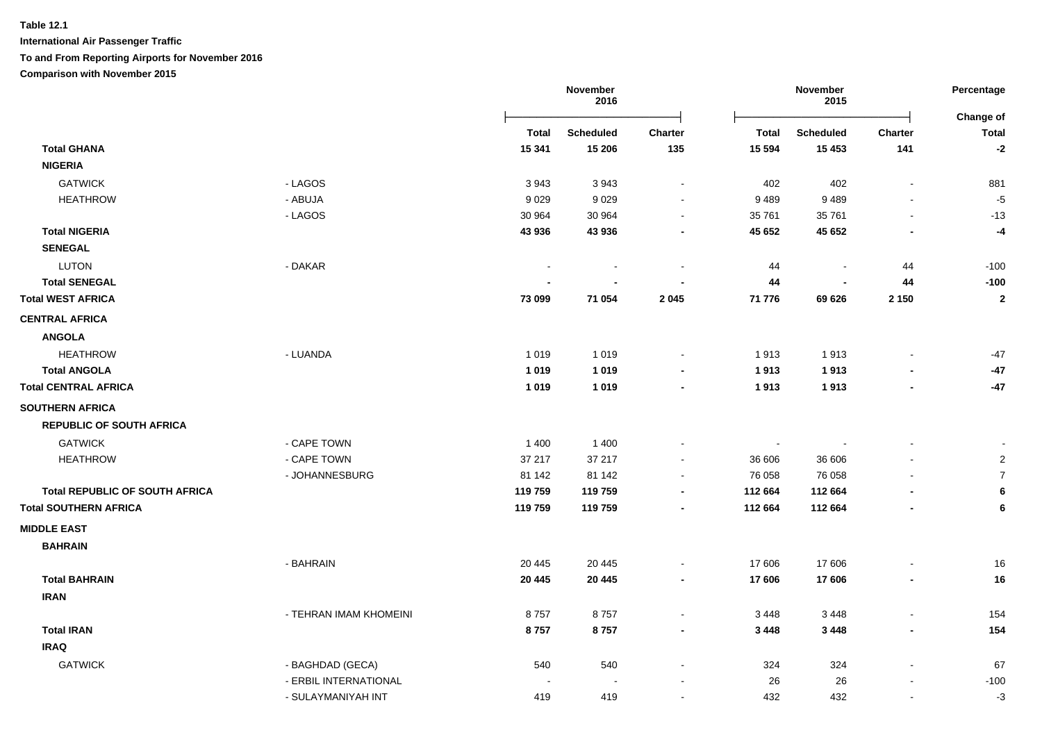**Table 12.1**

**International Air Passenger Traffic**

**To and From Reporting Airports for November 2016**

**Comparison with November 2015**

| | | November 2016 | | | November 2015 | | | Percentage |
|---|---|---|---|---|---|---|---|---|
| | | **Total** | **Scheduled** | **Charter** | **Total** | **Scheduled** | **Charter** | **Change of Total** |
| **Total GHANA** | | **15 341** | **15 206** | **135** | **15 594** | **15 453** | **141** | **-2** |
| **NIGERIA** | | | | | | | | |
| GATWICK | - LAGOS | 3 943 | 3 943 | - | 402 | 402 | - | 881 |
| HEATHROW | - ABUJA | 9 029 | 9 029 | - | 9 489 | 9 489 | - | -5 |
| | - LAGOS | 30 964 | 30 964 | - | 35 761 | 35 761 | - | -13 |
| **Total NIGERIA** | | **43 936** | **43 936** | **-** | **45 652** | **45 652** | **-** | **-4** |
| **SENEGAL** | | | | | | | | |
| LUTON | - DAKAR | - | - | - | 44 | - | 44 | -100 |
| **Total SENEGAL** | | **-** | **-** | **-** | **44** | **-** | **44** | **-100** |
| **Total WEST AFRICA** | | **73 099** | **71 054** | **2 045** | **71 776** | **69 626** | **2 150** | **2** |
| **CENTRAL AFRICA** | | | | | | | | |
| **ANGOLA** | | | | | | | | |
| HEATHROW | - LUANDA | 1 019 | 1 019 | - | 1 913 | 1 913 | - | -47 |
| **Total ANGOLA** | | **1 019** | **1 019** | **-** | **1 913** | **1 913** | **-** | **-47** |
| **Total CENTRAL AFRICA** | | **1 019** | **1 019** | **-** | **1 913** | **1 913** | **-** | **-47** |
| **SOUTHERN AFRICA** | | | | | | | | |
| **REPUBLIC OF SOUTH AFRICA** | | | | | | | | |
| GATWICK | - CAPE TOWN | 1 400 | 1 400 | - | - | - | - | - |
| HEATHROW | - CAPE TOWN | 37 217 | 37 217 | - | 36 606 | 36 606 | - | 2 |
| | - JOHANNESBURG | 81 142 | 81 142 | - | 76 058 | 76 058 | - | 7 |
| **Total REPUBLIC OF SOUTH AFRICA** | | **119 759** | **119 759** | **-** | **112 664** | **112 664** | **-** | **6** |
| **Total SOUTHERN AFRICA** | | **119 759** | **119 759** | **-** | **112 664** | **112 664** | **-** | **6** |
| **MIDDLE EAST** | | | | | | | | |
| **BAHRAIN** | | | | | | | | |
| | - BAHRAIN | 20 445 | 20 445 | - | 17 606 | 17 606 | - | 16 |
| **Total BAHRAIN** | | **20 445** | **20 445** | **-** | **17 606** | **17 606** | **-** | **16** |
| **IRAN** | | | | | | | | |
| | - TEHRAN IMAM KHOMEINI | 8 757 | 8 757 | - | 3 448 | 3 448 | - | 154 |
| **Total IRAN** | | **8 757** | **8 757** | **-** | **3 448** | **3 448** | **-** | **154** |
| **IRAQ** | | | | | | | | |
| GATWICK | - BAGHDAD (GECA) | 540 | 540 | - | 324 | 324 | - | 67 |
| | - ERBIL INTERNATIONAL | - | - | - | 26 | 26 | - | -100 |
| | - SULAYMANIYAH INT | 419 | 419 | - | 432 | 432 | - | -3 |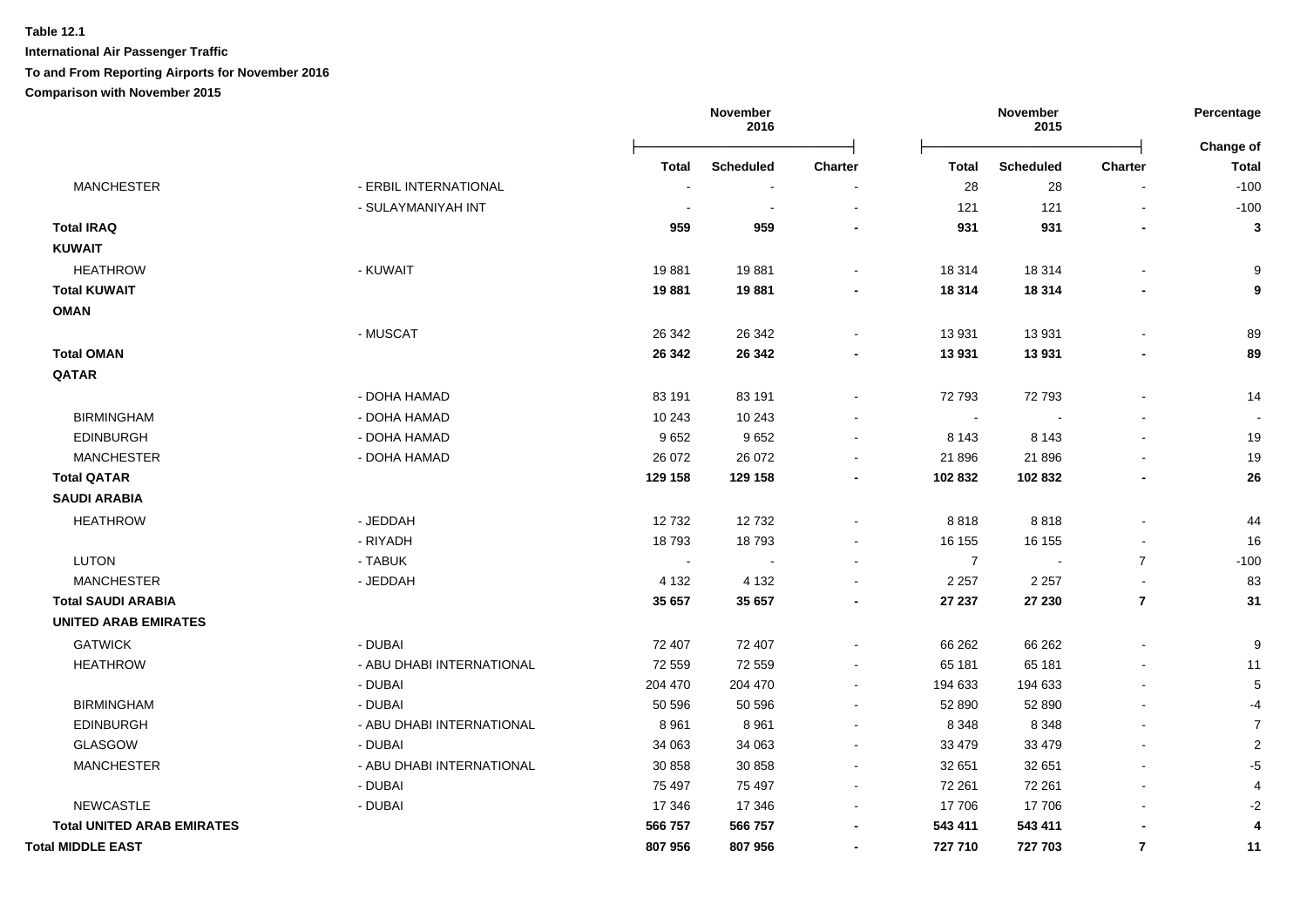**Table 12.1**

**International Air Passenger Traffic**

**To and From Reporting Airports for November 2016**

**Comparison with November 2015**

| | | November 2016 | | | November 2015 | | | Percentage |
|---|---|---|---|---|---|---|---|---|
| | | **Total** | **Scheduled** | **Charter** | **Total** | **Scheduled** | **Charter** | **Change of Total** |
| MANCHESTER | - ERBIL INTERNATIONAL | - | - | - | 28 | 28 | - | -100 |
| | - SULAYMANIYAH INT | - | - | - | 121 | 121 | - | -100 |
| **Total IRAQ** | | **959** | **959** | **-** | **931** | **931** | **-** | **3** |
| **KUWAIT** | | | | | | | | |
| HEATHROW | - KUWAIT | 19 881 | 19 881 | - | 18 314 | 18 314 | - | 9 |
| **Total KUWAIT** | | **19 881** | **19 881** | **-** | **18 314** | **18 314** | **-** | **9** |
| **OMAN** | | | | | | | | |
| | - MUSCAT | 26 342 | 26 342 | - | 13 931 | 13 931 | - | 89 |
| **Total OMAN** | | **26 342** | **26 342** | **-** | **13 931** | **13 931** | **-** | **89** |
| **QATAR** | | | | | | | | |
| | - DOHA HAMAD | 83 191 | 83 191 | - | 72 793 | 72 793 | - | 14 |
| BIRMINGHAM | - DOHA HAMAD | 10 243 | 10 243 | - | - | - | - | - |
| EDINBURGH | - DOHA HAMAD | 9 652 | 9 652 | - | 8 143 | 8 143 | - | 19 |
| MANCHESTER | - DOHA HAMAD | 26 072 | 26 072 | - | 21 896 | 21 896 | - | 19 |
| **Total QATAR** | | **129 158** | **129 158** | **-** | **102 832** | **102 832** | **-** | **26** |
| **SAUDI ARABIA** | | | | | | | | |
| HEATHROW | - JEDDAH | 12 732 | 12 732 | - | 8 818 | 8 818 | - | 44 |
| | - RIYADH | 18 793 | 18 793 | - | 16 155 | 16 155 | - | 16 |
| LUTON | - TABUK | - | - | - | 7 | - | 7 | -100 |
| MANCHESTER | - JEDDAH | 4 132 | 4 132 | - | 2 257 | 2 257 | - | 83 |
| **Total SAUDI ARABIA** | | **35 657** | **35 657** | **-** | **27 237** | **27 230** | **7** | **31** |
| **UNITED ARAB EMIRATES** | | | | | | | | |
| GATWICK | - DUBAI | 72 407 | 72 407 | - | 66 262 | 66 262 | - | 9 |
| HEATHROW | - ABU DHABI INTERNATIONAL | 72 559 | 72 559 | - | 65 181 | 65 181 | - | 11 |
| | - DUBAI | 204 470 | 204 470 | - | 194 633 | 194 633 | - | 5 |
| BIRMINGHAM | - DUBAI | 50 596 | 50 596 | - | 52 890 | 52 890 | - | -4 |
| EDINBURGH | - ABU DHABI INTERNATIONAL | 8 961 | 8 961 | - | 8 348 | 8 348 | - | 7 |
| GLASGOW | - DUBAI | 34 063 | 34 063 | - | 33 479 | 33 479 | - | 2 |
| MANCHESTER | - ABU DHABI INTERNATIONAL | 30 858 | 30 858 | - | 32 651 | 32 651 | - | -5 |
| | - DUBAI | 75 497 | 75 497 | - | 72 261 | 72 261 | - | 4 |
| NEWCASTLE | - DUBAI | 17 346 | 17 346 | - | 17 706 | 17 706 | - | -2 |
| **Total UNITED ARAB EMIRATES** | | **566 757** | **566 757** | **-** | **543 411** | **543 411** | **-** | **4** |
| **Total MIDDLE EAST** | | **807 956** | **807 956** | **-** | **727 710** | **727 703** | **7** | **11** |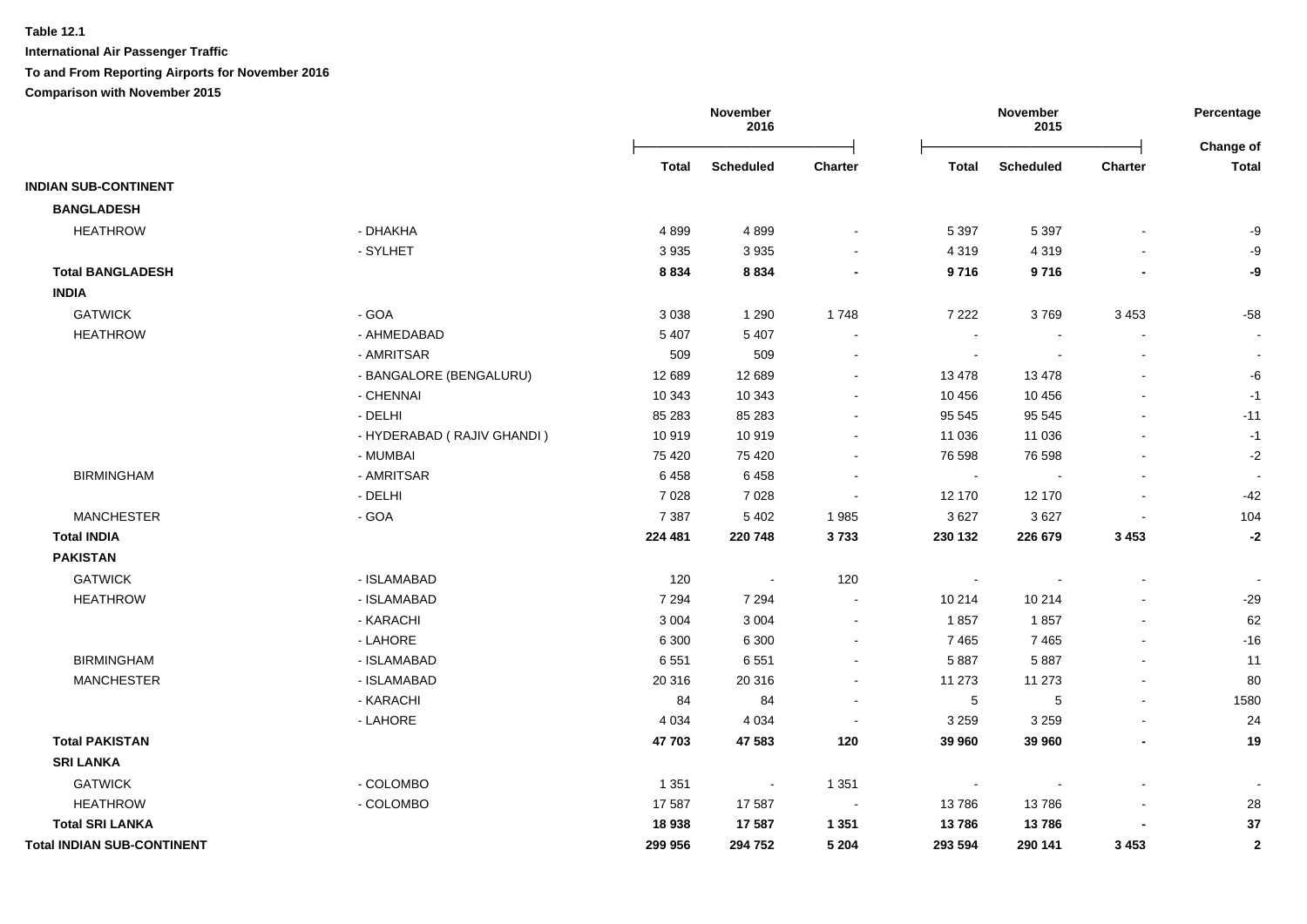**Table 12.1**

**International Air Passenger Traffic**

**To and From Reporting Airports for November 2016**

**Comparison with November 2015**

| | | November 2016 | | | November 2015 | | | Percentage |
|---|---|---|---|---|---|---|---|---|
| | | **Total** | **Scheduled** | **Charter** | **Total** | **Scheduled** | **Charter** | **Change of Total** |
| **INDIAN SUB-CONTINENT** | | | | | | | | |
| **BANGLADESH** | | | | | | | | |
| HEATHROW | - DHAKHA | 4 899 | 4 899 | - | 5 397 | 5 397 | - | -9 |
| | - SYLHET | 3 935 | 3 935 | - | 4 319 | 4 319 | - | -9 |
| **Total BANGLADESH** | | **8 834** | **8 834** | **-** | **9 716** | **9 716** | **-** | **-9** |
| **INDIA** | | | | | | | | |
| GATWICK | - GOA | 3 038 | 1 290 | 1 748 | 7 222 | 3 769 | 3 453 | -58 |
| HEATHROW | - AHMEDABAD | 5 407 | 5 407 | - | - | - | - | - |
| | - AMRITSAR | 509 | 509 | - | - | - | - | - |
| | - BANGALORE (BENGALURU) | 12 689 | 12 689 | - | 13 478 | 13 478 | - | -6 |
| | - CHENNAI | 10 343 | 10 343 | - | 10 456 | 10 456 | - | -1 |
| | - DELHI | 85 283 | 85 283 | - | 95 545 | 95 545 | - | -11 |
| | - HYDERABAD ( RAJIV GHANDI ) | 10 919 | 10 919 | - | 11 036 | 11 036 | - | -1 |
| | - MUMBAI | 75 420 | 75 420 | - | 76 598 | 76 598 | - | -2 |
| BIRMINGHAM | - AMRITSAR | 6 458 | 6 458 | - | - | - | - | - |
| | - DELHI | 7 028 | 7 028 | - | 12 170 | 12 170 | - | -42 |
| MANCHESTER | - GOA | 7 387 | 5 402 | 1 985 | 3 627 | 3 627 | - | 104 |
| **Total INDIA** | | **224 481** | **220 748** | **3 733** | **230 132** | **226 679** | **3 453** | **-2** |
| **PAKISTAN** | | | | | | | | |
| GATWICK | - ISLAMABAD | 120 | - | 120 | - | - | - | - |
| HEATHROW | - ISLAMABAD | 7 294 | 7 294 | - | 10 214 | 10 214 | - | -29 |
| | - KARACHI | 3 004 | 3 004 | - | 1 857 | 1 857 | - | 62 |
| | - LAHORE | 6 300 | 6 300 | - | 7 465 | 7 465 | - | -16 |
| BIRMINGHAM | - ISLAMABAD | 6 551 | 6 551 | - | 5 887 | 5 887 | - | 11 |
| MANCHESTER | - ISLAMABAD | 20 316 | 20 316 | - | 11 273 | 11 273 | - | 80 |
| | - KARACHI | 84 | 84 | - | 5 | 5 | - | 1580 |
| | - LAHORE | 4 034 | 4 034 | - | 3 259 | 3 259 | - | 24 |
| **Total PAKISTAN** | | **47 703** | **47 583** | **120** | **39 960** | **39 960** | **-** | **19** |
| **SRI LANKA** | | | | | | | | |
| GATWICK | - COLOMBO | 1 351 | - | 1 351 | - | - | - | - |
| HEATHROW | - COLOMBO | 17 587 | 17 587 | - | 13 786 | 13 786 | - | 28 |
| **Total SRI LANKA** | | **18 938** | **17 587** | **1 351** | **13 786** | **13 786** | **-** | **37** |
| **Total INDIAN SUB-CONTINENT** | | **299 956** | **294 752** | **5 204** | **293 594** | **290 141** | **3 453** | **2** |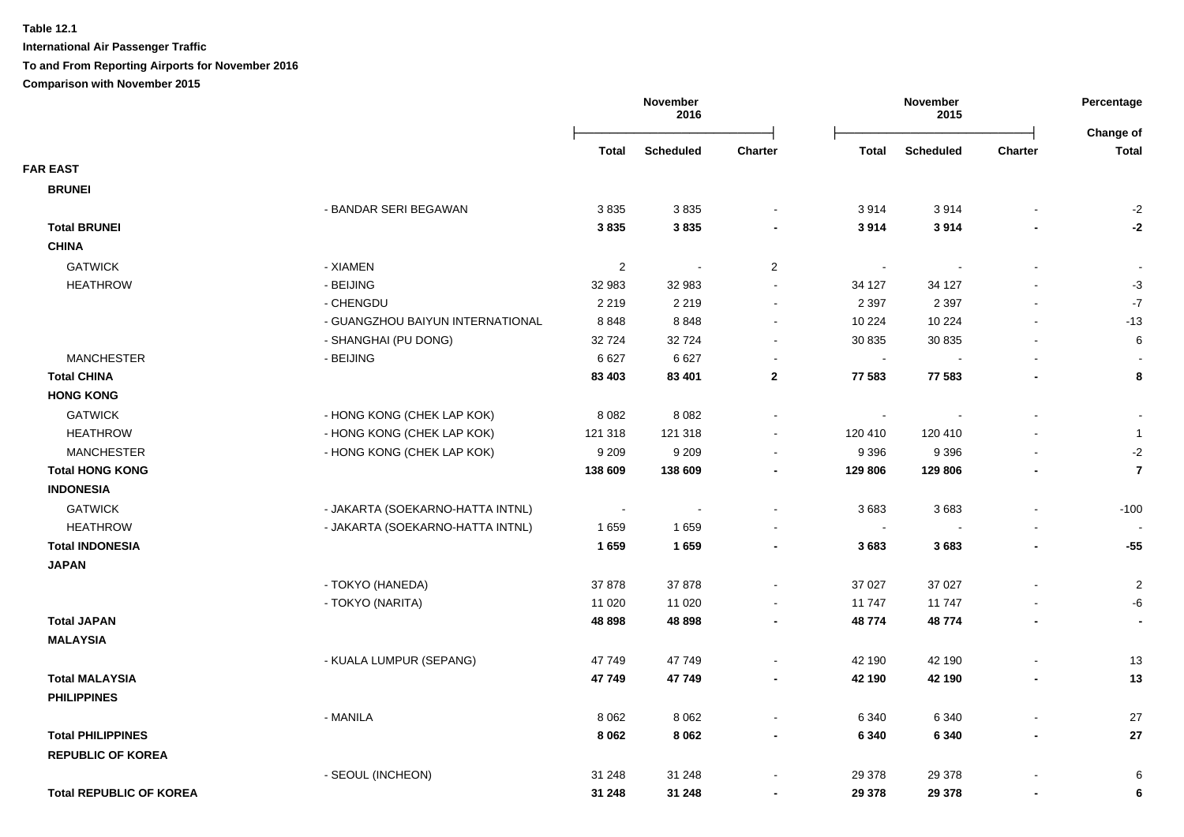**Table 12.1**

**International Air Passenger Traffic**

**To and From Reporting Airports for November 2016**

**Comparison with November 2015**

| | | November 2016 | | | November 2015 | | | Percentage |
|---|---|---|---|---|---|---|---|---|
| | | **Total** | **Scheduled** | **Charter** | **Total** | **Scheduled** | **Charter** | **Change of Total** |
| **FAR EAST** | | | | | | | | |
| **BRUNEI** | | | | | | | | |
| | - BANDAR SERI BEGAWAN | 3 835 | 3 835 | - | 3 914 | 3 914 | - | -2 |
| **Total BRUNEI** | | **3 835** | **3 835** | **-** | **3 914** | **3 914** | **-** | **-2** |
| **CHINA** | | | | | | | | |
| GATWICK | - XIAMEN | 2 | - | 2 | - | - | - | - |
| HEATHROW | - BEIJING | 32 983 | 32 983 | - | 34 127 | 34 127 | - | -3 |
| | - CHENGDU | 2 219 | 2 219 | - | 2 397 | 2 397 | - | -7 |
| | - GUANGZHOU BAIYUN INTERNATIONAL | 8 848 | 8 848 | - | 10 224 | 10 224 | - | -13 |
| | - SHANGHAI (PU DONG) | 32 724 | 32 724 | - | 30 835 | 30 835 | - | 6 |
| MANCHESTER | - BEIJING | 6 627 | 6 627 | - | - | - | - | - |
| **Total CHINA** | | **83 403** | **83 401** | **2** | **77 583** | **77 583** | **-** | **8** |
| **HONG KONG** | | | | | | | | |
| GATWICK | - HONG KONG (CHEK LAP KOK) | 8 082 | 8 082 | - | - | - | - | - |
| HEATHROW | - HONG KONG (CHEK LAP KOK) | 121 318 | 121 318 | - | 120 410 | 120 410 | - | 1 |
| MANCHESTER | - HONG KONG (CHEK LAP KOK) | 9 209 | 9 209 | - | 9 396 | 9 396 | - | -2 |
| **Total HONG KONG** | | **138 609** | **138 609** | **-** | **129 806** | **129 806** | **-** | **7** |
| **INDONESIA** | | | | | | | | |
| GATWICK | - JAKARTA (SOEKARNO-HATTA INTNL) | - | - | - | 3 683 | 3 683 | - | -100 |
| HEATHROW | - JAKARTA (SOEKARNO-HATTA INTNL) | 1 659 | 1 659 | - | - | - | - | - |
| **Total INDONESIA** | | **1 659** | **1 659** | **-** | **3 683** | **3 683** | **-** | **-55** |
| **JAPAN** | | | | | | | | |
| | - TOKYO (HANEDA) | 37 878 | 37 878 | - | 37 027 | 37 027 | - | 2 |
| | - TOKYO (NARITA) | 11 020 | 11 020 | - | 11 747 | 11 747 | - | -6 |
| **Total JAPAN** | | **48 898** | **48 898** | **-** | **48 774** | **48 774** | **-** | **-** |
| **MALAYSIA** | | | | | | | | |
| | - KUALA LUMPUR (SEPANG) | 47 749 | 47 749 | - | 42 190 | 42 190 | - | 13 |
| **Total MALAYSIA** | | **47 749** | **47 749** | **-** | **42 190** | **42 190** | **-** | **13** |
| **PHILIPPINES** | | | | | | | | |
| | - MANILA | 8 062 | 8 062 | - | 6 340 | 6 340 | - | 27 |
| **Total PHILIPPINES** | | **8 062** | **8 062** | **-** | **6 340** | **6 340** | **-** | **27** |
| **REPUBLIC OF KOREA** | | | | | | | | |
| | - SEOUL (INCHEON) | 31 248 | 31 248 | - | 29 378 | 29 378 | - | 6 |
| **Total REPUBLIC OF KOREA** | | **31 248** | **31 248** | **-** | **29 378** | **29 378** | **-** | **6** |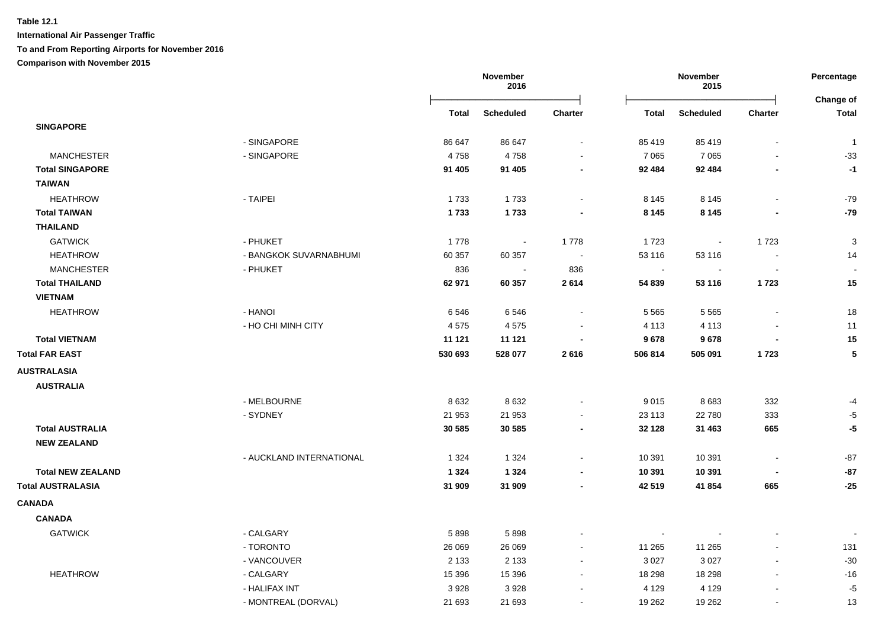**Table 12.1**

**International Air Passenger Traffic**

**To and From Reporting Airports for November 2016**

**Comparison with November 2015**

| | | November 2016 | | | November 2015 | | | Percentage |
|---|---|---|---|---|---|---|---|---|
| | | **Total** | **Scheduled** | **Charter** | **Total** | **Scheduled** | **Charter** | **Change of Total** |
| **SINGAPORE** | | | | | | | | |
| | - SINGAPORE | 86 647 | 86 647 | - | 85 419 | 85 419 | - | 1 |
| MANCHESTER | - SINGAPORE | 4 758 | 4 758 | - | 7 065 | 7 065 | - | -33 |
| **Total SINGAPORE** | | **91 405** | **91 405** | **-** | **92 484** | **92 484** | **-** | **-1** |
| **TAIWAN** | | | | | | | | |
| HEATHROW | - TAIPEI | 1 733 | 1 733 | - | 8 145 | 8 145 | - | -79 |
| **Total TAIWAN** | | **1 733** | **1 733** | **-** | **8 145** | **8 145** | **-** | **-79** |
| **THAILAND** | | | | | | | | |
| GATWICK | - PHUKET | 1 778 | - | 1 778 | 1 723 | - | 1 723 | 3 |
| HEATHROW | - BANGKOK SUVARNABHUMI | 60 357 | 60 357 | - | 53 116 | 53 116 | - | 14 |
| MANCHESTER | - PHUKET | 836 | - | 836 | - | - | - | - |
| **Total THAILAND** | | **62 971** | **60 357** | **2 614** | **54 839** | **53 116** | **1 723** | **15** |
| **VIETNAM** | | | | | | | | |
| HEATHROW | - HANOI | 6 546 | 6 546 | - | 5 565 | 5 565 | - | 18 |
| | - HO CHI MINH CITY | 4 575 | 4 575 | - | 4 113 | 4 113 | - | 11 |
| **Total VIETNAM** | | **11 121** | **11 121** | **-** | **9 678** | **9 678** | **-** | **15** |
| **Total FAR EAST** | | **530 693** | **528 077** | **2 616** | **506 814** | **505 091** | **1 723** | **5** |
| **AUSTRALASIA** | | | | | | | | |
| **AUSTRALIA** | | | | | | | | |
| | - MELBOURNE | 8 632 | 8 632 | - | 9 015 | 8 683 | 332 | -4 |
| | - SYDNEY | 21 953 | 21 953 | - | 23 113 | 22 780 | 333 | -5 |
| **Total AUSTRALIA** | | **30 585** | **30 585** | **-** | **32 128** | **31 463** | **665** | **-5** |
| **NEW ZEALAND** | | | | | | | | |
| | - AUCKLAND INTERNATIONAL | 1 324 | 1 324 | - | 10 391 | 10 391 | - | -87 |
| **Total NEW ZEALAND** | | **1 324** | **1 324** | **-** | **10 391** | **10 391** | **-** | **-87** |
| **Total AUSTRALASIA** | | **31 909** | **31 909** | **-** | **42 519** | **41 854** | **665** | **-25** |
| **CANADA** | | | | | | | | |
| **CANADA** | | | | | | | | |
| GATWICK | - CALGARY | 5 898 | 5 898 | - | - | - | - | - |
| | - TORONTO | 26 069 | 26 069 | - | 11 265 | 11 265 | - | 131 |
| | - VANCOUVER | 2 133 | 2 133 | - | 3 027 | 3 027 | - | -30 |
| HEATHROW | - CALGARY | 15 396 | 15 396 | - | 18 298 | 18 298 | - | -16 |
| | - HALIFAX INT | 3 928 | 3 928 | - | 4 129 | 4 129 | - | -5 |
| | - MONTREAL (DORVAL) | 21 693 | 21 693 | - | 19 262 | 19 262 | - | 13 |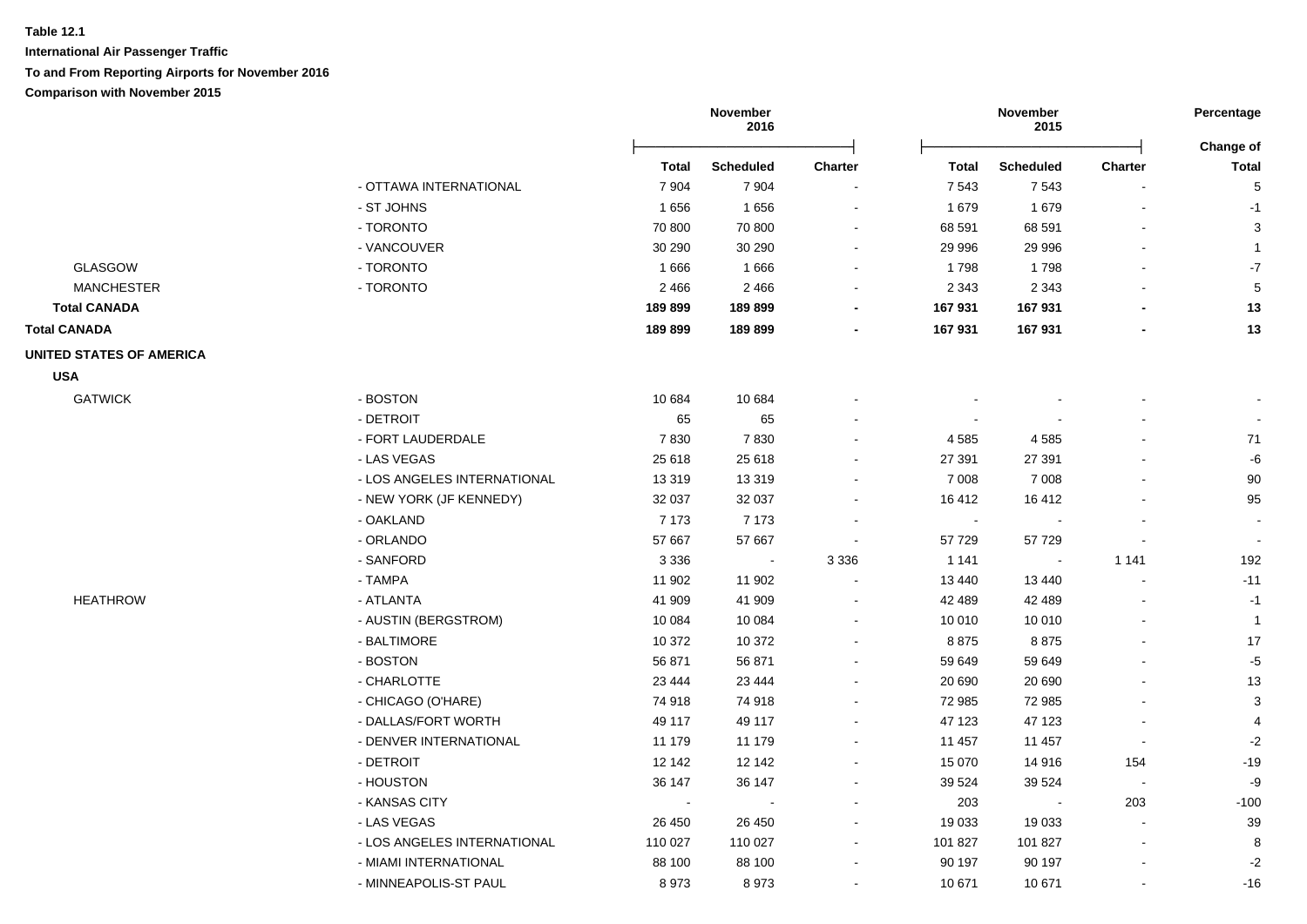**Table 12.1**

**International Air Passenger Traffic**

**To and From Reporting Airports for November 2016**

**Comparison with November 2015**

| | | November 2016 | | | November 2015 | | | Percentage |
|---|---|---|---|---|---|---|---|---|
| | | **Total** | **Scheduled** | **Charter** | **Total** | **Scheduled** | **Charter** | **Change of Total** |
| | - OTTAWA INTERNATIONAL | 7 904 | 7 904 | - | 7 543 | 7 543 | - | 5 |
| | - ST JOHNS | 1 656 | 1 656 | - | 1 679 | 1 679 | - | -1 |
| | - TORONTO | 70 800 | 70 800 | - | 68 591 | 68 591 | - | 3 |
| | - VANCOUVER | 30 290 | 30 290 | - | 29 996 | 29 996 | - | 1 |
| GLASGOW | - TORONTO | 1 666 | 1 666 | - | 1 798 | 1 798 | - | -7 |
| MANCHESTER | - TORONTO | 2 466 | 2 466 | - | 2 343 | 2 343 | - | 5 |
| **Total CANADA** | | **189 899** | **189 899** | **-** | **167 931** | **167 931** | **-** | **13** |
| **Total CANADA** | | **189 899** | **189 899** | **-** | **167 931** | **167 931** | **-** | **13** |
| **UNITED STATES OF AMERICA** | | | | | | | | |
| **USA** | | | | | | | | |
| GATWICK | - BOSTON | 10 684 | 10 684 | - | - | - | - | - |
| | - DETROIT | 65 | 65 | - | - | - | - | - |
| | - FORT LAUDERDALE | 7 830 | 7 830 | - | 4 585 | 4 585 | - | 71 |
| | - LAS VEGAS | 25 618 | 25 618 | - | 27 391 | 27 391 | - | -6 |
| | - LOS ANGELES INTERNATIONAL | 13 319 | 13 319 | - | 7 008 | 7 008 | - | 90 |
| | - NEW YORK (JF KENNEDY) | 32 037 | 32 037 | - | 16 412 | 16 412 | - | 95 |
| | - OAKLAND | 7 173 | 7 173 | - | - | - | - | - |
| | - ORLANDO | 57 667 | 57 667 | - | 57 729 | 57 729 | - | - |
| | - SANFORD | 3 336 | - | 3 336 | 1 141 | - | 1 141 | 192 |
| | - TAMPA | 11 902 | 11 902 | - | 13 440 | 13 440 | - | -11 |
| HEATHROW | - ATLANTA | 41 909 | 41 909 | - | 42 489 | 42 489 | - | -1 |
| | - AUSTIN (BERGSTROM) | 10 084 | 10 084 | - | 10 010 | 10 010 | - | 1 |
| | - BALTIMORE | 10 372 | 10 372 | - | 8 875 | 8 875 | - | 17 |
| | - BOSTON | 56 871 | 56 871 | - | 59 649 | 59 649 | - | -5 |
| | - CHARLOTTE | 23 444 | 23 444 | - | 20 690 | 20 690 | - | 13 |
| | - CHICAGO (O'HARE) | 74 918 | 74 918 | - | 72 985 | 72 985 | - | 3 |
| | - DALLAS/FORT WORTH | 49 117 | 49 117 | - | 47 123 | 47 123 | - | 4 |
| | - DENVER INTERNATIONAL | 11 179 | 11 179 | - | 11 457 | 11 457 | - | -2 |
| | - DETROIT | 12 142 | 12 142 | - | 15 070 | 14 916 | 154 | -19 |
| | - HOUSTON | 36 147 | 36 147 | - | 39 524 | 39 524 | - | -9 |
| | - KANSAS CITY | - | - | - | 203 | - | 203 | -100 |
| | - LAS VEGAS | 26 450 | 26 450 | - | 19 033 | 19 033 | - | 39 |
| | - LOS ANGELES INTERNATIONAL | 110 027 | 110 027 | - | 101 827 | 101 827 | - | 8 |
| | - MIAMI INTERNATIONAL | 88 100 | 88 100 | - | 90 197 | 90 197 | - | -2 |
| | - MINNEAPOLIS-ST PAUL | 8 973 | 8 973 | - | 10 671 | 10 671 | - | -16 |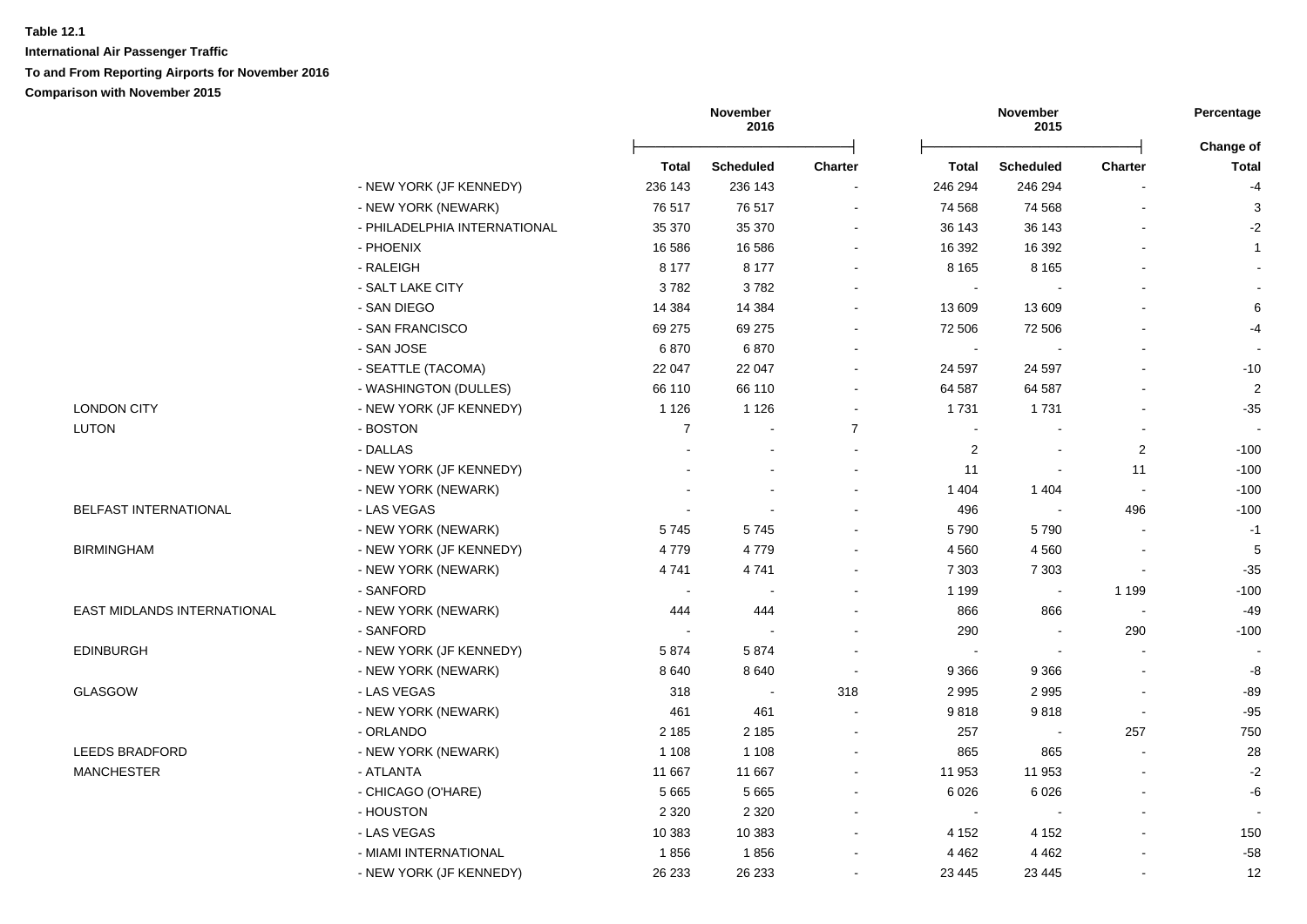**Table 12.1**

**International Air Passenger Traffic**

**To and From Reporting Airports for November 2016**

**Comparison with November 2015**

| | | November 2016 | | | November 2015 | | | Percentage |
|---|---|---|---|---|---|---|---|---|
| | | Total | Scheduled | Charter | Total | Scheduled | Charter | Change of Total |
| | - NEW YORK (JF KENNEDY) | 236 143 | 236 143 | - | 246 294 | 246 294 | - | -4 |
| | - NEW YORK (NEWARK) | 76 517 | 76 517 | - | 74 568 | 74 568 | - | 3 |
| | - PHILADELPHIA INTERNATIONAL | 35 370 | 35 370 | - | 36 143 | 36 143 | - | -2 |
| | - PHOENIX | 16 586 | 16 586 | - | 16 392 | 16 392 | - | 1 |
| | - RALEIGH | 8 177 | 8 177 | - | 8 165 | 8 165 | - | - |
| | - SALT LAKE CITY | 3 782 | 3 782 | - | - | - | - | - |
| | - SAN DIEGO | 14 384 | 14 384 | - | 13 609 | 13 609 | - | 6 |
| | - SAN FRANCISCO | 69 275 | 69 275 | - | 72 506 | 72 506 | - | -4 |
| | - SAN JOSE | 6 870 | 6 870 | - | - | - | - | - |
| | - SEATTLE (TACOMA) | 22 047 | 22 047 | - | 24 597 | 24 597 | - | -10 |
| | - WASHINGTON (DULLES) | 66 110 | 66 110 | - | 64 587 | 64 587 | - | 2 |
| LONDON CITY | - NEW YORK (JF KENNEDY) | 1 126 | 1 126 | - | 1 731 | 1 731 | - | -35 |
| LUTON | - BOSTON | 7 | - | 7 | - | - | - | - |
| | - DALLAS | - | - | - | 2 | - | 2 | -100 |
| | - NEW YORK (JF KENNEDY) | - | - | - | 11 | - | 11 | -100 |
| | - NEW YORK (NEWARK) | - | - | - | 1 404 | 1 404 | - | -100 |
| BELFAST INTERNATIONAL | - LAS VEGAS | - | - | - | 496 | - | 496 | -100 |
| | - NEW YORK (NEWARK) | 5 745 | 5 745 | - | 5 790 | 5 790 | - | -1 |
| BIRMINGHAM | - NEW YORK (JF KENNEDY) | 4 779 | 4 779 | - | 4 560 | 4 560 | - | 5 |
| | - NEW YORK (NEWARK) | 4 741 | 4 741 | - | 7 303 | 7 303 | - | -35 |
| | - SANFORD | - | - | - | 1 199 | - | 1 199 | -100 |
| EAST MIDLANDS INTERNATIONAL | - NEW YORK (NEWARK) | 444 | 444 | - | 866 | 866 | - | -49 |
| | - SANFORD | - | - | - | 290 | - | 290 | -100 |
| EDINBURGH | - NEW YORK (JF KENNEDY) | 5 874 | 5 874 | - | - | - | - | - |
| | - NEW YORK (NEWARK) | 8 640 | 8 640 | - | 9 366 | 9 366 | - | -8 |
| GLASGOW | - LAS VEGAS | 318 | - | 318 | 2 995 | 2 995 | - | -89 |
| | - NEW YORK (NEWARK) | 461 | 461 | - | 9 818 | 9 818 | - | -95 |
| | - ORLANDO | 2 185 | 2 185 | - | 257 | - | 257 | 750 |
| LEEDS BRADFORD | - NEW YORK (NEWARK) | 1 108 | 1 108 | - | 865 | 865 | - | 28 |
| MANCHESTER | - ATLANTA | 11 667 | 11 667 | - | 11 953 | 11 953 | - | -2 |
| | - CHICAGO (O'HARE) | 5 665 | 5 665 | - | 6 026 | 6 026 | - | -6 |
| | - HOUSTON | 2 320 | 2 320 | - | - | - | - | - |
| | - LAS VEGAS | 10 383 | 10 383 | - | 4 152 | 4 152 | - | 150 |
| | - MIAMI INTERNATIONAL | 1 856 | 1 856 | - | 4 462 | 4 462 | - | -58 |
| | - NEW YORK (JF KENNEDY) | 26 233 | 26 233 | - | 23 445 | 23 445 | - | 12 |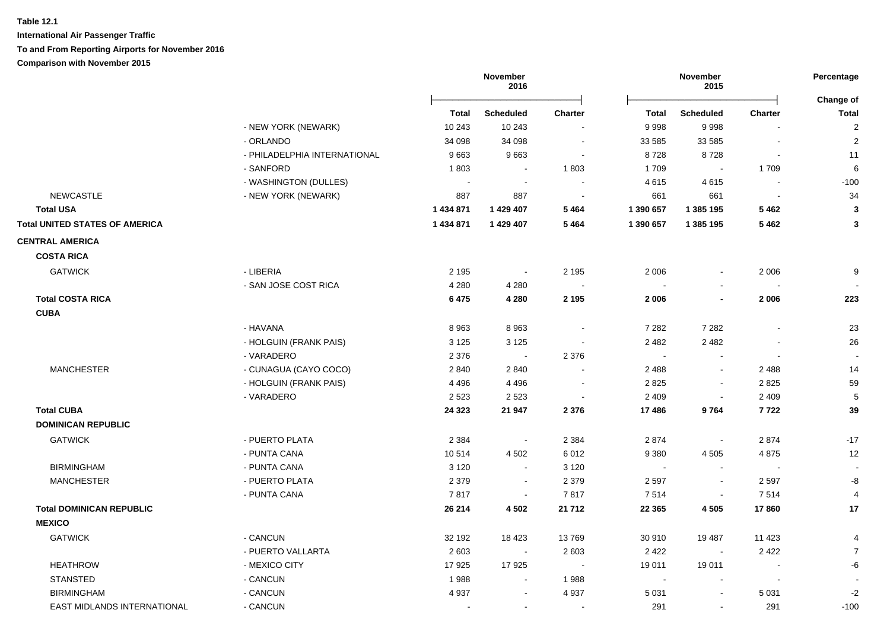**Table 12.1**

**International Air Passenger Traffic**

**To and From Reporting Airports for November 2016**

**Comparison with November 2015**

| | | November 2016 | | | November 2015 | | | Percentage |
|---|---|---|---|---|---|---|---|---|
| | | **Total** | **Scheduled** | **Charter** | **Total** | **Scheduled** | **Charter** | **Change of Total** |
| | - NEW YORK (NEWARK) | 10 243 | 10 243 | - | 9 998 | 9 998 | - | 2 |
| | - ORLANDO | 34 098 | 34 098 | - | 33 585 | 33 585 | - | 2 |
| | - PHILADELPHIA INTERNATIONAL | 9 663 | 9 663 | - | 8 728 | 8 728 | - | 11 |
| | - SANFORD | 1 803 | - | 1 803 | 1 709 | - | 1 709 | 6 |
| | - WASHINGTON (DULLES) | - | - | - | 4 615 | 4 615 | - | -100 |
| NEWCASTLE | - NEW YORK (NEWARK) | 887 | 887 | - | 661 | 661 | - | 34 |
| **Total USA** | | **1 434 871** | **1 429 407** | **5 464** | **1 390 657** | **1 385 195** | **5 462** | **3** |
| **Total UNITED STATES OF AMERICA** | | **1 434 871** | **1 429 407** | **5 464** | **1 390 657** | **1 385 195** | **5 462** | **3** |
| **CENTRAL AMERICA** | | | | | | | | |
| **COSTA RICA** | | | | | | | | |
| GATWICK | - LIBERIA | 2 195 | - | 2 195 | 2 006 | - | 2 006 | 9 |
| | - SAN JOSE COST RICA | 4 280 | 4 280 | - | - | - | - | - |
| **Total COSTA RICA** | | **6 475** | **4 280** | **2 195** | **2 006** | **-** | **2 006** | **223** |
| **CUBA** | | | | | | | | |
| | - HAVANA | 8 963 | 8 963 | - | 7 282 | 7 282 | - | 23 |
| | - HOLGUIN (FRANK PAIS) | 3 125 | 3 125 | - | 2 482 | 2 482 | - | 26 |
| | - VARADERO | 2 376 | - | 2 376 | - | - | - | - |
| MANCHESTER | - CUNAGUA (CAYO COCO) | 2 840 | 2 840 | - | 2 488 | - | 2 488 | 14 |
| | - HOLGUIN (FRANK PAIS) | 4 496 | 4 496 | - | 2 825 | - | 2 825 | 59 |
| | - VARADERO | 2 523 | 2 523 | - | 2 409 | - | 2 409 | 5 |
| **Total CUBA** | | **24 323** | **21 947** | **2 376** | **17 486** | **9 764** | **7 722** | **39** |
| **DOMINICAN REPUBLIC** | | | | | | | | |
| GATWICK | - PUERTO PLATA | 2 384 | - | 2 384 | 2 874 | - | 2 874 | -17 |
| | - PUNTA CANA | 10 514 | 4 502 | 6 012 | 9 380 | 4 505 | 4 875 | 12 |
| BIRMINGHAM | - PUNTA CANA | 3 120 | - | 3 120 | - | - | - | - |
| MANCHESTER | - PUERTO PLATA | 2 379 | - | 2 379 | 2 597 | - | 2 597 | -8 |
| | - PUNTA CANA | 7 817 | - | 7 817 | 7 514 | - | 7 514 | 4 |
| **Total DOMINICAN REPUBLIC** | | **26 214** | **4 502** | **21 712** | **22 365** | **4 505** | **17 860** | **17** |
| **MEXICO** | | | | | | | | |
| GATWICK | - CANCUN | 32 192 | 18 423 | 13 769 | 30 910 | 19 487 | 11 423 | 4 |
| | - PUERTO VALLARTA | 2 603 | - | 2 603 | 2 422 | - | 2 422 | 7 |
| HEATHROW | - MEXICO CITY | 17 925 | 17 925 | - | 19 011 | 19 011 | - | -6 |
| STANSTED | - CANCUN | 1 988 | - | 1 988 | - | - | - | - |
| BIRMINGHAM | - CANCUN | 4 937 | - | 4 937 | 5 031 | - | 5 031 | -2 |
| EAST MIDLANDS INTERNATIONAL | - CANCUN | - | - | - | 291 | - | 291 | -100 |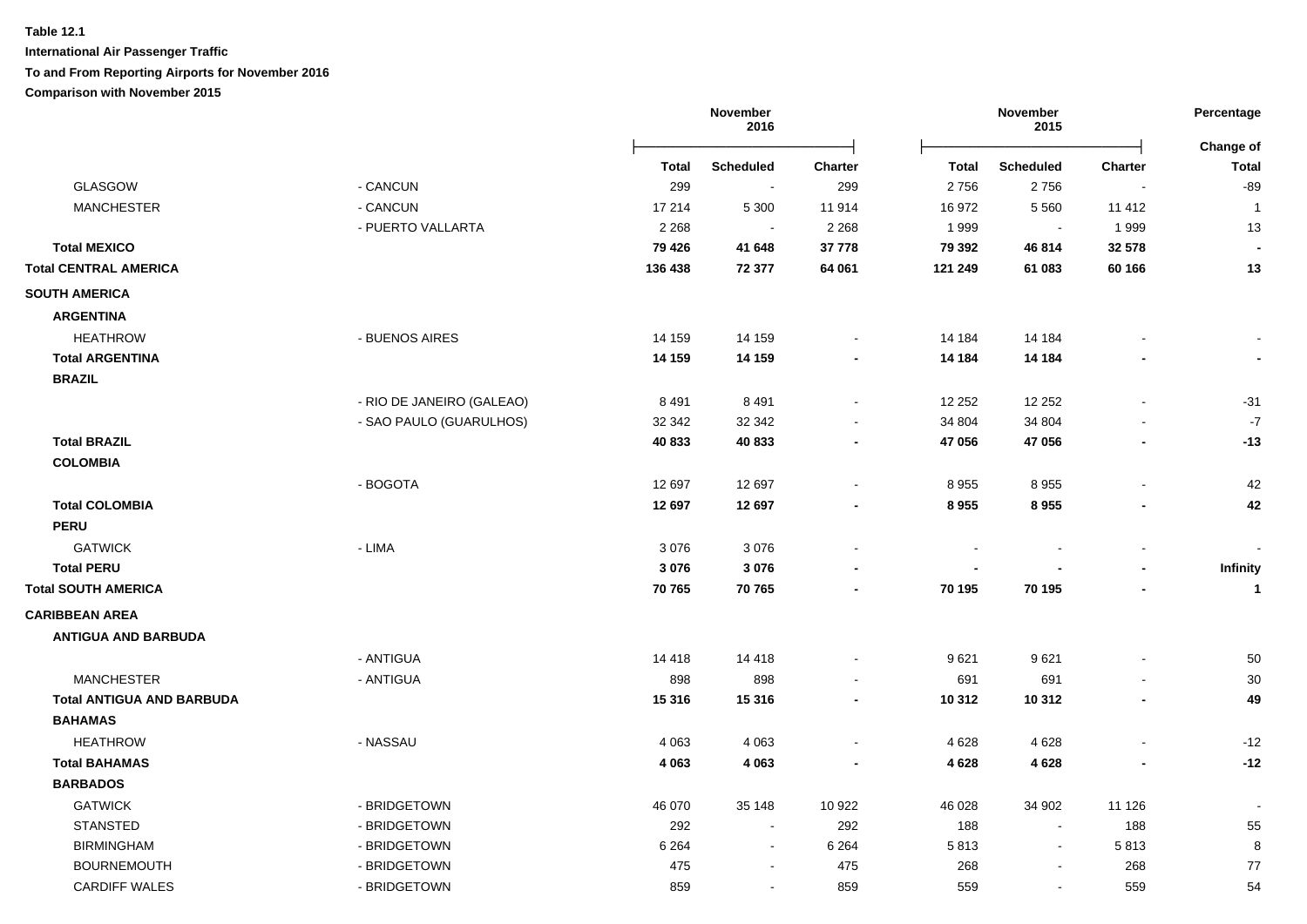**Table 12.1**

**International Air Passenger Traffic**

**To and From Reporting Airports for November 2016**

**Comparison with November 2015**

| | | November 2016 | | | November 2015 | | | Percentage Change of |
|---|---|---|---|---|---|---|---|---|
| | | **Total** | **Scheduled** | **Charter** | **Total** | **Scheduled** | **Charter** | **Total** |
| GLASGOW | - CANCUN | 299 | - | 299 | 2 756 | 2 756 | - | -89 |
| MANCHESTER | - CANCUN | 17 214 | 5 300 | 11 914 | 16 972 | 5 560 | 11 412 | 1 |
| | - PUERTO VALLARTA | 2 268 | - | 2 268 | 1 999 | - | 1 999 | 13 |
| **Total MEXICO** | | **79 426** | **41 648** | **37 778** | **79 392** | **46 814** | **32 578** | **-** |
| **Total CENTRAL AMERICA** | | **136 438** | **72 377** | **64 061** | **121 249** | **61 083** | **60 166** | **13** |
| **SOUTH AMERICA** | | | | | | | | |
| **ARGENTINA** | | | | | | | | |
| HEATHROW | - BUENOS AIRES | 14 159 | 14 159 | - | 14 184 | 14 184 | - | - |
| **Total ARGENTINA** | | **14 159** | **14 159** | **-** | **14 184** | **14 184** | **-** | **-** |
| **BRAZIL** | | | | | | | | |
| | - RIO DE JANEIRO (GALEAO) | 8 491 | 8 491 | - | 12 252 | 12 252 | - | -31 |
| | - SAO PAULO (GUARULHOS) | 32 342 | 32 342 | - | 34 804 | 34 804 | - | -7 |
| **Total BRAZIL** | | **40 833** | **40 833** | **-** | **47 056** | **47 056** | **-** | **-13** |
| **COLOMBIA** | | | | | | | | |
| | - BOGOTA | 12 697 | 12 697 | - | 8 955 | 8 955 | - | 42 |
| **Total COLOMBIA** | | **12 697** | **12 697** | **-** | **8 955** | **8 955** | **-** | **42** |
| **PERU** | | | | | | | | |
| GATWICK | - LIMA | 3 076 | 3 076 | - | - | - | - | - |
| **Total PERU** | | **3 076** | **3 076** | **-** | **-** | **-** | **-** | **Infinity** |
| **Total SOUTH AMERICA** | | **70 765** | **70 765** | **-** | **70 195** | **70 195** | **-** | **1** |
| **CARIBBEAN AREA** | | | | | | | | |
| **ANTIGUA AND BARBUDA** | | | | | | | | |
| | - ANTIGUA | 14 418 | 14 418 | - | 9 621 | 9 621 | - | 50 |
| MANCHESTER | - ANTIGUA | 898 | 898 | - | 691 | 691 | - | 30 |
| **Total ANTIGUA AND BARBUDA** | | **15 316** | **15 316** | **-** | **10 312** | **10 312** | **-** | **49** |
| **BAHAMAS** | | | | | | | | |
| HEATHROW | - NASSAU | 4 063 | 4 063 | - | 4 628 | 4 628 | - | -12 |
| **Total BAHAMAS** | | **4 063** | **4 063** | **-** | **4 628** | **4 628** | **-** | **-12** |
| **BARBADOS** | | | | | | | | |
| GATWICK | - BRIDGETOWN | 46 070 | 35 148 | 10 922 | 46 028 | 34 902 | 11 126 | - |
| STANSTED | - BRIDGETOWN | 292 | - | 292 | 188 | - | 188 | 55 |
| BIRMINGHAM | - BRIDGETOWN | 6 264 | - | 6 264 | 5 813 | - | 5 813 | 8 |
| BOURNEMOUTH | - BRIDGETOWN | 475 | - | 475 | 268 | - | 268 | 77 |
| CARDIFF WALES | - BRIDGETOWN | 859 | - | 859 | 559 | - | 559 | 54 |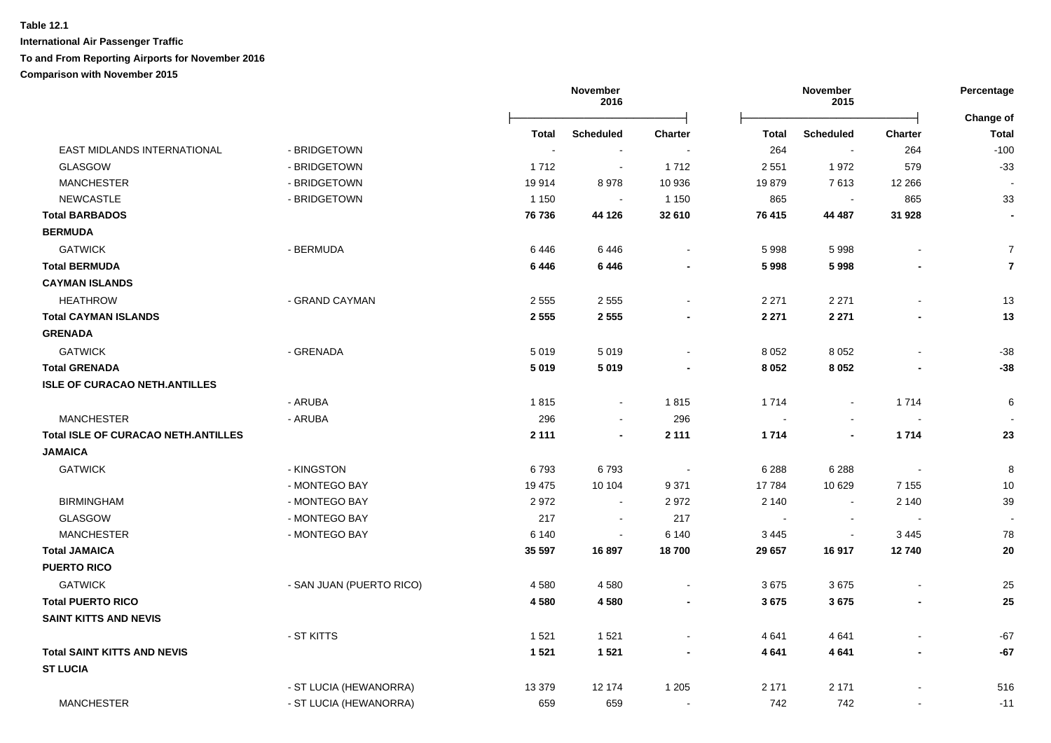**Table 12.1**

**International Air Passenger Traffic**

**To and From Reporting Airports for November 2016**

**Comparison with November 2015**

| | | November 2016 | | | November 2015 | | | Percentage |
|---|---|---|---|---|---|---|---|---|
| | | **Total** | **Scheduled** | **Charter** | **Total** | **Scheduled** | **Charter** | **Change of Total** |
| EAST MIDLANDS INTERNATIONAL | - BRIDGETOWN | - | - | - | 264 | - | 264 | -100 |
| GLASGOW | - BRIDGETOWN | 1 712 | - | 1 712 | 2 551 | 1 972 | 579 | -33 |
| MANCHESTER | - BRIDGETOWN | 19 914 | 8 978 | 10 936 | 19 879 | 7 613 | 12 266 | - |
| NEWCASTLE | - BRIDGETOWN | 1 150 | - | 1 150 | 865 | - | 865 | 33 |
| **Total BARBADOS** | | **76 736** | **44 126** | **32 610** | **76 415** | **44 487** | **31 928** | **-** |
| **BERMUDA** | | | | | | | | |
| GATWICK | - BERMUDA | 6 446 | 6 446 | - | 5 998 | 5 998 | - | 7 |
| **Total BERMUDA** | | **6 446** | **6 446** | **-** | **5 998** | **5 998** | **-** | **7** |
| **CAYMAN ISLANDS** | | | | | | | | |
| HEATHROW | - GRAND CAYMAN | 2 555 | 2 555 | - | 2 271 | 2 271 | - | 13 |
| **Total CAYMAN ISLANDS** | | **2 555** | **2 555** | **-** | **2 271** | **2 271** | **-** | **13** |
| **GRENADA** | | | | | | | | |
| GATWICK | - GRENADA | 5 019 | 5 019 | - | 8 052 | 8 052 | - | -38 |
| **Total GRENADA** | | **5 019** | **5 019** | **-** | **8 052** | **8 052** | **-** | **-38** |
| **ISLE OF CURACAO NETH.ANTILLES** | | | | | | | | |
| | - ARUBA | 1 815 | - | 1 815 | 1 714 | - | 1 714 | 6 |
| MANCHESTER | - ARUBA | 296 | - | 296 | - | - | - | - |
| **Total ISLE OF CURACAO NETH.ANTILLES** | | **2 111** | **-** | **2 111** | **1 714** | **-** | **1 714** | **23** |
| **JAMAICA** | | | | | | | | |
| GATWICK | - KINGSTON | 6 793 | 6 793 | - | 6 288 | 6 288 | - | 8 |
| | - MONTEGO BAY | 19 475 | 10 104 | 9 371 | 17 784 | 10 629 | 7 155 | 10 |
| BIRMINGHAM | - MONTEGO BAY | 2 972 | - | 2 972 | 2 140 | - | 2 140 | 39 |
| GLASGOW | - MONTEGO BAY | 217 | - | 217 | - | - | - | - |
| MANCHESTER | - MONTEGO BAY | 6 140 | - | 6 140 | 3 445 | - | 3 445 | 78 |
| **Total JAMAICA** | | **35 597** | **16 897** | **18 700** | **29 657** | **16 917** | **12 740** | **20** |
| **PUERTO RICO** | | | | | | | | |
| GATWICK | - SAN JUAN (PUERTO RICO) | 4 580 | 4 580 | - | 3 675 | 3 675 | - | 25 |
| **Total PUERTO RICO** | | **4 580** | **4 580** | **-** | **3 675** | **3 675** | **-** | **25** |
| **SAINT KITTS AND NEVIS** | | | | | | | | |
| | - ST KITTS | 1 521 | 1 521 | - | 4 641 | 4 641 | - | -67 |
| **Total SAINT KITTS AND NEVIS** | | **1 521** | **1 521** | **-** | **4 641** | **4 641** | **-** | **-67** |
| **ST LUCIA** | | | | | | | | |
| | - ST LUCIA (HEWANORRA) | 13 379 | 12 174 | 1 205 | 2 171 | 2 171 | - | 516 |
| MANCHESTER | - ST LUCIA (HEWANORRA) | 659 | 659 | - | 742 | 742 | - | -11 |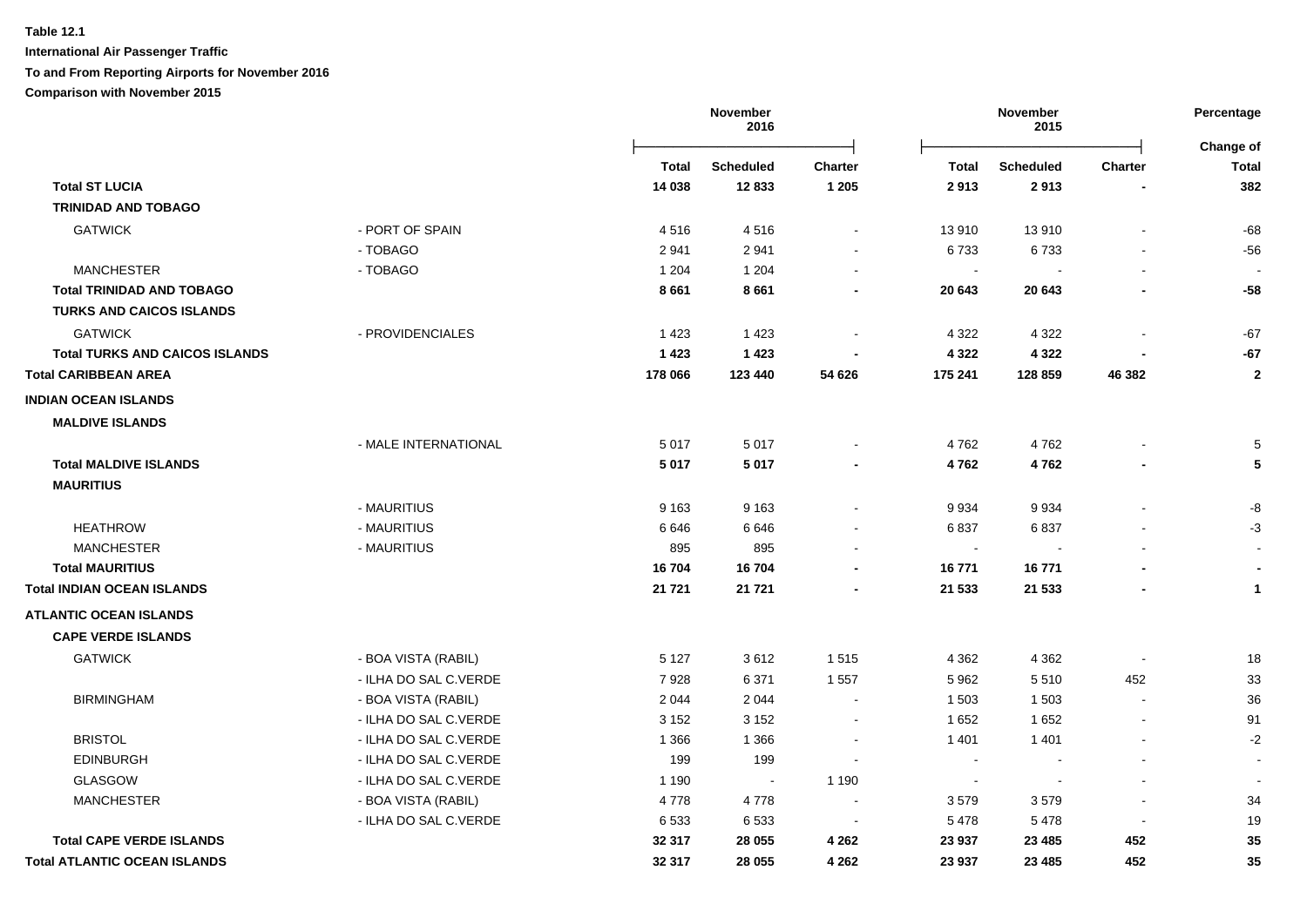**Table 12.1**

**International Air Passenger Traffic**

**To and From Reporting Airports for November 2016**

**Comparison with November 2015**

| | | November 2016 | | | November 2015 | | | Percentage |
|---|---|---|---|---|---|---|---|---|
| | | **Total** | **Scheduled** | **Charter** | **Total** | **Scheduled** | **Charter** | **Change of Total** |
| **Total ST LUCIA** | | **14 038** | **12 833** | **1 205** | **2 913** | **2 913** | **-** | **382** |
| **TRINIDAD AND TOBAGO** | | | | | | | | |
| GATWICK | - PORT OF SPAIN | 4 516 | 4 516 | - | 13 910 | 13 910 | - | -68 |
| | - TOBAGO | 2 941 | 2 941 | - | 6 733 | 6 733 | - | -56 |
| MANCHESTER | - TOBAGO | 1 204 | 1 204 | - | - | - | - | - |
| **Total TRINIDAD AND TOBAGO** | | **8 661** | **8 661** | **-** | **20 643** | **20 643** | **-** | **-58** |
| **TURKS AND CAICOS ISLANDS** | | | | | | | | |
| GATWICK | - PROVIDENCIALES | 1 423 | 1 423 | - | 4 322 | 4 322 | - | -67 |
| **Total TURKS AND CAICOS ISLANDS** | | **1 423** | **1 423** | **-** | **4 322** | **4 322** | **-** | **-67** |
| **Total CARIBBEAN AREA** | | **178 066** | **123 440** | **54 626** | **175 241** | **128 859** | **46 382** | **2** |
| **INDIAN OCEAN ISLANDS** | | | | | | | | |
| **MALDIVE ISLANDS** | | | | | | | | |
| | - MALE INTERNATIONAL | 5 017 | 5 017 | - | 4 762 | 4 762 | - | 5 |
| **Total MALDIVE ISLANDS** | | **5 017** | **5 017** | **-** | **4 762** | **4 762** | **-** | **5** |
| **MAURITIUS** | | | | | | | | |
| | - MAURITIUS | 9 163 | 9 163 | - | 9 934 | 9 934 | - | -8 |
| HEATHROW | - MAURITIUS | 6 646 | 6 646 | - | 6 837 | 6 837 | - | -3 |
| MANCHESTER | - MAURITIUS | 895 | 895 | - | - | - | - | - |
| **Total MAURITIUS** | | **16 704** | **16 704** | **-** | **16 771** | **16 771** | **-** | **-** |
| **Total INDIAN OCEAN ISLANDS** | | **21 721** | **21 721** | **-** | **21 533** | **21 533** | **-** | **1** |
| **ATLANTIC OCEAN ISLANDS** | | | | | | | | |
| **CAPE VERDE ISLANDS** | | | | | | | | |
| GATWICK | - BOA VISTA (RABIL) | 5 127 | 3 612 | 1 515 | 4 362 | 4 362 | - | 18 |
| | - ILHA DO SAL C.VERDE | 7 928 | 6 371 | 1 557 | 5 962 | 5 510 | 452 | 33 |
| BIRMINGHAM | - BOA VISTA (RABIL) | 2 044 | 2 044 | - | 1 503 | 1 503 | - | 36 |
| | - ILHA DO SAL C.VERDE | 3 152 | 3 152 | - | 1 652 | 1 652 | - | 91 |
| BRISTOL | - ILHA DO SAL C.VERDE | 1 366 | 1 366 | - | 1 401 | 1 401 | - | -2 |
| EDINBURGH | - ILHA DO SAL C.VERDE | 199 | 199 | - | - | - | - | - |
| GLASGOW | - ILHA DO SAL C.VERDE | 1 190 | - | 1 190 | - | - | - | - |
| MANCHESTER | - BOA VISTA (RABIL) | 4 778 | 4 778 | - | 3 579 | 3 579 | - | 34 |
| | - ILHA DO SAL C.VERDE | 6 533 | 6 533 | - | 5 478 | 5 478 | - | 19 |
| **Total CAPE VERDE ISLANDS** | | **32 317** | **28 055** | **4 262** | **23 937** | **23 485** | **452** | **35** |
| **Total ATLANTIC OCEAN ISLANDS** | | **32 317** | **28 055** | **4 262** | **23 937** | **23 485** | **452** | **35** |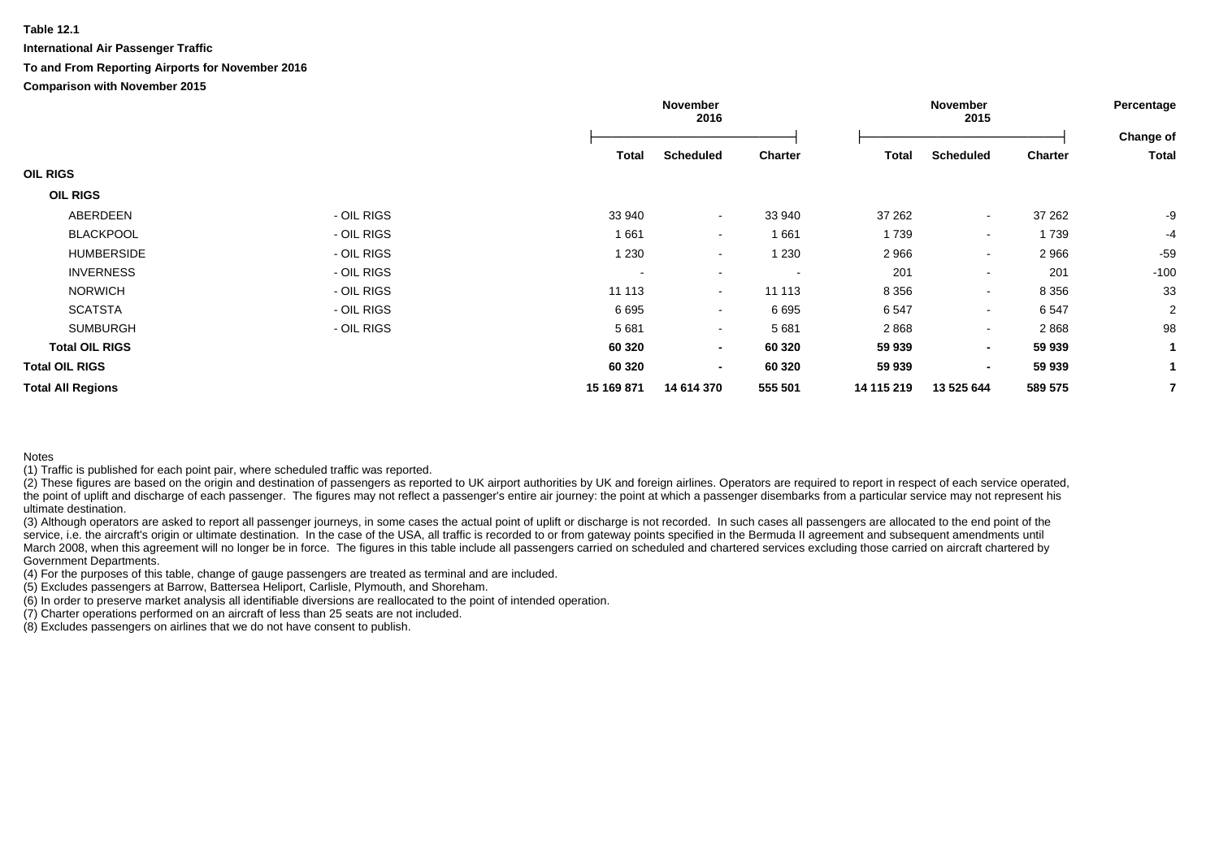**Table 12.1**

**International Air Passenger Traffic**

**To and From Reporting Airports for November 2016**

**Comparison with November 2015**

| | | November 2016 | | | November 2015 | | | Percentage Change of |
|---|---|---|---|---|---|---|---|---|
| | | **Total** | **Scheduled** | **Charter** | **Total** | **Scheduled** | **Charter** | **Total** |
| **OIL RIGS** | | | | | | | | |
| **OIL RIGS** | | | | | | | | |
| ABERDEEN | - OIL RIGS | 33 940 | - | 33 940 | 37 262 | - | 37 262 | -9 |
| BLACKPOOL | - OIL RIGS | 1 661 | - | 1 661 | 1 739 | - | 1 739 | -4 |
| HUMBERSIDE | - OIL RIGS | 1 230 | - | 1 230 | 2 966 | - | 2 966 | -59 |
| INVERNESS | - OIL RIGS | - | - | - | 201 | - | 201 | -100 |
| NORWICH | - OIL RIGS | 11 113 | - | 11 113 | 8 356 | - | 8 356 | 33 |
| SCATSTA | - OIL RIGS | 6 695 | - | 6 695 | 6 547 | - | 6 547 | 2 |
| SUMBURGH | - OIL RIGS | 5 681 | - | 5 681 | 2 868 | - | 2 868 | 98 |
| **Total OIL RIGS** | | **60 320** | **-** | **60 320** | **59 939** | **-** | **59 939** | **1** |
| **Total OIL RIGS** | | **60 320** | **-** | **60 320** | **59 939** | **-** | **59 939** | **1** |
| **Total All Regions** | | **15 169 871** | **14 614 370** | **555 501** | **14 115 219** | **13 525 644** | **589 575** | **7** |

Notes

(1) Traffic is published for each point pair, where scheduled traffic was reported.

(2) These figures are based on the origin and destination of passengers as reported to UK airport authorities by UK and foreign airlines. Operators are required to report in respect of each service operated, the point of uplift and discharge of each passenger. The figures may not reflect a passenger's entire air journey: the point at which a passenger disembarks from a particular service may not represent his ultimate destination.

(3) Although operators are asked to report all passenger journeys, in some cases the actual point of uplift or discharge is not recorded. In such cases all passengers are allocated to the end point of the service, i.e. the aircraft's origin or ultimate destination. In the case of the USA, all traffic is recorded to or from gateway points specified in the Bermuda II agreement and subsequent amendments until March 2008, when this agreement will no longer be in force. The figures in this table include all passengers carried on scheduled and chartered services excluding those carried on aircraft chartered by Government Departments.

(4) For the purposes of this table, change of gauge passengers are treated as terminal and are included.

(5) Excludes passengers at Barrow, Battersea Heliport, Carlisle, Plymouth, and Shoreham.

(6) In order to preserve market analysis all identifiable diversions are reallocated to the point of intended operation.

(7) Charter operations performed on an aircraft of less than 25 seats are not included.

(8) Excludes passengers on airlines that we do not have consent to publish.